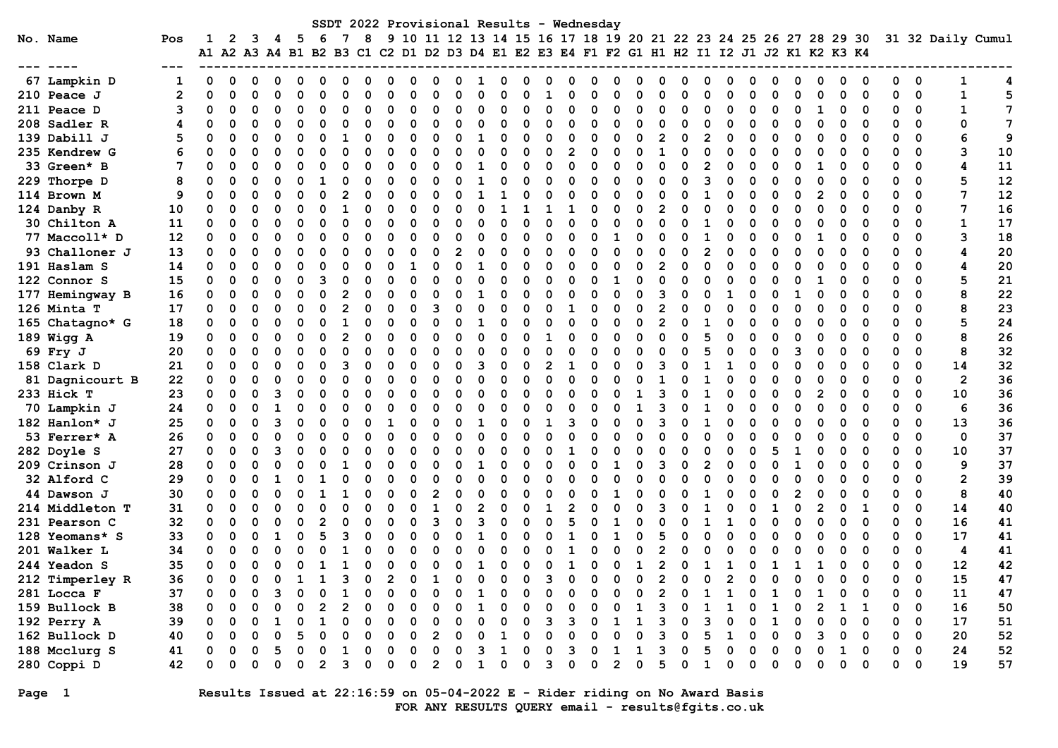# SSDT 2022 Provisional Results - Wednesday

| No. | Name | Pos | 1 A1 | 2 A2 | 3 A3 | 4 A4 | 5 B1 | 6 B2 | 7 B3 | 8 C1 | 9 C2 | 10 D1 | 11 D2 | 12 D3 | 13 D4 | 14 E1 | 15 E2 | 16 E3 | 17 E4 | 18 F1 | 19 F2 | 20 G1 | 21 H1 | 22 H2 | 23 I1 | 24 I2 | 25 J1 | 26 J2 | 27 K1 | 28 K2 | 29 K3 | 30 K4 | 31 | 32 | Daily | Cumul |
|---|---|---|---|---|---|---|---|---|---|---|---|---|---|---|---|---|---|---|---|---|---|---|---|---|---|---|---|---|---|---|---|---|---|---|---|---|
| 67 | Lampkin D | 1 | 0 | 0 | 0 | 0 | 0 | 0 | 0 | 0 | 0 | 0 | 0 | 0 | 1 | 0 | 0 | 0 | 0 | 0 | 0 | 0 | 0 | 0 | 0 | 0 | 0 | 0 | 0 | 0 | 0 | 0 | 0 | 0 | 1 | 4 |
| 210 | Peace J | 2 | 0 | 0 | 0 | 0 | 0 | 0 | 0 | 0 | 0 | 0 | 0 | 0 | 0 | 0 | 0 | 1 | 0 | 0 | 0 | 0 | 0 | 0 | 0 | 0 | 0 | 0 | 0 | 0 | 0 | 0 | 0 | 0 | 1 | 5 |
| 211 | Peace D | 3 | 0 | 0 | 0 | 0 | 0 | 0 | 0 | 0 | 0 | 0 | 0 | 0 | 0 | 0 | 0 | 0 | 0 | 0 | 0 | 0 | 0 | 0 | 0 | 0 | 0 | 0 | 0 | 1 | 0 | 0 | 0 | 0 | 1 | 7 |
| 208 | Sadler R | 4 | 0 | 0 | 0 | 0 | 0 | 0 | 0 | 0 | 0 | 0 | 0 | 0 | 0 | 0 | 0 | 0 | 0 | 0 | 0 | 0 | 0 | 0 | 0 | 0 | 0 | 0 | 0 | 0 | 0 | 0 | 0 | 0 | 0 | 7 |
| 139 | Dabill J | 5 | 0 | 0 | 0 | 0 | 0 | 0 | 1 | 0 | 0 | 0 | 0 | 0 | 1 | 0 | 0 | 0 | 0 | 0 | 0 | 0 | 2 | 0 | 2 | 0 | 0 | 0 | 0 | 0 | 0 | 0 | 0 | 0 | 6 | 9 |
| 235 | Kendrew G | 6 | 0 | 0 | 0 | 0 | 0 | 0 | 0 | 0 | 0 | 0 | 0 | 0 | 0 | 0 | 0 | 0 | 2 | 0 | 0 | 0 | 1 | 0 | 0 | 0 | 0 | 0 | 0 | 0 | 0 | 0 | 0 | 0 | 3 | 10 |
| 33 | Green* B | 7 | 0 | 0 | 0 | 0 | 0 | 0 | 0 | 0 | 0 | 0 | 0 | 0 | 1 | 0 | 0 | 0 | 0 | 0 | 0 | 0 | 0 | 0 | 2 | 0 | 0 | 0 | 0 | 1 | 0 | 0 | 0 | 0 | 4 | 11 |
| 229 | Thorpe D | 8 | 0 | 0 | 0 | 0 | 0 | 1 | 0 | 0 | 0 | 0 | 0 | 0 | 1 | 0 | 0 | 0 | 0 | 0 | 0 | 0 | 0 | 0 | 3 | 0 | 0 | 0 | 0 | 0 | 0 | 0 | 0 | 0 | 5 | 12 |
| 114 | Brown M | 9 | 0 | 0 | 0 | 0 | 0 | 0 | 2 | 0 | 0 | 0 | 0 | 0 | 1 | 1 | 0 | 0 | 0 | 0 | 0 | 0 | 0 | 0 | 1 | 0 | 0 | 0 | 0 | 2 | 0 | 0 | 0 | 0 | 7 | 12 |
| 124 | Danby R | 10 | 0 | 0 | 0 | 0 | 0 | 0 | 1 | 0 | 0 | 0 | 0 | 0 | 0 | 1 | 1 | 1 | 1 | 0 | 0 | 0 | 2 | 0 | 0 | 0 | 0 | 0 | 0 | 0 | 0 | 0 | 0 | 0 | 7 | 16 |
| 30 | Chilton A | 11 | 0 | 0 | 0 | 0 | 0 | 0 | 0 | 0 | 0 | 0 | 0 | 0 | 0 | 0 | 0 | 0 | 0 | 0 | 0 | 0 | 0 | 0 | 1 | 0 | 0 | 0 | 0 | 0 | 0 | 0 | 0 | 0 | 1 | 17 |
| 77 | Maccoll* D | 12 | 0 | 0 | 0 | 0 | 0 | 0 | 0 | 0 | 0 | 0 | 0 | 0 | 0 | 0 | 0 | 0 | 0 | 0 | 1 | 0 | 0 | 0 | 1 | 0 | 0 | 0 | 0 | 1 | 0 | 0 | 0 | 0 | 3 | 18 |
| 93 | Challoner J | 13 | 0 | 0 | 0 | 0 | 0 | 0 | 0 | 0 | 0 | 0 | 0 | 2 | 0 | 0 | 0 | 0 | 0 | 0 | 0 | 0 | 0 | 0 | 2 | 0 | 0 | 0 | 0 | 0 | 0 | 0 | 0 | 0 | 4 | 20 |
| 191 | Haslam S | 14 | 0 | 0 | 0 | 0 | 0 | 0 | 0 | 0 | 0 | 1 | 0 | 0 | 1 | 0 | 0 | 0 | 0 | 0 | 0 | 0 | 2 | 0 | 0 | 0 | 0 | 0 | 0 | 0 | 0 | 0 | 0 | 0 | 4 | 20 |
| 122 | Connor S | 15 | 0 | 0 | 0 | 0 | 0 | 3 | 0 | 0 | 0 | 0 | 0 | 0 | 0 | 0 | 0 | 0 | 0 | 0 | 1 | 0 | 0 | 0 | 0 | 0 | 0 | 0 | 0 | 1 | 0 | 0 | 0 | 0 | 5 | 21 |
| 177 | Hemingway B | 16 | 0 | 0 | 0 | 0 | 0 | 0 | 2 | 0 | 0 | 0 | 0 | 0 | 1 | 0 | 0 | 0 | 0 | 0 | 0 | 0 | 3 | 0 | 0 | 1 | 0 | 0 | 1 | 0 | 0 | 0 | 0 | 0 | 8 | 22 |
| 126 | Minta T | 17 | 0 | 0 | 0 | 0 | 0 | 0 | 2 | 0 | 0 | 0 | 3 | 0 | 0 | 0 | 0 | 0 | 1 | 0 | 0 | 0 | 2 | 0 | 0 | 0 | 0 | 0 | 0 | 0 | 0 | 0 | 0 | 0 | 8 | 23 |
| 165 | Chatagno* G | 18 | 0 | 0 | 0 | 0 | 0 | 0 | 1 | 0 | 0 | 0 | 0 | 0 | 1 | 0 | 0 | 0 | 0 | 0 | 0 | 0 | 2 | 0 | 1 | 0 | 0 | 0 | 0 | 0 | 0 | 0 | 0 | 0 | 5 | 24 |
| 189 | Wigg A | 19 | 0 | 0 | 0 | 0 | 0 | 0 | 2 | 0 | 0 | 0 | 0 | 0 | 0 | 0 | 0 | 1 | 0 | 0 | 0 | 0 | 0 | 0 | 5 | 0 | 0 | 0 | 0 | 0 | 0 | 0 | 0 | 0 | 8 | 26 |
| 69 | Fry J | 20 | 0 | 0 | 0 | 0 | 0 | 0 | 0 | 0 | 0 | 0 | 0 | 0 | 0 | 0 | 0 | 0 | 0 | 0 | 0 | 0 | 0 | 0 | 5 | 0 | 0 | 0 | 3 | 0 | 0 | 0 | 0 | 0 | 8 | 32 |
| 158 | Clark D | 21 | 0 | 0 | 0 | 0 | 0 | 0 | 3 | 0 | 0 | 0 | 0 | 0 | 3 | 0 | 0 | 2 | 1 | 0 | 0 | 0 | 3 | 0 | 1 | 1 | 0 | 0 | 0 | 0 | 0 | 0 | 0 | 0 | 14 | 32 |
| 81 | Dagnicourt B | 22 | 0 | 0 | 0 | 0 | 0 | 0 | 0 | 0 | 0 | 0 | 0 | 0 | 0 | 0 | 0 | 0 | 0 | 0 | 0 | 0 | 1 | 0 | 1 | 0 | 0 | 0 | 0 | 0 | 0 | 0 | 0 | 0 | 2 | 36 |
| 233 | Hick T | 23 | 0 | 0 | 0 | 3 | 0 | 0 | 0 | 0 | 0 | 0 | 0 | 0 | 0 | 0 | 0 | 0 | 0 | 0 | 0 | 1 | 3 | 0 | 1 | 0 | 0 | 0 | 0 | 2 | 0 | 0 | 0 | 0 | 10 | 36 |
| 70 | Lampkin J | 24 | 0 | 0 | 0 | 1 | 0 | 0 | 0 | 0 | 0 | 0 | 0 | 0 | 0 | 0 | 0 | 0 | 0 | 0 | 0 | 1 | 3 | 0 | 1 | 0 | 0 | 0 | 0 | 0 | 0 | 0 | 0 | 0 | 6 | 36 |
| 182 | Hanlon* J | 25 | 0 | 0 | 0 | 3 | 0 | 0 | 0 | 0 | 1 | 0 | 0 | 0 | 1 | 0 | 0 | 1 | 3 | 0 | 0 | 0 | 3 | 0 | 1 | 0 | 0 | 0 | 0 | 0 | 0 | 0 | 0 | 0 | 13 | 36 |
| 53 | Ferrer* A | 26 | 0 | 0 | 0 | 0 | 0 | 0 | 0 | 0 | 0 | 0 | 0 | 0 | 0 | 0 | 0 | 0 | 0 | 0 | 0 | 0 | 0 | 0 | 0 | 0 | 0 | 0 | 0 | 0 | 0 | 0 | 0 | 0 | 0 | 37 |
| 282 | Doyle S | 27 | 0 | 0 | 0 | 3 | 0 | 0 | 0 | 0 | 0 | 0 | 0 | 0 | 0 | 0 | 0 | 0 | 1 | 0 | 0 | 0 | 0 | 0 | 0 | 0 | 0 | 5 | 1 | 0 | 0 | 0 | 0 | 0 | 10 | 37 |
| 209 | Crinson J | 28 | 0 | 0 | 0 | 0 | 0 | 0 | 1 | 0 | 0 | 0 | 0 | 0 | 1 | 0 | 0 | 0 | 0 | 0 | 1 | 0 | 3 | 0 | 2 | 0 | 0 | 0 | 1 | 0 | 0 | 0 | 0 | 0 | 9 | 37 |
| 32 | Alford C | 29 | 0 | 0 | 0 | 1 | 0 | 1 | 0 | 0 | 0 | 0 | 0 | 0 | 0 | 0 | 0 | 0 | 0 | 0 | 0 | 0 | 0 | 0 | 0 | 0 | 0 | 0 | 0 | 0 | 0 | 0 | 0 | 0 | 2 | 39 |
| 44 | Dawson J | 30 | 0 | 0 | 0 | 0 | 0 | 1 | 1 | 0 | 0 | 0 | 2 | 0 | 0 | 0 | 0 | 0 | 0 | 0 | 1 | 0 | 0 | 0 | 1 | 0 | 0 | 0 | 2 | 0 | 0 | 0 | 0 | 0 | 8 | 40 |
| 214 | Middleton T | 31 | 0 | 0 | 0 | 0 | 0 | 0 | 0 | 0 | 0 | 0 | 1 | 0 | 2 | 0 | 0 | 1 | 2 | 0 | 0 | 0 | 3 | 0 | 1 | 0 | 0 | 1 | 0 | 2 | 0 | 1 | 0 | 0 | 14 | 40 |
| 231 | Pearson C | 32 | 0 | 0 | 0 | 0 | 0 | 2 | 0 | 0 | 0 | 0 | 3 | 0 | 3 | 0 | 0 | 0 | 5 | 0 | 1 | 0 | 0 | 0 | 1 | 1 | 0 | 0 | 0 | 0 | 0 | 0 | 0 | 0 | 16 | 41 |
| 128 | Yeomans* S | 33 | 0 | 0 | 0 | 1 | 0 | 5 | 3 | 0 | 0 | 0 | 0 | 0 | 1 | 0 | 0 | 0 | 1 | 0 | 1 | 0 | 5 | 0 | 0 | 0 | 0 | 0 | 0 | 0 | 0 | 0 | 0 | 0 | 17 | 41 |
| 201 | Walker L | 34 | 0 | 0 | 0 | 0 | 0 | 0 | 1 | 0 | 0 | 0 | 0 | 0 | 0 | 0 | 0 | 0 | 1 | 0 | 0 | 0 | 2 | 0 | 0 | 0 | 0 | 0 | 0 | 0 | 0 | 0 | 0 | 0 | 4 | 41 |
| 244 | Yeadon S | 35 | 0 | 0 | 0 | 0 | 0 | 1 | 1 | 0 | 0 | 0 | 0 | 0 | 1 | 0 | 0 | 0 | 1 | 0 | 0 | 1 | 2 | 0 | 1 | 1 | 0 | 1 | 1 | 1 | 0 | 0 | 0 | 0 | 12 | 42 |
| 212 | Timperley R | 36 | 0 | 0 | 0 | 0 | 1 | 1 | 3 | 0 | 2 | 0 | 1 | 0 | 0 | 0 | 0 | 3 | 0 | 0 | 0 | 0 | 2 | 0 | 0 | 2 | 0 | 0 | 0 | 0 | 0 | 0 | 0 | 0 | 15 | 47 |
| 281 | Locca F | 37 | 0 | 0 | 0 | 3 | 0 | 0 | 1 | 0 | 0 | 0 | 0 | 0 | 1 | 0 | 0 | 0 | 0 | 0 | 0 | 0 | 2 | 0 | 1 | 1 | 0 | 1 | 0 | 1 | 0 | 0 | 0 | 0 | 11 | 47 |
| 159 | Bullock B | 38 | 0 | 0 | 0 | 0 | 0 | 2 | 2 | 0 | 0 | 0 | 0 | 0 | 1 | 0 | 0 | 0 | 0 | 0 | 0 | 1 | 3 | 0 | 1 | 1 | 0 | 1 | 0 | 2 | 1 | 1 | 0 | 0 | 16 | 50 |
| 192 | Perry A | 39 | 0 | 0 | 0 | 1 | 0 | 1 | 0 | 0 | 0 | 0 | 0 | 0 | 0 | 0 | 0 | 3 | 3 | 0 | 1 | 1 | 3 | 0 | 3 | 0 | 0 | 1 | 0 | 0 | 0 | 0 | 0 | 0 | 17 | 51 |
| 162 | Bullock D | 40 | 0 | 0 | 0 | 0 | 5 | 0 | 0 | 0 | 0 | 0 | 2 | 0 | 0 | 1 | 0 | 0 | 0 | 0 | 0 | 0 | 3 | 0 | 5 | 1 | 0 | 0 | 0 | 3 | 0 | 0 | 0 | 0 | 20 | 52 |
| 188 | Mcclurg S | 41 | 0 | 0 | 0 | 5 | 0 | 0 | 1 | 0 | 0 | 0 | 0 | 0 | 3 | 1 | 0 | 0 | 3 | 0 | 1 | 1 | 3 | 0 | 5 | 0 | 0 | 0 | 0 | 0 | 1 | 0 | 0 | 0 | 24 | 52 |
| 280 | Coppi D | 42 | 0 | 0 | 0 | 0 | 0 | 2 | 3 | 0 | 0 | 0 | 2 | 0 | 1 | 0 | 0 | 3 | 0 | 0 | 2 | 0 | 5 | 0 | 1 | 0 | 0 | 0 | 0 | 0 | 0 | 0 | 0 | 0 | 19 | 57 |

Results Issued at 22:16:59 on 05-04-2022 E - Rider riding on No Award Basis

FOR ANY RESULTS QUERY email - results@fgits.co.uk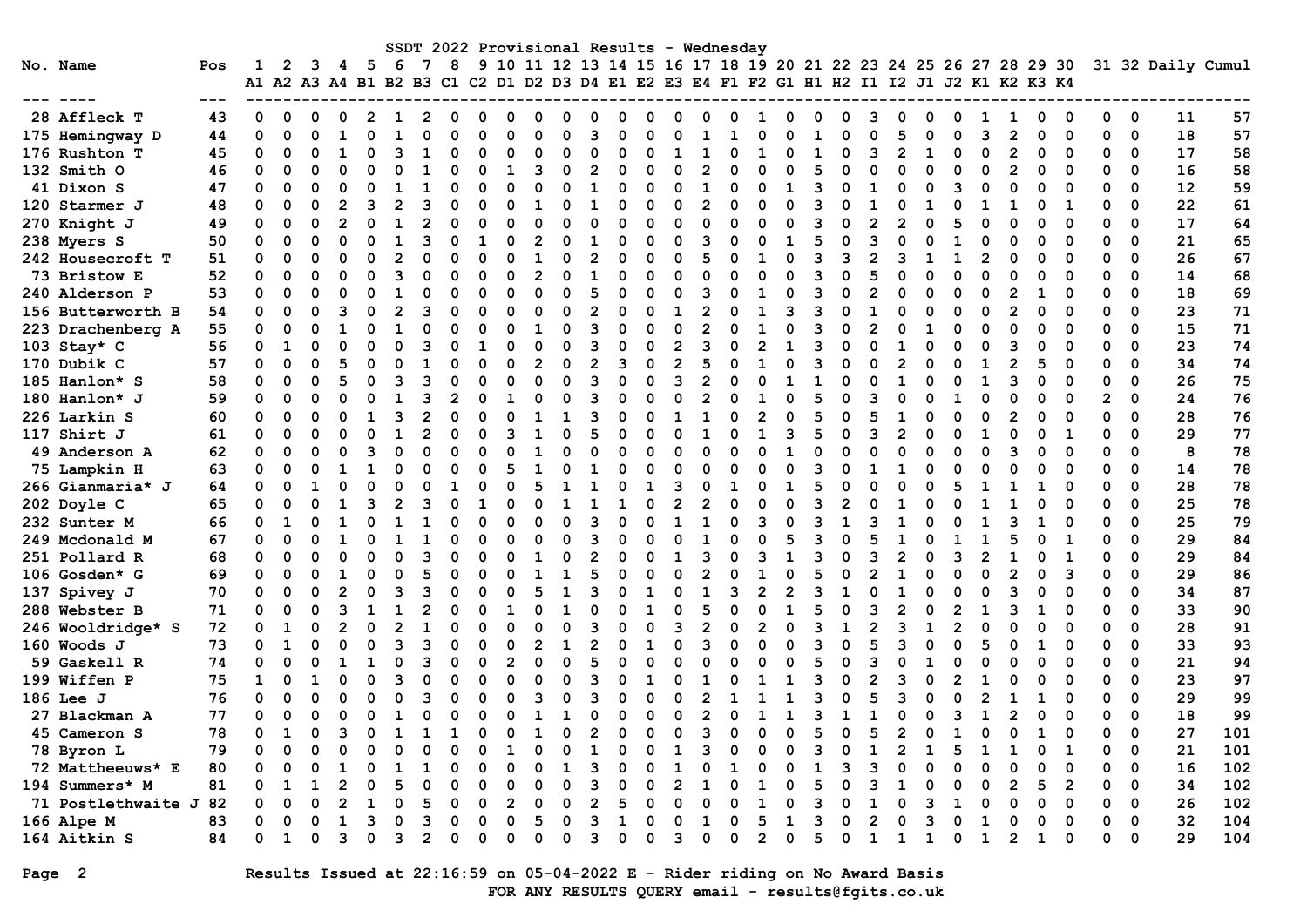# SSDT 2022 Provisional Results - Wednesday

| No. | Name | Pos | 1 A1 | 2 A2 | 3 A3 | 4 A4 | 5 B1 | 6 B2 | 7 B3 | 8 C1 | 9 C2 | 10 D1 | 11 D2 | 12 D3 | 13 D4 | 14 E1 | 15 E2 | 16 E3 | 17 E4 | 18 F1 | 19 F2 | 20 G1 | 21 H1 | 22 H2 | 23 I1 | 24 I2 | 25 J1 | 26 J2 | 27 K1 | 28 K2 | 29 K3 | 30 K4 | 31 | 32 | Daily | Cumul |
|---|---|---|---|---|---|---|---|---|---|---|---|---|---|---|---|---|---|---|---|---|---|---|---|---|---|---|---|---|---|---|---|---|---|---|---|---|
| 28 | Affleck T | 43 | 0 | 0 | 0 | 0 | 2 | 1 | 2 | 0 | 0 | 0 | 0 | 0 | 0 | 0 | 0 | 0 | 0 | 0 | 1 | 0 | 0 | 0 | 3 | 0 | 0 | 0 | 1 | 1 | 0 | 0 | 0 | 0 | 11 | 57 |
| 175 | Hemingway D | 44 | 0 | 0 | 0 | 1 | 0 | 1 | 0 | 0 | 0 | 0 | 0 | 0 | 3 | 0 | 0 | 0 | 1 | 1 | 0 | 0 | 1 | 0 | 0 | 5 | 0 | 0 | 3 | 2 | 0 | 0 | 0 | 0 | 18 | 57 |
| 176 | Rushton T | 45 | 0 | 0 | 0 | 1 | 0 | 3 | 1 | 0 | 0 | 0 | 0 | 0 | 0 | 0 | 0 | 1 | 1 | 0 | 1 | 0 | 1 | 0 | 3 | 2 | 1 | 0 | 0 | 2 | 0 | 0 | 0 | 0 | 17 | 58 |
| 132 | Smith O | 46 | 0 | 0 | 0 | 0 | 0 | 0 | 1 | 0 | 0 | 1 | 3 | 0 | 2 | 0 | 0 | 0 | 2 | 0 | 0 | 0 | 5 | 0 | 0 | 0 | 0 | 0 | 0 | 2 | 0 | 0 | 0 | 0 | 16 | 58 |
| 41 | Dixon S | 47 | 0 | 0 | 0 | 0 | 0 | 1 | 1 | 0 | 0 | 0 | 0 | 0 | 1 | 0 | 0 | 0 | 1 | 0 | 0 | 1 | 3 | 0 | 1 | 0 | 0 | 3 | 0 | 0 | 0 | 0 | 0 | 0 | 12 | 59 |
| 120 | Starmer J | 48 | 0 | 0 | 0 | 2 | 3 | 2 | 3 | 0 | 0 | 0 | 1 | 0 | 1 | 0 | 0 | 0 | 2 | 0 | 0 | 0 | 3 | 0 | 1 | 0 | 1 | 0 | 1 | 1 | 0 | 1 | 0 | 0 | 22 | 61 |
| 270 | Knight J | 49 | 0 | 0 | 0 | 2 | 0 | 1 | 2 | 0 | 0 | 0 | 0 | 0 | 0 | 0 | 0 | 0 | 0 | 0 | 0 | 0 | 3 | 0 | 2 | 2 | 0 | 5 | 0 | 0 | 0 | 0 | 0 | 0 | 17 | 64 |
| 238 | Myers S | 50 | 0 | 0 | 0 | 0 | 0 | 1 | 3 | 0 | 1 | 0 | 2 | 0 | 1 | 0 | 0 | 0 | 3 | 0 | 0 | 1 | 5 | 0 | 3 | 0 | 0 | 1 | 0 | 0 | 0 | 0 | 0 | 0 | 21 | 65 |
| 242 | Housecroft T | 51 | 0 | 0 | 0 | 0 | 0 | 2 | 0 | 0 | 0 | 0 | 1 | 0 | 2 | 0 | 0 | 0 | 5 | 0 | 1 | 0 | 3 | 3 | 2 | 3 | 1 | 1 | 2 | 0 | 0 | 0 | 0 | 0 | 26 | 67 |
| 73 | Bristow E | 52 | 0 | 0 | 0 | 0 | 0 | 3 | 0 | 0 | 0 | 0 | 2 | 0 | 1 | 0 | 0 | 0 | 0 | 0 | 0 | 0 | 3 | 0 | 5 | 0 | 0 | 0 | 0 | 0 | 0 | 0 | 0 | 0 | 14 | 68 |
| 240 | Alderson P | 53 | 0 | 0 | 0 | 0 | 0 | 1 | 0 | 0 | 0 | 0 | 0 | 0 | 5 | 0 | 0 | 0 | 3 | 0 | 1 | 0 | 3 | 0 | 2 | 0 | 0 | 0 | 0 | 2 | 1 | 0 | 0 | 0 | 18 | 69 |
| 156 | Butterworth B | 54 | 0 | 0 | 0 | 3 | 0 | 2 | 3 | 0 | 0 | 0 | 0 | 0 | 2 | 0 | 0 | 1 | 2 | 0 | 1 | 3 | 3 | 0 | 1 | 0 | 0 | 0 | 0 | 2 | 0 | 0 | 0 | 0 | 23 | 71 |
| 223 | Drachenberg A | 55 | 0 | 0 | 0 | 1 | 0 | 1 | 0 | 0 | 0 | 0 | 1 | 0 | 3 | 0 | 0 | 0 | 2 | 0 | 1 | 0 | 3 | 0 | 2 | 0 | 1 | 0 | 0 | 0 | 0 | 0 | 0 | 0 | 15 | 71 |
| 103 | Stay* C | 56 | 0 | 1 | 0 | 0 | 0 | 0 | 3 | 0 | 1 | 0 | 0 | 0 | 3 | 0 | 0 | 2 | 3 | 0 | 2 | 1 | 3 | 0 | 0 | 1 | 0 | 0 | 0 | 3 | 0 | 0 | 0 | 0 | 23 | 74 |
| 170 | Dubik C | 57 | 0 | 0 | 0 | 5 | 0 | 0 | 1 | 0 | 0 | 0 | 2 | 0 | 2 | 3 | 0 | 2 | 5 | 0 | 1 | 0 | 3 | 0 | 0 | 2 | 0 | 0 | 1 | 2 | 5 | 0 | 0 | 0 | 34 | 74 |
| 185 | Hanlon* S | 58 | 0 | 0 | 0 | 5 | 0 | 3 | 3 | 0 | 0 | 0 | 0 | 0 | 3 | 0 | 0 | 3 | 2 | 0 | 0 | 1 | 1 | 0 | 0 | 1 | 0 | 0 | 1 | 3 | 0 | 0 | 0 | 0 | 26 | 75 |
| 180 | Hanlon* J | 59 | 0 | 0 | 0 | 0 | 0 | 1 | 3 | 2 | 0 | 1 | 0 | 0 | 3 | 0 | 0 | 0 | 2 | 0 | 1 | 0 | 5 | 0 | 3 | 0 | 0 | 1 | 0 | 0 | 0 | 0 | 2 | 0 | 24 | 76 |
| 226 | Larkin S | 60 | 0 | 0 | 0 | 0 | 1 | 3 | 2 | 0 | 0 | 0 | 1 | 1 | 3 | 0 | 0 | 1 | 1 | 0 | 2 | 0 | 5 | 0 | 5 | 1 | 0 | 0 | 0 | 2 | 0 | 0 | 0 | 0 | 28 | 76 |
| 117 | Shirt J | 61 | 0 | 0 | 0 | 0 | 0 | 1 | 2 | 0 | 0 | 3 | 1 | 0 | 5 | 0 | 0 | 0 | 1 | 0 | 1 | 3 | 5 | 0 | 3 | 2 | 0 | 0 | 1 | 0 | 0 | 1 | 0 | 0 | 29 | 77 |
| 49 | Anderson A | 62 | 0 | 0 | 0 | 0 | 3 | 0 | 0 | 0 | 0 | 0 | 1 | 0 | 0 | 0 | 0 | 0 | 0 | 0 | 0 | 1 | 0 | 0 | 0 | 0 | 0 | 0 | 0 | 3 | 0 | 0 | 0 | 0 | 8 | 78 |
| 75 | Lampkin H | 63 | 0 | 0 | 0 | 1 | 1 | 0 | 0 | 0 | 0 | 5 | 1 | 0 | 1 | 0 | 0 | 0 | 0 | 0 | 0 | 0 | 3 | 0 | 1 | 1 | 0 | 0 | 0 | 0 | 0 | 0 | 0 | 0 | 14 | 78 |
| 266 | Gianmaria* J | 64 | 0 | 0 | 1 | 0 | 0 | 0 | 0 | 1 | 0 | 0 | 5 | 1 | 1 | 0 | 1 | 3 | 0 | 1 | 0 | 1 | 5 | 0 | 0 | 0 | 0 | 5 | 1 | 1 | 1 | 0 | 0 | 0 | 28 | 78 |
| 202 | Doyle C | 65 | 0 | 0 | 0 | 1 | 3 | 2 | 3 | 0 | 1 | 0 | 0 | 1 | 1 | 1 | 0 | 2 | 2 | 0 | 0 | 0 | 3 | 2 | 0 | 1 | 0 | 0 | 1 | 1 | 0 | 0 | 0 | 0 | 25 | 78 |
| 232 | Sunter M | 66 | 0 | 1 | 0 | 1 | 0 | 1 | 1 | 0 | 0 | 0 | 0 | 0 | 3 | 0 | 0 | 1 | 1 | 0 | 3 | 0 | 3 | 1 | 3 | 1 | 0 | 0 | 1 | 3 | 1 | 0 | 0 | 0 | 25 | 79 |
| 249 | Mcdonald M | 67 | 0 | 0 | 0 | 1 | 0 | 1 | 1 | 0 | 0 | 0 | 0 | 0 | 3 | 0 | 0 | 0 | 1 | 0 | 0 | 5 | 3 | 0 | 5 | 1 | 0 | 1 | 1 | 5 | 0 | 1 | 0 | 0 | 29 | 84 |
| 251 | Pollard R | 68 | 0 | 0 | 0 | 0 | 0 | 0 | 3 | 0 | 0 | 0 | 1 | 0 | 2 | 0 | 0 | 1 | 3 | 0 | 3 | 1 | 3 | 0 | 3 | 2 | 0 | 3 | 2 | 1 | 0 | 1 | 0 | 0 | 29 | 84 |
| 106 | Gosden* G | 69 | 0 | 0 | 0 | 1 | 0 | 0 | 5 | 0 | 0 | 0 | 1 | 1 | 5 | 0 | 0 | 0 | 2 | 0 | 1 | 0 | 5 | 0 | 2 | 1 | 0 | 0 | 0 | 2 | 0 | 3 | 0 | 0 | 29 | 86 |
| 137 | Spivey J | 70 | 0 | 0 | 0 | 2 | 0 | 3 | 3 | 0 | 0 | 0 | 5 | 1 | 3 | 0 | 1 | 0 | 1 | 3 | 2 | 2 | 3 | 1 | 0 | 1 | 0 | 0 | 0 | 3 | 0 | 0 | 0 | 0 | 34 | 87 |
| 288 | Webster B | 71 | 0 | 0 | 0 | 3 | 1 | 1 | 2 | 0 | 0 | 1 | 0 | 1 | 0 | 0 | 1 | 0 | 5 | 0 | 0 | 1 | 5 | 0 | 3 | 2 | 0 | 2 | 1 | 3 | 1 | 0 | 0 | 0 | 33 | 90 |
| 246 | Wooldridge* S | 72 | 0 | 1 | 0 | 2 | 0 | 2 | 1 | 0 | 0 | 0 | 0 | 0 | 3 | 0 | 0 | 3 | 2 | 0 | 2 | 0 | 3 | 1 | 2 | 3 | 1 | 2 | 0 | 0 | 0 | 0 | 0 | 0 | 28 | 91 |
| 160 | Woods J | 73 | 0 | 1 | 0 | 0 | 0 | 3 | 3 | 0 | 0 | 0 | 2 | 1 | 2 | 0 | 1 | 0 | 3 | 0 | 0 | 0 | 3 | 0 | 5 | 3 | 0 | 0 | 5 | 0 | 1 | 0 | 0 | 0 | 33 | 93 |
| 59 | Gaskell R | 74 | 0 | 0 | 0 | 1 | 1 | 0 | 3 | 0 | 0 | 2 | 0 | 0 | 5 | 0 | 0 | 0 | 0 | 0 | 0 | 0 | 5 | 0 | 3 | 0 | 1 | 0 | 0 | 0 | 0 | 0 | 0 | 0 | 21 | 94 |
| 199 | Wiffen P | 75 | 1 | 0 | 1 | 0 | 0 | 3 | 0 | 0 | 0 | 0 | 0 | 0 | 3 | 0 | 1 | 0 | 1 | 0 | 1 | 1 | 3 | 0 | 2 | 3 | 0 | 2 | 1 | 0 | 0 | 0 | 0 | 0 | 23 | 97 |
| 186 | Lee J | 76 | 0 | 0 | 0 | 0 | 0 | 0 | 3 | 0 | 0 | 0 | 3 | 0 | 3 | 0 | 0 | 0 | 2 | 1 | 1 | 1 | 3 | 0 | 5 | 3 | 0 | 0 | 2 | 1 | 1 | 0 | 0 | 0 | 29 | 99 |
| 27 | Blackman A | 77 | 0 | 0 | 0 | 0 | 0 | 1 | 0 | 0 | 0 | 0 | 1 | 1 | 0 | 0 | 0 | 0 | 2 | 0 | 1 | 1 | 3 | 1 | 1 | 0 | 0 | 3 | 1 | 2 | 0 | 0 | 0 | 0 | 18 | 99 |
| 45 | Cameron S | 78 | 0 | 1 | 0 | 3 | 0 | 1 | 1 | 1 | 0 | 0 | 1 | 0 | 2 | 0 | 0 | 0 | 3 | 0 | 0 | 0 | 5 | 0 | 5 | 2 | 0 | 1 | 0 | 0 | 1 | 0 | 0 | 0 | 27 | 101 |
| 78 | Byron L | 79 | 0 | 0 | 0 | 0 | 0 | 0 | 0 | 0 | 0 | 1 | 0 | 0 | 1 | 0 | 0 | 1 | 3 | 0 | 0 | 0 | 3 | 0 | 1 | 2 | 1 | 5 | 1 | 1 | 0 | 1 | 0 | 0 | 21 | 101 |
| 72 | Mattheeuws* E | 80 | 0 | 0 | 0 | 1 | 0 | 1 | 1 | 0 | 0 | 0 | 0 | 1 | 3 | 0 | 0 | 1 | 0 | 1 | 0 | 0 | 1 | 3 | 3 | 0 | 0 | 0 | 0 | 0 | 0 | 0 | 0 | 0 | 16 | 102 |
| 194 | Summers* M | 81 | 0 | 1 | 1 | 2 | 0 | 5 | 0 | 0 | 0 | 0 | 0 | 0 | 3 | 0 | 0 | 2 | 1 | 0 | 1 | 0 | 5 | 0 | 3 | 1 | 0 | 0 | 0 | 2 | 5 | 2 | 0 | 0 | 34 | 102 |
| 71 | Postlethwaite J | 82 | 0 | 0 | 0 | 2 | 1 | 0 | 5 | 0 | 0 | 2 | 0 | 0 | 2 | 5 | 0 | 0 | 0 | 0 | 1 | 0 | 3 | 0 | 1 | 0 | 3 | 1 | 0 | 0 | 0 | 0 | 0 | 0 | 26 | 102 |
| 166 | Alpe M | 83 | 0 | 0 | 0 | 1 | 3 | 0 | 3 | 0 | 0 | 0 | 5 | 0 | 3 | 1 | 0 | 0 | 1 | 0 | 5 | 1 | 3 | 0 | 2 | 0 | 3 | 0 | 1 | 0 | 0 | 0 | 0 | 0 | 32 | 104 |
| 164 | Aitkin S | 84 | 0 | 1 | 0 | 3 | 0 | 3 | 2 | 0 | 0 | 0 | 0 | 0 | 3 | 0 | 0 | 3 | 0 | 0 | 2 | 0 | 5 | 0 | 1 | 1 | 1 | 0 | 1 | 2 | 1 | 0 | 0 | 0 | 29 | 104 |

Results Issued at 22:16:59 on 05-04-2022 E - Rider riding on No Award Basis

FOR ANY RESULTS QUERY email - results@fgits.co.uk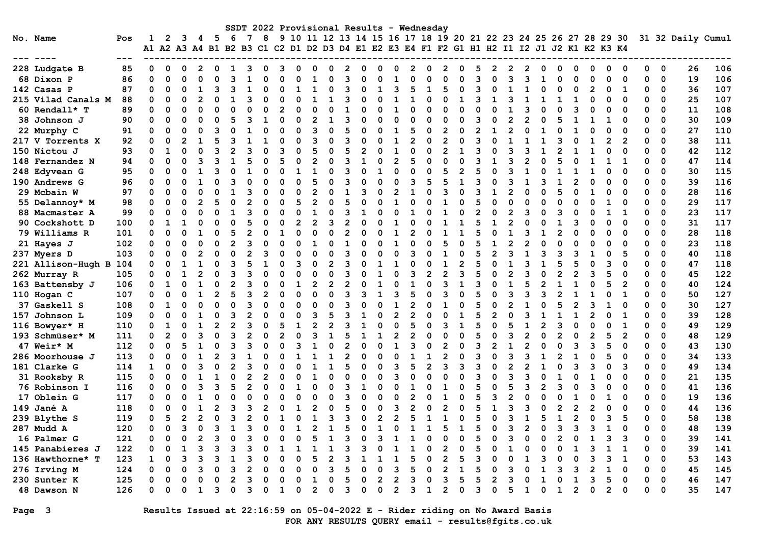# SSDT 2022 Provisional Results - Wednesday

| No. | Name | Pos | 1 A1 | 2 A2 | 3 A3 | 4 A4 | 5 B1 | 6 B2 | 7 B3 | 8 C1 | 9 C2 | 10 D1 | 11 D2 | 12 D3 | 13 D4 | 14 E1 | 15 E2 | 16 E3 | 17 E4 | 18 F1 | 19 F2 | 20 G1 | 21 H1 | 22 H2 | 23 I1 | 24 I2 | 25 J1 | 26 J2 | 27 K1 | 28 K2 | 29 K3 | 30 K4 | 31 | 32 | Daily | Cumul |
|---|---|---|---|---|---|---|---|---|---|---|---|---|---|---|---|---|---|---|---|---|---|---|---|---|---|---|---|---|---|---|---|---|---|---|---|---|
| 228 | Ludgate B | 85 | 0 | 0 | 0 | 2 | 0 | 1 | 3 | 0 | 3 | 0 | 0 | 0 | 2 | 0 | 0 | 0 | 2 | 0 | 2 | 0 | 5 | 2 | 2 | 2 | 0 | 0 | 0 | 0 | 0 | 0 | 0 | 0 | 26 | 106 |
| 68 | Dixon P | 86 | 0 | 0 | 0 | 0 | 0 | 3 | 1 | 0 | 0 | 0 | 1 | 0 | 3 | 0 | 0 | 1 | 0 | 0 | 0 | 0 | 3 | 0 | 3 | 3 | 1 | 0 | 0 | 0 | 0 | 0 | 0 | 0 | 19 | 106 |
| 142 | Casas P | 87 | 0 | 0 | 0 | 1 | 3 | 3 | 1 | 0 | 0 | 1 | 1 | 0 | 3 | 0 | 1 | 3 | 5 | 1 | 5 | 0 | 3 | 0 | 1 | 1 | 0 | 0 | 0 | 2 | 0 | 1 | 0 | 0 | 36 | 107 |
| 215 | Vilad Canals M | 88 | 0 | 0 | 0 | 2 | 0 | 1 | 3 | 0 | 0 | 0 | 1 | 1 | 3 | 0 | 0 | 1 | 1 | 0 | 0 | 1 | 3 | 1 | 3 | 1 | 1 | 1 | 1 | 0 | 0 | 0 | 0 | 0 | 25 | 107 |
| 60 | Rendall* T | 89 | 0 | 0 | 0 | 0 | 0 | 0 | 0 | 0 | 2 | 0 | 0 | 0 | 1 | 0 | 0 | 1 | 0 | 0 | 0 | 0 | 0 | 0 | 1 | 3 | 0 | 0 | 3 | 0 | 0 | 0 | 0 | 0 | 11 | 108 |
| 38 | Johnson J | 90 | 0 | 0 | 0 | 0 | 0 | 5 | 3 | 1 | 0 | 0 | 2 | 1 | 3 | 0 | 0 | 0 | 0 | 0 | 0 | 0 | 3 | 0 | 2 | 2 | 0 | 5 | 1 | 1 | 1 | 0 | 0 | 0 | 30 | 109 |
| 22 | Murphy C | 91 | 0 | 0 | 0 | 0 | 3 | 0 | 1 | 0 | 0 | 0 | 3 | 0 | 5 | 0 | 0 | 1 | 5 | 0 | 2 | 0 | 2 | 1 | 2 | 0 | 1 | 0 | 1 | 0 | 0 | 0 | 0 | 0 | 27 | 110 |
| 217 | V Torrents X | 92 | 0 | 0 | 2 | 1 | 5 | 3 | 1 | 1 | 0 | 0 | 3 | 0 | 3 | 0 | 0 | 1 | 2 | 0 | 2 | 0 | 3 | 0 | 1 | 1 | 1 | 3 | 0 | 1 | 2 | 2 | 0 | 0 | 38 | 111 |
| 150 | Nictou J | 93 | 0 | 1 | 0 | 0 | 3 | 2 | 3 | 0 | 3 | 0 | 5 | 0 | 5 | 2 | 0 | 1 | 0 | 0 | 2 | 1 | 3 | 0 | 3 | 3 | 1 | 2 | 1 | 1 | 0 | 0 | 0 | 0 | 42 | 112 |
| 148 | Fernandez N | 94 | 0 | 0 | 0 | 3 | 3 | 1 | 5 | 0 | 5 | 0 | 2 | 0 | 3 | 1 | 0 | 2 | 5 | 0 | 0 | 0 | 3 | 1 | 3 | 2 | 0 | 5 | 0 | 1 | 1 | 1 | 0 | 0 | 47 | 114 |
| 248 | Edyvean G | 95 | 0 | 0 | 0 | 1 | 3 | 0 | 1 | 0 | 0 | 1 | 1 | 0 | 3 | 0 | 1 | 0 | 0 | 0 | 5 | 2 | 5 | 0 | 3 | 1 | 0 | 1 | 1 | 1 | 0 | 0 | 0 | 0 | 30 | 115 |
| 190 | Andrews G | 96 | 0 | 0 | 0 | 1 | 0 | 3 | 0 | 0 | 0 | 0 | 5 | 0 | 3 | 0 | 0 | 0 | 3 | 5 | 5 | 1 | 3 | 0 | 3 | 1 | 3 | 1 | 2 | 0 | 0 | 0 | 0 | 0 | 39 | 116 |
| 29 | Mcbain W | 97 | 0 | 0 | 0 | 0 | 0 | 1 | 3 | 0 | 0 | 0 | 2 | 0 | 1 | 3 | 0 | 2 | 1 | 0 | 3 | 0 | 3 | 1 | 2 | 0 | 0 | 5 | 0 | 1 | 0 | 0 | 0 | 0 | 28 | 116 |
| 55 | Delannoy* M | 98 | 0 | 0 | 0 | 2 | 5 | 0 | 2 | 0 | 0 | 5 | 2 | 0 | 5 | 0 | 0 | 1 | 0 | 0 | 1 | 0 | 5 | 0 | 0 | 0 | 0 | 0 | 0 | 0 | 1 | 0 | 0 | 0 | 29 | 117 |
| 88 | Macmaster A | 99 | 0 | 0 | 0 | 0 | 0 | 1 | 3 | 0 | 0 | 0 | 1 | 0 | 3 | 1 | 0 | 0 | 1 | 0 | 1 | 0 | 2 | 0 | 2 | 3 | 0 | 3 | 0 | 0 | 1 | 1 | 0 | 0 | 23 | 117 |
| 90 | Cockshott D | 100 | 0 | 1 | 1 | 0 | 0 | 0 | 5 | 0 | 0 | 2 | 2 | 3 | 2 | 0 | 0 | 1 | 0 | 0 | 1 | 1 | 5 | 1 | 2 | 0 | 0 | 1 | 3 | 0 | 0 | 0 | 0 | 0 | 31 | 117 |
| 79 | Williams R | 101 | 0 | 0 | 0 | 1 | 0 | 5 | 2 | 0 | 1 | 0 | 0 | 0 | 2 | 0 | 0 | 1 | 2 | 0 | 1 | 1 | 5 | 0 | 1 | 3 | 1 | 2 | 0 | 0 | 0 | 0 | 0 | 0 | 28 | 118 |
| 21 | Hayes J | 102 | 0 | 0 | 0 | 0 | 0 | 2 | 3 | 0 | 0 | 0 | 1 | 0 | 1 | 0 | 0 | 1 | 0 | 0 | 5 | 0 | 5 | 1 | 2 | 2 | 0 | 0 | 0 | 0 | 0 | 0 | 0 | 0 | 23 | 118 |
| 237 | Myers D | 103 | 0 | 0 | 0 | 2 | 0 | 0 | 2 | 3 | 0 | 0 | 0 | 0 | 3 | 0 | 0 | 0 | 3 | 0 | 1 | 0 | 5 | 2 | 3 | 1 | 3 | 3 | 3 | 1 | 0 | 5 | 0 | 0 | 40 | 118 |
| 221 | Allison-Hugh B | 104 | 0 | 0 | 1 | 1 | 0 | 3 | 5 | 1 | 0 | 3 | 0 | 2 | 3 | 0 | 1 | 1 | 0 | 0 | 1 | 2 | 5 | 0 | 1 | 3 | 1 | 5 | 5 | 0 | 3 | 0 | 0 | 0 | 47 | 118 |
| 262 | Murray R | 105 | 0 | 0 | 1 | 2 | 0 | 3 | 3 | 0 | 0 | 0 | 0 | 0 | 3 | 0 | 1 | 0 | 3 | 2 | 2 | 3 | 5 | 0 | 2 | 3 | 0 | 2 | 2 | 3 | 5 | 0 | 0 | 0 | 45 | 122 |
| 163 | Battensby J | 106 | 0 | 1 | 0 | 1 | 0 | 2 | 3 | 0 | 0 | 1 | 2 | 2 | 2 | 0 | 1 | 0 | 1 | 0 | 3 | 1 | 3 | 0 | 1 | 5 | 2 | 1 | 1 | 0 | 5 | 2 | 0 | 0 | 40 | 124 |
| 110 | Hogan C | 107 | 0 | 0 | 0 | 1 | 2 | 5 | 3 | 2 | 0 | 0 | 0 | 0 | 3 | 3 | 1 | 3 | 5 | 0 | 3 | 0 | 5 | 0 | 3 | 3 | 3 | 2 | 1 | 1 | 0 | 1 | 0 | 0 | 50 | 127 |
| 37 | Gaskell S | 108 | 0 | 1 | 0 | 0 | 0 | 0 | 3 | 0 | 0 | 0 | 0 | 0 | 3 | 0 | 0 | 1 | 2 | 0 | 1 | 0 | 5 | 0 | 2 | 1 | 0 | 5 | 2 | 3 | 1 | 0 | 0 | 0 | 30 | 127 |
| 157 | Johnson L | 109 | 0 | 0 | 0 | 1 | 0 | 3 | 2 | 0 | 0 | 0 | 3 | 5 | 3 | 1 | 0 | 2 | 2 | 0 | 0 | 1 | 5 | 2 | 0 | 3 | 1 | 1 | 1 | 2 | 0 | 1 | 0 | 0 | 39 | 128 |
| 116 | Bowyer* H | 110 | 0 | 1 | 0 | 1 | 2 | 2 | 3 | 0 | 5 | 1 | 2 | 2 | 3 | 1 | 0 | 0 | 5 | 0 | 3 | 1 | 5 | 0 | 5 | 1 | 2 | 3 | 0 | 0 | 0 | 1 | 0 | 0 | 49 | 129 |
| 193 | Schmüser* M | 111 | 0 | 2 | 0 | 3 | 0 | 3 | 2 | 0 | 2 | 0 | 3 | 1 | 5 | 1 | 1 | 2 | 2 | 0 | 0 | 0 | 5 | 0 | 3 | 2 | 0 | 2 | 0 | 2 | 5 | 2 | 0 | 0 | 48 | 129 |
| 47 | Weir* M | 112 | 0 | 0 | 5 | 1 | 0 | 3 | 3 | 0 | 0 | 3 | 1 | 0 | 2 | 0 | 0 | 1 | 3 | 0 | 2 | 0 | 3 | 2 | 1 | 2 | 0 | 0 | 3 | 3 | 5 | 0 | 0 | 0 | 43 | 130 |
| 286 | Moorhouse J | 113 | 0 | 0 | 0 | 1 | 2 | 3 | 1 | 0 | 0 | 1 | 1 | 1 | 2 | 0 | 0 | 0 | 1 | 1 | 2 | 0 | 3 | 0 | 3 | 3 | 1 | 2 | 1 | 0 | 5 | 0 | 0 | 0 | 34 | 133 |
| 181 | Clarke G | 114 | 1 | 0 | 0 | 3 | 0 | 2 | 3 | 0 | 0 | 0 | 1 | 1 | 5 | 0 | 0 | 3 | 5 | 2 | 3 | 3 | 3 | 0 | 2 | 2 | 1 | 0 | 3 | 3 | 0 | 3 | 0 | 0 | 49 | 134 |
| 31 | Rooksby R | 115 | 0 | 0 | 0 | 1 | 1 | 0 | 2 | 2 | 0 | 0 | 1 | 0 | 0 | 0 | 0 | 3 | 0 | 0 | 0 | 0 | 3 | 0 | 3 | 3 | 0 | 1 | 0 | 1 | 0 | 0 | 0 | 0 | 21 | 135 |
| 76 | Robinson I | 116 | 0 | 0 | 0 | 3 | 3 | 5 | 2 | 0 | 0 | 1 | 0 | 0 | 3 | 1 | 0 | 0 | 1 | 0 | 1 | 0 | 5 | 0 | 5 | 3 | 2 | 3 | 0 | 3 | 0 | 0 | 0 | 0 | 41 | 136 |
| 17 | Oblein G | 117 | 0 | 0 | 0 | 1 | 0 | 0 | 0 | 0 | 0 | 0 | 0 | 0 | 3 | 0 | 0 | 0 | 2 | 0 | 1 | 0 | 5 | 3 | 2 | 0 | 0 | 0 | 1 | 0 | 1 | 0 | 0 | 0 | 19 | 136 |
| 149 | Jané A | 118 | 0 | 0 | 0 | 1 | 2 | 3 | 3 | 2 | 0 | 1 | 2 | 0 | 5 | 0 | 0 | 3 | 2 | 0 | 2 | 0 | 5 | 1 | 3 | 3 | 0 | 2 | 2 | 2 | 0 | 0 | 0 | 0 | 44 | 136 |
| 239 | Blythe S | 119 | 0 | 5 | 2 | 2 | 0 | 3 | 2 | 0 | 1 | 0 | 1 | 3 | 3 | 0 | 2 | 2 | 5 | 1 | 1 | 0 | 5 | 0 | 3 | 1 | 5 | 1 | 2 | 0 | 3 | 5 | 0 | 0 | 58 | 138 |
| 287 | Mudd A | 120 | 0 | 0 | 3 | 0 | 3 | 1 | 3 | 0 | 0 | 1 | 2 | 1 | 5 | 0 | 1 | 0 | 1 | 1 | 5 | 1 | 5 | 0 | 3 | 2 | 0 | 3 | 3 | 3 | 1 | 0 | 0 | 0 | 48 | 139 |
| 16 | Palmer G | 121 | 0 | 0 | 0 | 2 | 3 | 0 | 3 | 0 | 0 | 0 | 5 | 1 | 3 | 0 | 3 | 1 | 1 | 0 | 0 | 0 | 5 | 0 | 3 | 0 | 0 | 2 | 0 | 1 | 3 | 3 | 0 | 0 | 39 | 141 |
| 145 | Panabieres J | 122 | 0 | 0 | 1 | 3 | 3 | 3 | 3 | 0 | 1 | 1 | 1 | 1 | 3 | 3 | 0 | 1 | 1 | 0 | 2 | 0 | 5 | 0 | 1 | 0 | 0 | 0 | 1 | 3 | 1 | 1 | 0 | 0 | 39 | 141 |
| 136 | Hawthorne* T | 123 | 1 | 0 | 3 | 3 | 3 | 1 | 3 | 0 | 0 | 0 | 5 | 2 | 3 | 1 | 1 | 1 | 5 | 0 | 2 | 5 | 3 | 0 | 0 | 1 | 3 | 0 | 0 | 3 | 3 | 1 | 0 | 0 | 53 | 143 |
| 276 | Irving M | 124 | 0 | 0 | 0 | 3 | 0 | 3 | 2 | 0 | 0 | 0 | 0 | 3 | 5 | 0 | 0 | 3 | 5 | 0 | 2 | 1 | 5 | 0 | 3 | 0 | 1 | 3 | 3 | 2 | 1 | 0 | 0 | 0 | 45 | 145 |
| 230 | Sunter K | 125 | 0 | 0 | 0 | 0 | 0 | 2 | 3 | 0 | 0 | 0 | 1 | 0 | 5 | 0 | 2 | 2 | 3 | 0 | 3 | 5 | 5 | 2 | 3 | 0 | 1 | 0 | 1 | 3 | 5 | 0 | 0 | 0 | 46 | 147 |
| 48 | Dawson N | 126 | 0 | 0 | 0 | 1 | 3 | 0 | 3 | 0 | 1 | 0 | 2 | 0 | 3 | 0 | 0 | 2 | 3 | 1 | 2 | 0 | 3 | 0 | 5 | 1 | 0 | 1 | 2 | 0 | 2 | 0 | 0 | 0 | 35 | 147 |

Results Issued at 22:16:59 on 05-04-2022 E - Rider riding on No Award Basis

FOR ANY RESULTS QUERY email - results@fgits.co.uk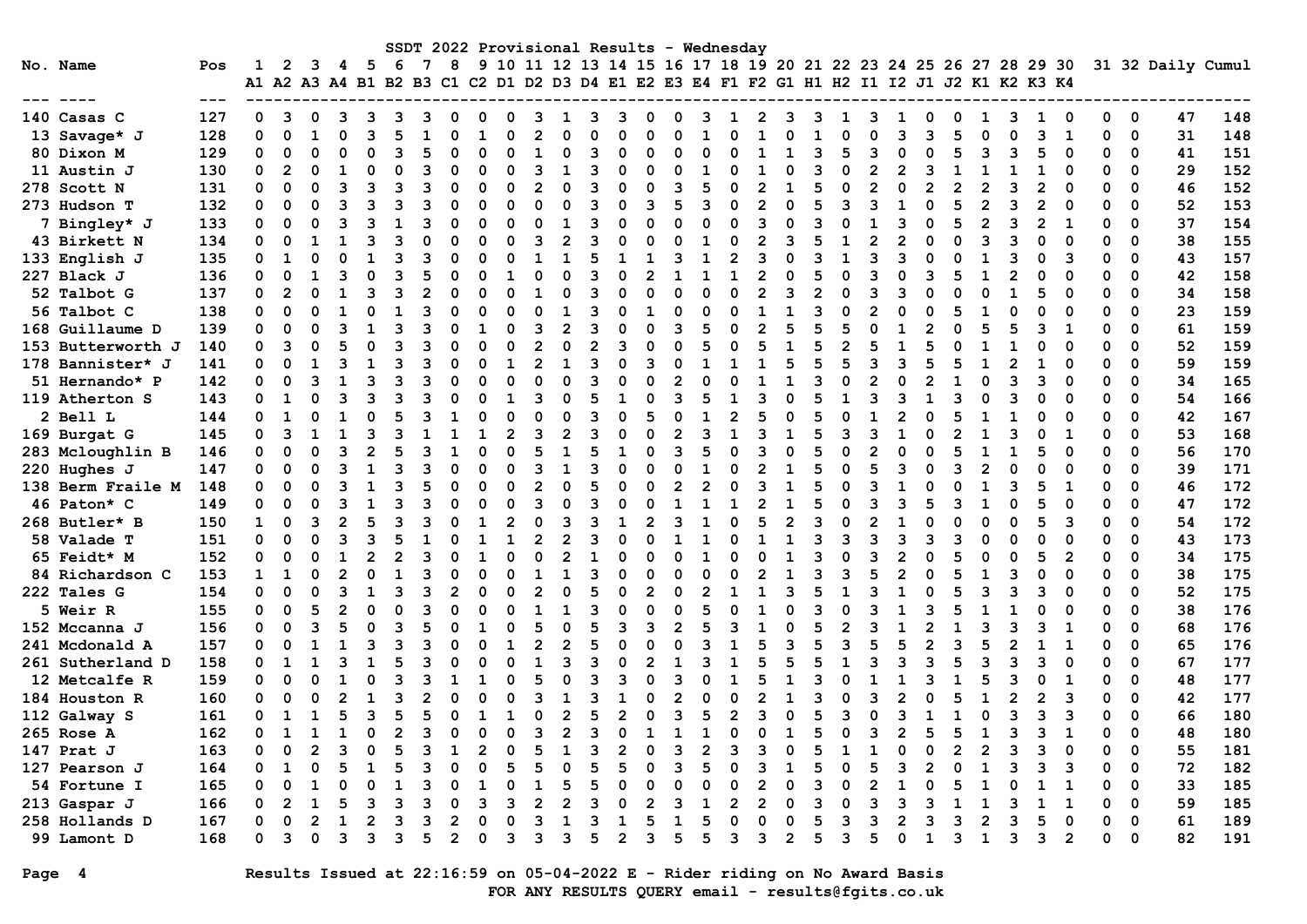# SSDT 2022 Provisional Results - Wednesday

| No. | Name | Pos | 1 A1 | 2 A2 | 3 A3 | 4 A4 | 5 B1 | 6 B2 | 7 B3 | 8 C1 | 9 C2 | 10 D1 | 11 D2 | 12 D3 | 13 D4 | 14 E1 | 15 E2 | 16 E3 | 17 E4 | 18 F1 | 19 F2 | 20 G1 | 21 H1 | 22 H2 | 23 I1 | 24 I2 | 25 J1 | 26 J2 | 27 K1 | 28 K2 | 29 K3 | 30 K4 | 31 | 32 | Daily | Cumul |
|---|---|---|---|---|---|---|---|---|---|---|---|---|---|---|---|---|---|---|---|---|---|---|---|---|---|---|---|---|---|---|---|---|---|---|---|---|
| 140 | Casas C | 127 | 0 | 3 | 0 | 3 | 3 | 3 | 3 | 0 | 0 | 0 | 3 | 1 | 3 | 3 | 0 | 0 | 3 | 1 | 2 | 3 | 3 | 1 | 3 | 1 | 0 | 0 | 1 | 3 | 1 | 0 | 0 | 0 | 47 | 148 |
| 13 | Savage* J | 128 | 0 | 0 | 1 | 0 | 3 | 5 | 1 | 0 | 1 | 0 | 2 | 0 | 0 | 0 | 0 | 0 | 1 | 0 | 1 | 0 | 1 | 0 | 0 | 3 | 3 | 5 | 0 | 0 | 3 | 1 | 0 | 0 | 31 | 148 |
| 80 | Dixon M | 129 | 0 | 0 | 0 | 0 | 0 | 3 | 5 | 0 | 0 | 0 | 1 | 0 | 3 | 0 | 0 | 0 | 0 | 0 | 1 | 1 | 3 | 5 | 3 | 0 | 0 | 5 | 3 | 3 | 5 | 0 | 0 | 0 | 41 | 151 |
| 11 | Austin J | 130 | 0 | 2 | 0 | 1 | 0 | 0 | 3 | 0 | 0 | 0 | 3 | 1 | 3 | 0 | 0 | 0 | 1 | 0 | 1 | 0 | 3 | 0 | 2 | 2 | 3 | 1 | 1 | 1 | 1 | 0 | 0 | 0 | 29 | 152 |
| 278 | Scott N | 131 | 0 | 0 | 0 | 3 | 3 | 3 | 3 | 0 | 0 | 0 | 2 | 0 | 3 | 0 | 0 | 3 | 5 | 0 | 2 | 1 | 5 | 0 | 2 | 0 | 2 | 2 | 2 | 3 | 2 | 0 | 0 | 0 | 46 | 152 |
| 273 | Hudson T | 132 | 0 | 0 | 0 | 3 | 3 | 3 | 3 | 0 | 0 | 0 | 0 | 0 | 3 | 0 | 3 | 5 | 3 | 0 | 2 | 0 | 5 | 3 | 3 | 1 | 0 | 5 | 2 | 3 | 2 | 0 | 0 | 0 | 52 | 153 |
| 7 | Bingley* J | 133 | 0 | 0 | 0 | 3 | 3 | 1 | 3 | 0 | 0 | 0 | 0 | 1 | 3 | 0 | 0 | 0 | 0 | 0 | 3 | 0 | 3 | 0 | 1 | 3 | 0 | 5 | 2 | 3 | 2 | 1 | 0 | 0 | 37 | 154 |
| 43 | Birkett N | 134 | 0 | 0 | 1 | 1 | 3 | 3 | 0 | 0 | 0 | 0 | 3 | 2 | 3 | 0 | 0 | 0 | 1 | 0 | 2 | 3 | 5 | 1 | 2 | 2 | 0 | 0 | 3 | 3 | 0 | 0 | 0 | 0 | 38 | 155 |
| 133 | English J | 135 | 0 | 1 | 0 | 0 | 1 | 3 | 3 | 0 | 0 | 0 | 1 | 1 | 5 | 1 | 1 | 3 | 1 | 2 | 3 | 0 | 3 | 1 | 3 | 3 | 0 | 0 | 1 | 3 | 0 | 3 | 0 | 0 | 43 | 157 |
| 227 | Black J | 136 | 0 | 0 | 1 | 3 | 0 | 3 | 5 | 0 | 0 | 1 | 0 | 0 | 3 | 0 | 2 | 1 | 1 | 1 | 2 | 0 | 5 | 0 | 3 | 0 | 3 | 5 | 1 | 2 | 0 | 0 | 0 | 0 | 42 | 158 |
| 52 | Talbot G | 137 | 0 | 2 | 0 | 1 | 3 | 3 | 2 | 0 | 0 | 0 | 1 | 0 | 3 | 0 | 0 | 0 | 0 | 0 | 2 | 3 | 2 | 0 | 3 | 3 | 0 | 0 | 0 | 1 | 5 | 0 | 0 | 0 | 34 | 158 |
| 56 | Talbot C | 138 | 0 | 0 | 0 | 1 | 0 | 1 | 3 | 0 | 0 | 0 | 0 | 1 | 3 | 0 | 1 | 0 | 0 | 0 | 1 | 1 | 3 | 0 | 2 | 0 | 0 | 5 | 1 | 0 | 0 | 0 | 0 | 0 | 23 | 159 |
| 168 | Guillaume D | 139 | 0 | 0 | 0 | 3 | 1 | 3 | 3 | 0 | 1 | 0 | 3 | 2 | 3 | 0 | 0 | 3 | 5 | 0 | 2 | 5 | 5 | 5 | 0 | 1 | 2 | 0 | 5 | 5 | 3 | 1 | 0 | 0 | 61 | 159 |
| 153 | Butterworth J | 140 | 0 | 3 | 0 | 5 | 0 | 3 | 3 | 0 | 0 | 0 | 2 | 0 | 2 | 3 | 0 | 0 | 5 | 0 | 5 | 1 | 5 | 2 | 5 | 1 | 5 | 0 | 1 | 1 | 0 | 0 | 0 | 0 | 52 | 159 |
| 178 | Bannister* J | 141 | 0 | 0 | 1 | 3 | 1 | 3 | 3 | 0 | 0 | 1 | 2 | 1 | 3 | 0 | 3 | 0 | 1 | 1 | 1 | 5 | 5 | 5 | 3 | 3 | 5 | 5 | 1 | 2 | 1 | 0 | 0 | 0 | 59 | 159 |
| 51 | Hernando* P | 142 | 0 | 0 | 3 | 1 | 3 | 3 | 3 | 0 | 0 | 0 | 0 | 0 | 3 | 0 | 0 | 2 | 0 | 0 | 1 | 1 | 3 | 0 | 2 | 0 | 2 | 1 | 0 | 3 | 3 | 0 | 0 | 0 | 34 | 165 |
| 119 | Atherton S | 143 | 0 | 1 | 0 | 3 | 3 | 3 | 3 | 0 | 0 | 1 | 3 | 0 | 5 | 1 | 0 | 3 | 5 | 1 | 3 | 0 | 5 | 1 | 3 | 3 | 1 | 3 | 0 | 3 | 0 | 0 | 0 | 0 | 54 | 166 |
| 2 | Bell L | 144 | 0 | 1 | 0 | 1 | 0 | 5 | 3 | 1 | 0 | 0 | 0 | 0 | 3 | 0 | 5 | 0 | 1 | 2 | 5 | 0 | 5 | 0 | 1 | 2 | 0 | 5 | 1 | 1 | 0 | 0 | 0 | 0 | 42 | 167 |
| 169 | Burgat G | 145 | 0 | 3 | 1 | 1 | 3 | 3 | 1 | 1 | 1 | 2 | 3 | 2 | 3 | 0 | 0 | 2 | 3 | 1 | 3 | 1 | 5 | 3 | 3 | 1 | 0 | 2 | 1 | 3 | 0 | 1 | 0 | 0 | 53 | 168 |
| 283 | Mcloughlin B | 146 | 0 | 0 | 0 | 3 | 2 | 5 | 3 | 1 | 0 | 0 | 5 | 1 | 5 | 1 | 0 | 3 | 5 | 0 | 3 | 0 | 5 | 0 | 2 | 0 | 0 | 5 | 1 | 1 | 5 | 0 | 0 | 0 | 56 | 170 |
| 220 | Hughes J | 147 | 0 | 0 | 0 | 3 | 1 | 3 | 3 | 0 | 0 | 0 | 3 | 1 | 3 | 0 | 0 | 0 | 1 | 0 | 2 | 1 | 5 | 0 | 5 | 3 | 0 | 3 | 2 | 0 | 0 | 0 | 0 | 0 | 39 | 171 |
| 138 | Berm Fraile M | 148 | 0 | 0 | 0 | 3 | 1 | 3 | 5 | 0 | 0 | 0 | 2 | 0 | 5 | 0 | 0 | 2 | 2 | 0 | 3 | 1 | 5 | 0 | 3 | 1 | 0 | 0 | 1 | 3 | 5 | 1 | 0 | 0 | 46 | 172 |
| 46 | Paton* C | 149 | 0 | 0 | 0 | 3 | 1 | 3 | 3 | 0 | 0 | 0 | 3 | 0 | 3 | 0 | 0 | 1 | 1 | 1 | 2 | 1 | 5 | 0 | 3 | 3 | 5 | 3 | 1 | 0 | 5 | 0 | 0 | 0 | 47 | 172 |
| 268 | Butler* B | 150 | 1 | 0 | 3 | 2 | 5 | 3 | 3 | 0 | 1 | 2 | 0 | 3 | 3 | 1 | 2 | 3 | 1 | 0 | 5 | 2 | 3 | 0 | 2 | 1 | 0 | 0 | 0 | 0 | 5 | 3 | 0 | 0 | 54 | 172 |
| 58 | Valade T | 151 | 0 | 0 | 0 | 3 | 3 | 5 | 1 | 0 | 1 | 1 | 2 | 2 | 3 | 0 | 0 | 1 | 1 | 0 | 1 | 1 | 3 | 3 | 3 | 3 | 3 | 3 | 0 | 0 | 0 | 0 | 0 | 0 | 43 | 173 |
| 65 | Feidt* M | 152 | 0 | 0 | 0 | 1 | 2 | 2 | 3 | 0 | 1 | 0 | 0 | 2 | 1 | 0 | 0 | 0 | 1 | 0 | 0 | 1 | 3 | 0 | 3 | 2 | 0 | 5 | 0 | 0 | 5 | 2 | 0 | 0 | 34 | 175 |
| 84 | Richardson C | 153 | 1 | 1 | 0 | 2 | 0 | 1 | 3 | 0 | 0 | 0 | 1 | 1 | 3 | 0 | 0 | 0 | 0 | 0 | 2 | 1 | 3 | 3 | 5 | 2 | 0 | 5 | 1 | 3 | 0 | 0 | 0 | 0 | 38 | 175 |
| 222 | Tales G | 154 | 0 | 0 | 0 | 3 | 1 | 3 | 3 | 2 | 0 | 0 | 2 | 0 | 5 | 0 | 2 | 0 | 2 | 1 | 1 | 3 | 5 | 1 | 3 | 1 | 0 | 5 | 3 | 3 | 3 | 0 | 0 | 0 | 52 | 175 |
| 5 | Weir R | 155 | 0 | 0 | 5 | 2 | 0 | 0 | 3 | 0 | 0 | 0 | 1 | 1 | 3 | 0 | 0 | 0 | 5 | 0 | 1 | 0 | 3 | 0 | 3 | 1 | 3 | 5 | 1 | 1 | 0 | 0 | 0 | 0 | 38 | 176 |
| 152 | Mccanna J | 156 | 0 | 0 | 3 | 5 | 0 | 3 | 5 | 0 | 1 | 0 | 5 | 0 | 5 | 3 | 3 | 2 | 5 | 3 | 1 | 0 | 5 | 2 | 3 | 1 | 2 | 1 | 3 | 3 | 3 | 1 | 0 | 0 | 68 | 176 |
| 241 | Mcdonald A | 157 | 0 | 0 | 1 | 1 | 3 | 3 | 3 | 0 | 0 | 1 | 2 | 2 | 5 | 0 | 0 | 0 | 3 | 1 | 5 | 3 | 5 | 3 | 5 | 5 | 2 | 3 | 5 | 2 | 1 | 1 | 0 | 0 | 65 | 176 |
| 261 | Sutherland D | 158 | 0 | 1 | 1 | 3 | 1 | 5 | 3 | 0 | 0 | 0 | 1 | 3 | 3 | 0 | 2 | 1 | 3 | 1 | 5 | 5 | 5 | 1 | 3 | 3 | 3 | 5 | 3 | 3 | 3 | 0 | 0 | 0 | 67 | 177 |
| 12 | Metcalfe R | 159 | 0 | 0 | 0 | 1 | 0 | 3 | 3 | 1 | 1 | 0 | 5 | 0 | 3 | 3 | 0 | 3 | 0 | 1 | 5 | 1 | 3 | 0 | 1 | 1 | 3 | 1 | 5 | 3 | 0 | 1 | 0 | 0 | 48 | 177 |
| 184 | Houston R | 160 | 0 | 0 | 0 | 2 | 1 | 3 | 2 | 0 | 0 | 0 | 3 | 1 | 3 | 1 | 0 | 2 | 0 | 0 | 2 | 1 | 3 | 0 | 3 | 2 | 0 | 5 | 1 | 2 | 2 | 3 | 0 | 0 | 42 | 177 |
| 112 | Galway S | 161 | 0 | 1 | 1 | 5 | 3 | 5 | 5 | 0 | 1 | 1 | 0 | 2 | 5 | 2 | 0 | 3 | 5 | 2 | 3 | 0 | 5 | 3 | 0 | 3 | 1 | 1 | 0 | 3 | 3 | 3 | 0 | 0 | 66 | 180 |
| 265 | Rose A | 162 | 0 | 1 | 1 | 1 | 0 | 2 | 3 | 0 | 0 | 0 | 3 | 2 | 3 | 0 | 1 | 1 | 1 | 0 | 0 | 1 | 5 | 0 | 3 | 2 | 5 | 5 | 1 | 3 | 3 | 1 | 0 | 0 | 48 | 180 |
| 147 | Prat J | 163 | 0 | 0 | 2 | 3 | 0 | 5 | 3 | 1 | 2 | 0 | 5 | 1 | 3 | 2 | 0 | 3 | 2 | 3 | 3 | 0 | 5 | 1 | 1 | 0 | 0 | 2 | 2 | 3 | 3 | 0 | 0 | 0 | 55 | 181 |
| 127 | Pearson J | 164 | 0 | 1 | 0 | 5 | 1 | 5 | 3 | 0 | 0 | 5 | 5 | 0 | 5 | 5 | 0 | 3 | 5 | 0 | 3 | 1 | 5 | 0 | 5 | 3 | 2 | 0 | 1 | 3 | 3 | 3 | 0 | 0 | 72 | 182 |
| 54 | Fortune I | 165 | 0 | 0 | 1 | 0 | 0 | 1 | 3 | 0 | 1 | 0 | 1 | 5 | 5 | 0 | 0 | 0 | 0 | 0 | 2 | 0 | 3 | 0 | 2 | 1 | 0 | 5 | 1 | 0 | 1 | 1 | 0 | 0 | 33 | 185 |
| 213 | Gaspar J | 166 | 0 | 2 | 1 | 5 | 3 | 3 | 3 | 0 | 3 | 3 | 2 | 2 | 3 | 0 | 2 | 3 | 1 | 2 | 2 | 0 | 3 | 0 | 3 | 3 | 3 | 1 | 1 | 3 | 1 | 1 | 0 | 0 | 59 | 185 |
| 258 | Hollands D | 167 | 0 | 0 | 2 | 1 | 2 | 3 | 3 | 2 | 0 | 0 | 3 | 1 | 3 | 1 | 5 | 1 | 5 | 0 | 0 | 0 | 5 | 3 | 3 | 2 | 3 | 3 | 2 | 3 | 5 | 0 | 0 | 0 | 61 | 189 |
| 99 | Lamont D | 168 | 0 | 3 | 0 | 3 | 3 | 3 | 5 | 2 | 0 | 3 | 3 | 3 | 5 | 2 | 3 | 5 | 5 | 3 | 3 | 2 | 5 | 3 | 5 | 0 | 1 | 3 | 1 | 3 | 3 | 2 | 0 | 0 | 82 | 191 |

Results Issued at 22:16:59 on 05-04-2022 E - Rider riding on No Award Basis

FOR ANY RESULTS QUERY email - results@fgits.co.uk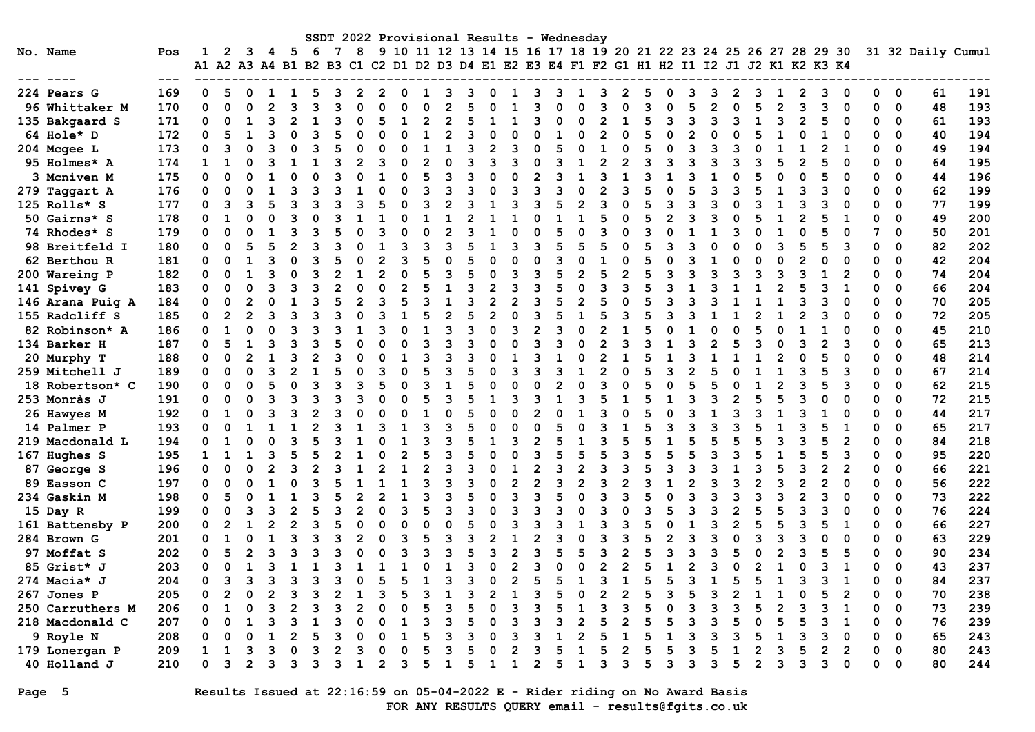# SSDT 2022 Provisional Results - Wednesday

| No. | Name | Pos | 1 A1 | 2 A2 | 3 A3 | 4 A4 | 5 B1 | 6 B2 | 7 B3 | 8 C1 | 9 C2 | 10 D1 | 11 D2 | 12 D3 | 13 D4 | 14 E1 | 15 E2 | 16 E3 | 17 E4 | 18 F1 | 19 F2 | 20 G1 | 21 H1 | 22 H2 | 23 I1 | 24 I2 | 25 J1 | 26 J2 | 27 K1 | 28 K2 | 29 K3 | 30 K4 | 31 | 32 | Daily | Cumul |
|---|---|---|---|---|---|---|---|---|---|---|---|---|---|---|---|---|---|---|---|---|---|---|---|---|---|---|---|---|---|---|---|---|---|---|---|---|
| 224 | Pears G | 169 | 0 | 5 | 0 | 1 | 1 | 5 | 3 | 2 | 2 | 0 | 1 | 3 | 3 | 0 | 1 | 3 | 3 | 1 | 3 | 2 | 5 | 0 | 3 | 3 | 2 | 3 | 1 | 2 | 3 | 0 | 0 | 0 | 61 | 191 |
| 96 | Whittaker M | 170 | 0 | 0 | 0 | 2 | 3 | 3 | 3 | 0 | 0 | 0 | 0 | 2 | 5 | 0 | 1 | 3 | 0 | 0 | 3 | 0 | 3 | 0 | 5 | 2 | 0 | 5 | 2 | 3 | 3 | 0 | 0 | 0 | 48 | 193 |
| 135 | Bakgaard S | 171 | 0 | 0 | 1 | 3 | 2 | 1 | 3 | 0 | 5 | 1 | 2 | 2 | 5 | 1 | 1 | 3 | 0 | 0 | 2 | 1 | 5 | 3 | 3 | 3 | 3 | 1 | 3 | 2 | 5 | 0 | 0 | 0 | 61 | 193 |
| 64 | Hole* D | 172 | 0 | 5 | 1 | 3 | 0 | 3 | 5 | 0 | 0 | 0 | 1 | 2 | 3 | 0 | 0 | 0 | 1 | 0 | 2 | 0 | 5 | 0 | 2 | 0 | 0 | 5 | 1 | 0 | 1 | 0 | 0 | 0 | 40 | 194 |
| 204 | Mcgee L | 173 | 0 | 3 | 0 | 3 | 0 | 3 | 5 | 0 | 0 | 0 | 1 | 1 | 3 | 2 | 3 | 0 | 5 | 0 | 1 | 0 | 5 | 0 | 3 | 3 | 3 | 0 | 1 | 1 | 2 | 1 | 0 | 0 | 49 | 194 |
| 95 | Holmes* A | 174 | 1 | 1 | 0 | 3 | 1 | 1 | 3 | 2 | 3 | 0 | 2 | 0 | 3 | 3 | 3 | 0 | 3 | 1 | 2 | 2 | 3 | 3 | 3 | 3 | 3 | 3 | 5 | 2 | 5 | 0 | 0 | 0 | 64 | 195 |
| 3 | Mcniven M | 175 | 0 | 0 | 0 | 1 | 0 | 0 | 3 | 0 | 1 | 0 | 5 | 3 | 3 | 0 | 0 | 2 | 3 | 1 | 3 | 1 | 3 | 1 | 3 | 1 | 0 | 5 | 0 | 0 | 5 | 0 | 0 | 0 | 44 | 196 |
| 279 | Taggart A | 176 | 0 | 0 | 0 | 1 | 3 | 3 | 3 | 1 | 0 | 0 | 3 | 3 | 3 | 0 | 3 | 3 | 3 | 0 | 2 | 3 | 5 | 0 | 5 | 3 | 3 | 5 | 1 | 3 | 3 | 0 | 0 | 0 | 62 | 199 |
| 125 | Rolls* S | 177 | 0 | 3 | 3 | 5 | 3 | 3 | 3 | 3 | 5 | 0 | 3 | 2 | 3 | 1 | 3 | 3 | 5 | 2 | 3 | 0 | 5 | 3 | 3 | 3 | 0 | 3 | 1 | 3 | 3 | 0 | 0 | 0 | 77 | 199 |
| 50 | Gairns* S | 178 | 0 | 1 | 0 | 0 | 3 | 0 | 3 | 1 | 1 | 0 | 1 | 1 | 2 | 1 | 1 | 0 | 1 | 1 | 5 | 0 | 5 | 2 | 3 | 3 | 0 | 5 | 1 | 2 | 5 | 1 | 0 | 0 | 49 | 200 |
| 74 | Rhodes* S | 179 | 0 | 0 | 0 | 1 | 3 | 3 | 5 | 0 | 3 | 0 | 0 | 2 | 3 | 1 | 0 | 0 | 5 | 0 | 3 | 0 | 3 | 0 | 1 | 1 | 3 | 0 | 1 | 0 | 5 | 0 | 7 | 0 | 50 | 201 |
| 98 | Breitfeld I | 180 | 0 | 0 | 5 | 5 | 2 | 3 | 3 | 0 | 1 | 3 | 3 | 3 | 5 | 1 | 3 | 3 | 5 | 5 | 5 | 0 | 5 | 3 | 3 | 0 | 0 | 0 | 3 | 5 | 5 | 3 | 0 | 0 | 82 | 202 |
| 62 | Berthou R | 181 | 0 | 0 | 1 | 3 | 0 | 3 | 5 | 0 | 2 | 3 | 5 | 0 | 5 | 0 | 0 | 0 | 3 | 0 | 1 | 0 | 5 | 0 | 3 | 1 | 0 | 0 | 0 | 2 | 0 | 0 | 0 | 0 | 42 | 204 |
| 200 | Wareing P | 182 | 0 | 0 | 1 | 3 | 0 | 3 | 2 | 1 | 2 | 0 | 5 | 3 | 5 | 0 | 3 | 3 | 5 | 2 | 5 | 2 | 5 | 3 | 3 | 3 | 3 | 3 | 3 | 3 | 1 | 2 | 0 | 0 | 74 | 204 |
| 141 | Spivey G | 183 | 0 | 0 | 0 | 3 | 3 | 3 | 2 | 0 | 0 | 2 | 5 | 1 | 3 | 2 | 3 | 3 | 5 | 0 | 3 | 3 | 5 | 3 | 1 | 3 | 1 | 1 | 2 | 5 | 3 | 1 | 0 | 0 | 66 | 204 |
| 146 | Arana Puig A | 184 | 0 | 0 | 2 | 0 | 1 | 3 | 5 | 2 | 3 | 5 | 3 | 1 | 3 | 2 | 2 | 3 | 5 | 2 | 5 | 0 | 5 | 3 | 3 | 3 | 1 | 1 | 1 | 3 | 3 | 0 | 0 | 0 | 70 | 205 |
| 155 | Radcliff S | 185 | 0 | 2 | 2 | 3 | 3 | 3 | 3 | 0 | 3 | 1 | 5 | 2 | 5 | 2 | 0 | 3 | 5 | 1 | 5 | 3 | 5 | 3 | 3 | 1 | 1 | 2 | 1 | 2 | 3 | 0 | 0 | 0 | 72 | 205 |
| 82 | Robinson* A | 186 | 0 | 1 | 0 | 0 | 3 | 3 | 3 | 1 | 3 | 0 | 1 | 3 | 3 | 0 | 3 | 2 | 3 | 0 | 2 | 1 | 5 | 0 | 1 | 0 | 0 | 5 | 0 | 1 | 1 | 0 | 0 | 0 | 45 | 210 |
| 134 | Barker H | 187 | 0 | 5 | 1 | 3 | 3 | 3 | 5 | 0 | 0 | 0 | 3 | 3 | 3 | 0 | 0 | 3 | 3 | 0 | 2 | 3 | 3 | 1 | 3 | 2 | 5 | 3 | 0 | 3 | 2 | 3 | 0 | 0 | 65 | 213 |
| 20 | Murphy T | 188 | 0 | 0 | 2 | 1 | 3 | 2 | 3 | 0 | 0 | 1 | 3 | 3 | 3 | 0 | 1 | 3 | 1 | 0 | 2 | 1 | 5 | 1 | 3 | 1 | 1 | 1 | 2 | 0 | 5 | 0 | 0 | 0 | 48 | 214 |
| 259 | Mitchell J | 189 | 0 | 0 | 0 | 3 | 2 | 1 | 5 | 0 | 3 | 0 | 5 | 3 | 5 | 0 | 3 | 3 | 3 | 1 | 2 | 0 | 5 | 3 | 2 | 5 | 0 | 1 | 1 | 3 | 5 | 3 | 0 | 0 | 67 | 214 |
| 18 | Robertson* C | 190 | 0 | 0 | 0 | 5 | 0 | 3 | 3 | 3 | 5 | 0 | 3 | 1 | 5 | 0 | 0 | 0 | 2 | 0 | 3 | 0 | 5 | 0 | 5 | 5 | 0 | 1 | 2 | 3 | 5 | 3 | 0 | 0 | 62 | 215 |
| 253 | Monràs J | 191 | 0 | 0 | 0 | 3 | 3 | 3 | 3 | 3 | 0 | 0 | 5 | 3 | 5 | 1 | 3 | 3 | 1 | 3 | 5 | 1 | 5 | 1 | 3 | 3 | 2 | 5 | 5 | 3 | 0 | 0 | 0 | 0 | 72 | 215 |
| 26 | Hawyes M | 192 | 0 | 1 | 0 | 3 | 3 | 2 | 3 | 0 | 0 | 0 | 1 | 0 | 5 | 0 | 0 | 2 | 0 | 1 | 3 | 0 | 5 | 0 | 3 | 1 | 3 | 3 | 1 | 3 | 1 | 0 | 0 | 0 | 44 | 217 |
| 14 | Palmer P | 193 | 0 | 0 | 1 | 1 | 1 | 2 | 3 | 1 | 3 | 1 | 3 | 3 | 5 | 0 | 0 | 0 | 5 | 0 | 3 | 1 | 5 | 3 | 3 | 3 | 3 | 5 | 1 | 3 | 5 | 1 | 0 | 0 | 65 | 217 |
| 219 | Macdonald L | 194 | 0 | 1 | 0 | 0 | 3 | 5 | 3 | 1 | 0 | 1 | 3 | 3 | 5 | 1 | 3 | 2 | 5 | 1 | 3 | 5 | 5 | 1 | 5 | 5 | 5 | 5 | 3 | 3 | 5 | 2 | 0 | 0 | 84 | 218 |
| 167 | Hughes S | 195 | 1 | 1 | 1 | 3 | 5 | 5 | 2 | 1 | 0 | 2 | 5 | 3 | 5 | 0 | 0 | 3 | 5 | 5 | 5 | 3 | 5 | 5 | 5 | 3 | 3 | 5 | 1 | 5 | 5 | 3 | 0 | 0 | 95 | 220 |
| 87 | George S | 196 | 0 | 0 | 0 | 2 | 3 | 2 | 3 | 1 | 2 | 1 | 2 | 3 | 3 | 0 | 1 | 2 | 3 | 2 | 3 | 3 | 5 | 3 | 3 | 3 | 1 | 3 | 5 | 3 | 2 | 2 | 0 | 0 | 66 | 221 |
| 89 | Easson C | 197 | 0 | 0 | 0 | 1 | 0 | 3 | 5 | 1 | 1 | 1 | 3 | 3 | 3 | 0 | 2 | 2 | 3 | 2 | 3 | 2 | 3 | 1 | 2 | 3 | 3 | 2 | 3 | 2 | 2 | 0 | 0 | 0 | 56 | 222 |
| 234 | Gaskin M | 198 | 0 | 5 | 0 | 1 | 1 | 3 | 5 | 2 | 2 | 1 | 3 | 3 | 5 | 0 | 3 | 3 | 5 | 0 | 3 | 3 | 5 | 0 | 3 | 3 | 3 | 3 | 3 | 2 | 3 | 0 | 0 | 0 | 73 | 222 |
| 15 | Day R | 199 | 0 | 0 | 3 | 3 | 2 | 5 | 3 | 2 | 0 | 3 | 5 | 3 | 3 | 0 | 3 | 3 | 3 | 0 | 3 | 0 | 3 | 5 | 3 | 3 | 2 | 5 | 5 | 3 | 3 | 0 | 0 | 0 | 76 | 224 |
| 161 | Battensby P | 200 | 0 | 2 | 1 | 2 | 2 | 3 | 5 | 0 | 0 | 0 | 0 | 0 | 5 | 0 | 3 | 3 | 3 | 1 | 3 | 3 | 5 | 0 | 1 | 3 | 2 | 5 | 5 | 3 | 5 | 1 | 0 | 0 | 66 | 227 |
| 284 | Brown G | 201 | 0 | 1 | 0 | 1 | 3 | 3 | 3 | 2 | 0 | 3 | 5 | 3 | 3 | 2 | 1 | 2 | 3 | 0 | 3 | 3 | 5 | 2 | 3 | 3 | 0 | 3 | 3 | 3 | 0 | 0 | 0 | 0 | 63 | 229 |
| 97 | Moffat S | 202 | 0 | 5 | 2 | 3 | 3 | 3 | 3 | 0 | 0 | 3 | 3 | 3 | 5 | 3 | 2 | 3 | 5 | 5 | 3 | 2 | 5 | 3 | 3 | 3 | 5 | 0 | 2 | 3 | 5 | 5 | 0 | 0 | 90 | 234 |
| 85 | Grist* J | 203 | 0 | 0 | 1 | 3 | 1 | 1 | 3 | 1 | 1 | 1 | 0 | 1 | 3 | 0 | 2 | 3 | 0 | 0 | 2 | 2 | 5 | 1 | 2 | 3 | 0 | 2 | 1 | 0 | 3 | 1 | 0 | 0 | 43 | 237 |
| 274 | Macia* J | 204 | 0 | 3 | 3 | 3 | 3 | 3 | 3 | 0 | 5 | 5 | 1 | 3 | 3 | 0 | 2 | 5 | 5 | 1 | 3 | 1 | 5 | 5 | 3 | 1 | 5 | 5 | 1 | 3 | 3 | 1 | 0 | 0 | 84 | 237 |
| 267 | Jones P | 205 | 0 | 2 | 0 | 2 | 3 | 3 | 2 | 1 | 3 | 5 | 3 | 1 | 3 | 2 | 1 | 3 | 5 | 0 | 2 | 2 | 5 | 3 | 5 | 3 | 2 | 1 | 1 | 0 | 5 | 2 | 0 | 0 | 70 | 238 |
| 250 | Carruthers M | 206 | 0 | 1 | 0 | 3 | 2 | 3 | 3 | 2 | 0 | 0 | 5 | 3 | 5 | 0 | 3 | 3 | 5 | 1 | 3 | 3 | 5 | 0 | 3 | 3 | 3 | 5 | 2 | 3 | 3 | 1 | 0 | 0 | 73 | 239 |
| 218 | Macdonald C | 207 | 0 | 0 | 1 | 3 | 3 | 1 | 3 | 0 | 0 | 1 | 3 | 3 | 5 | 0 | 3 | 3 | 3 | 2 | 5 | 2 | 5 | 5 | 3 | 3 | 5 | 0 | 5 | 5 | 3 | 1 | 0 | 0 | 76 | 239 |
| 9 | Royle N | 208 | 0 | 0 | 0 | 1 | 2 | 5 | 3 | 0 | 0 | 1 | 5 | 3 | 3 | 0 | 3 | 3 | 1 | 2 | 5 | 1 | 5 | 1 | 3 | 3 | 3 | 5 | 1 | 3 | 3 | 0 | 0 | 0 | 65 | 243 |
| 179 | Lonergan P | 209 | 1 | 1 | 3 | 3 | 0 | 3 | 2 | 3 | 0 | 0 | 5 | 3 | 5 | 0 | 2 | 3 | 5 | 1 | 5 | 2 | 5 | 5 | 3 | 5 | 1 | 2 | 3 | 5 | 2 | 2 | 0 | 0 | 80 | 243 |
| 40 | Holland J | 210 | 0 | 3 | 2 | 3 | 3 | 3 | 3 | 1 | 2 | 3 | 5 | 1 | 5 | 1 | 1 | 2 | 5 | 1 | 3 | 3 | 5 | 3 | 3 | 3 | 5 | 2 | 3 | 3 | 3 | 0 | 0 | 0 | 80 | 244 |

Results Issued at 22:16:59 on 05-04-2022 E - Rider riding on No Award Basis

FOR ANY RESULTS QUERY email - results@fgits.co.uk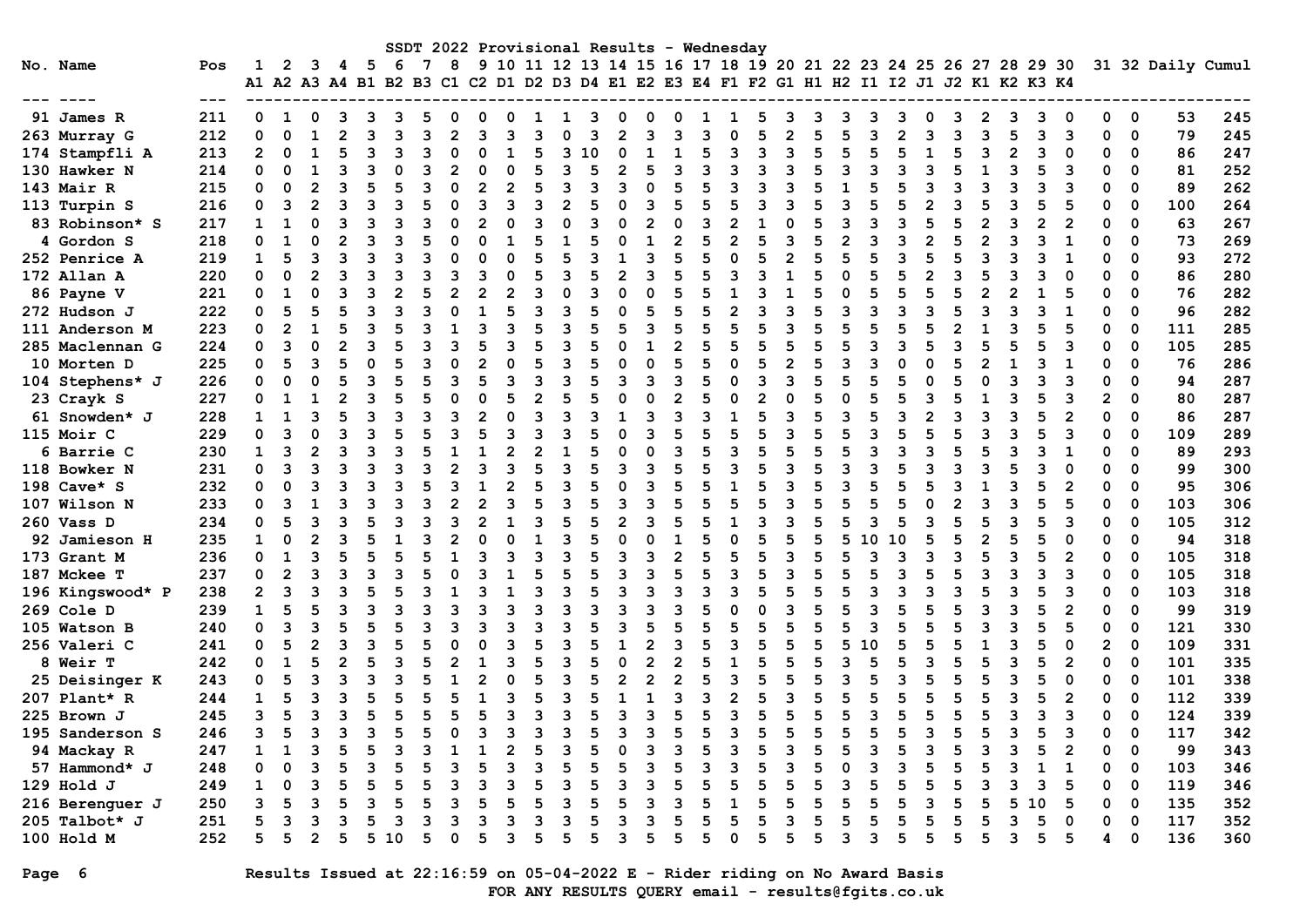# SSDT 2022 Provisional Results - Wednesday

| No. | Name | Pos | 1 | 2 | 3 | 4 | 5 | 6 | 7 | 8 | 9 | 10 | 11 | 12 | 13 | 14 | 15 | 16 | 17 | 18 | 19 | 20 | 21 | 22 | 23 | 24 | 25 | 26 | 27 | 28 | 29 | 30 | 31 | 32 | Daily | Cumul |
|---|---|---|---|---|---|---|---|---|---|---|---|---|---|---|---|---|---|---|---|---|---|---|---|---|---|---|---|---|---|---|---|---|---|---|---|---|
| | | | A1 | A2 | A3 | A4 | B1 | B2 | B3 | C1 | C2 | D1 | D2 | D3 | D4 | E1 | E2 | E3 | E4 | F1 | F2 | G1 | H1 | H2 | I1 | I2 | J1 | J2 | K1 | K2 | K3 | K4 | | | | |
| 91 | James R | 211 | 0 | 1 | 0 | 3 | 3 | 3 | 5 | 0 | 0 | 0 | 1 | 1 | 3 | 0 | 0 | 0 | 1 | 1 | 5 | 3 | 3 | 3 | 3 | 3 | 0 | 3 | 2 | 3 | 3 | 0 | 0 | 0 | 53 | 245 |
| 263 | Murray G | 212 | 0 | 0 | 1 | 2 | 3 | 3 | 3 | 2 | 3 | 3 | 3 | 0 | 3 | 2 | 3 | 3 | 3 | 0 | 5 | 2 | 5 | 5 | 3 | 2 | 3 | 3 | 3 | 5 | 3 | 3 | 0 | 0 | 79 | 245 |
| 174 | Stampfli A | 213 | 2 | 0 | 1 | 5 | 3 | 3 | 3 | 0 | 0 | 1 | 5 | 3 | 10 | 0 | 1 | 1 | 5 | 3 | 3 | 3 | 5 | 5 | 5 | 5 | 1 | 5 | 3 | 2 | 3 | 0 | 0 | 0 | 86 | 247 |
| 130 | Hawker N | 214 | 0 | 0 | 1 | 3 | 3 | 0 | 3 | 2 | 0 | 0 | 5 | 3 | 5 | 2 | 5 | 3 | 3 | 3 | 3 | 3 | 5 | 3 | 3 | 3 | 3 | 5 | 1 | 3 | 5 | 3 | 0 | 0 | 81 | 252 |
| 143 | Mair R | 215 | 0 | 0 | 2 | 3 | 5 | 5 | 3 | 0 | 2 | 2 | 5 | 3 | 3 | 3 | 0 | 5 | 5 | 3 | 3 | 3 | 5 | 1 | 5 | 5 | 3 | 3 | 3 | 3 | 3 | 3 | 0 | 0 | 89 | 262 |
| 113 | Turpin S | 216 | 0 | 3 | 2 | 3 | 3 | 3 | 5 | 0 | 3 | 3 | 3 | 2 | 5 | 0 | 3 | 5 | 5 | 5 | 3 | 3 | 5 | 3 | 5 | 5 | 2 | 3 | 5 | 3 | 5 | 5 | 0 | 0 | 100 | 264 |
| 83 | Robinson* S | 217 | 1 | 1 | 0 | 3 | 3 | 3 | 3 | 0 | 2 | 0 | 3 | 0 | 3 | 0 | 2 | 0 | 3 | 2 | 1 | 0 | 5 | 3 | 3 | 3 | 5 | 5 | 2 | 3 | 2 | 2 | 0 | 0 | 63 | 267 |
| 4 | Gordon S | 218 | 0 | 1 | 0 | 2 | 3 | 3 | 5 | 0 | 0 | 1 | 5 | 1 | 5 | 0 | 1 | 2 | 5 | 2 | 5 | 3 | 5 | 2 | 3 | 3 | 2 | 5 | 2 | 3 | 3 | 1 | 0 | 0 | 73 | 269 |
| 252 | Penrice A | 219 | 1 | 5 | 3 | 3 | 3 | 3 | 3 | 0 | 0 | 0 | 5 | 5 | 3 | 1 | 3 | 5 | 5 | 0 | 5 | 2 | 5 | 5 | 5 | 3 | 5 | 5 | 3 | 3 | 3 | 1 | 0 | 0 | 93 | 272 |
| 172 | Allan A | 220 | 0 | 0 | 2 | 3 | 3 | 3 | 3 | 3 | 3 | 0 | 5 | 3 | 5 | 2 | 3 | 5 | 5 | 3 | 3 | 1 | 5 | 0 | 5 | 5 | 2 | 3 | 5 | 3 | 3 | 0 | 0 | 0 | 86 | 280 |
| 86 | Payne V | 221 | 0 | 1 | 0 | 3 | 3 | 2 | 5 | 2 | 2 | 2 | 3 | 0 | 3 | 0 | 0 | 5 | 5 | 1 | 3 | 1 | 5 | 0 | 5 | 5 | 5 | 5 | 2 | 2 | 1 | 5 | 0 | 0 | 76 | 282 |
| 272 | Hudson J | 222 | 0 | 5 | 5 | 5 | 3 | 3 | 3 | 0 | 1 | 5 | 3 | 3 | 5 | 0 | 5 | 5 | 5 | 2 | 3 | 3 | 5 | 3 | 3 | 3 | 3 | 5 | 3 | 3 | 3 | 1 | 0 | 0 | 96 | 282 |
| 111 | Anderson M | 223 | 0 | 2 | 1 | 5 | 3 | 5 | 3 | 1 | 3 | 3 | 5 | 3 | 5 | 5 | 3 | 5 | 5 | 5 | 5 | 3 | 5 | 5 | 5 | 5 | 5 | 2 | 1 | 3 | 5 | 5 | 0 | 0 | 111 | 285 |
| 285 | Maclennan G | 224 | 0 | 3 | 0 | 2 | 3 | 5 | 3 | 3 | 5 | 3 | 5 | 3 | 5 | 0 | 1 | 2 | 5 | 5 | 5 | 5 | 5 | 5 | 3 | 3 | 5 | 3 | 5 | 5 | 5 | 3 | 0 | 0 | 105 | 285 |
| 10 | Morten D | 225 | 0 | 5 | 3 | 5 | 0 | 5 | 3 | 0 | 2 | 0 | 5 | 3 | 5 | 0 | 0 | 5 | 5 | 0 | 5 | 2 | 5 | 3 | 3 | 0 | 0 | 5 | 2 | 1 | 3 | 1 | 0 | 0 | 76 | 286 |
| 104 | Stephens* J | 226 | 0 | 0 | 0 | 5 | 3 | 5 | 5 | 3 | 5 | 3 | 3 | 3 | 5 | 3 | 3 | 3 | 5 | 0 | 3 | 3 | 5 | 5 | 5 | 5 | 0 | 5 | 0 | 3 | 3 | 3 | 0 | 0 | 94 | 287 |
| 23 | Crayk S | 227 | 0 | 1 | 1 | 2 | 3 | 5 | 5 | 0 | 0 | 5 | 2 | 5 | 5 | 0 | 0 | 2 | 5 | 0 | 2 | 0 | 5 | 0 | 5 | 5 | 3 | 5 | 1 | 3 | 5 | 3 | 2 | 0 | 80 | 287 |
| 61 | Snowden* J | 228 | 1 | 1 | 3 | 5 | 3 | 3 | 3 | 3 | 2 | 0 | 3 | 3 | 3 | 1 | 3 | 3 | 3 | 1 | 5 | 3 | 5 | 3 | 5 | 3 | 2 | 3 | 3 | 3 | 5 | 2 | 0 | 0 | 86 | 287 |
| 115 | Moir C | 229 | 0 | 3 | 0 | 3 | 3 | 5 | 5 | 3 | 5 | 3 | 3 | 3 | 5 | 0 | 3 | 5 | 5 | 5 | 5 | 3 | 5 | 5 | 3 | 5 | 5 | 5 | 3 | 3 | 5 | 3 | 0 | 0 | 109 | 289 |
| 6 | Barrie C | 230 | 1 | 3 | 2 | 3 | 3 | 3 | 5 | 1 | 1 | 2 | 2 | 1 | 5 | 0 | 0 | 3 | 5 | 3 | 5 | 5 | 5 | 5 | 3 | 3 | 3 | 5 | 5 | 3 | 3 | 1 | 0 | 0 | 89 | 293 |
| 118 | Bowker N | 231 | 0 | 3 | 3 | 3 | 3 | 3 | 3 | 2 | 3 | 3 | 5 | 3 | 5 | 3 | 3 | 5 | 5 | 3 | 5 | 3 | 5 | 3 | 3 | 5 | 3 | 3 | 3 | 5 | 3 | 0 | 0 | 0 | 99 | 300 |
| 198 | Cave* S | 232 | 0 | 0 | 3 | 3 | 3 | 3 | 5 | 3 | 1 | 2 | 5 | 3 | 5 | 0 | 3 | 5 | 5 | 1 | 5 | 3 | 5 | 3 | 5 | 5 | 5 | 3 | 1 | 3 | 5 | 2 | 0 | 0 | 95 | 306 |
| 107 | Wilson N | 233 | 0 | 3 | 1 | 3 | 3 | 3 | 3 | 2 | 2 | 3 | 5 | 3 | 5 | 3 | 3 | 5 | 5 | 5 | 5 | 3 | 5 | 5 | 5 | 5 | 0 | 2 | 3 | 3 | 5 | 5 | 0 | 0 | 103 | 306 |
| 260 | Vass D | 234 | 0 | 5 | 3 | 3 | 5 | 3 | 3 | 3 | 2 | 1 | 3 | 5 | 5 | 2 | 3 | 5 | 5 | 1 | 3 | 3 | 5 | 5 | 3 | 5 | 3 | 5 | 5 | 3 | 5 | 3 | 0 | 0 | 105 | 312 |
| 92 | Jamieson H | 235 | 1 | 0 | 2 | 3 | 5 | 1 | 3 | 2 | 0 | 0 | 1 | 3 | 5 | 0 | 0 | 1 | 5 | 0 | 5 | 5 | 5 | 5 | 10 | 10 | 5 | 5 | 2 | 5 | 5 | 0 | 0 | 0 | 94 | 318 |
| 173 | Grant M | 236 | 0 | 1 | 3 | 5 | 5 | 5 | 5 | 1 | 3 | 3 | 3 | 3 | 5 | 3 | 3 | 2 | 5 | 5 | 5 | 3 | 5 | 5 | 3 | 3 | 3 | 3 | 5 | 3 | 5 | 2 | 0 | 0 | 105 | 318 |
| 187 | Mckee T | 237 | 0 | 2 | 3 | 3 | 3 | 3 | 5 | 0 | 3 | 1 | 5 | 5 | 5 | 3 | 3 | 5 | 5 | 3 | 5 | 3 | 5 | 5 | 5 | 3 | 5 | 5 | 3 | 3 | 3 | 3 | 0 | 0 | 105 | 318 |
| 196 | Kingswood* P | 238 | 2 | 3 | 3 | 5 | 5 | 5 | 3 | 1 | 3 | 1 | 3 | 3 | 5 | 3 | 3 | 3 | 3 | 3 | 5 | 5 | 5 | 5 | 3 | 3 | 3 | 3 | 5 | 3 | 5 | 3 | 0 | 0 | 103 | 318 |
| 269 | Cole D | 239 | 1 | 5 | 5 | 3 | 3 | 3 | 3 | 3 | 3 | 3 | 3 | 3 | 3 | 3 | 3 | 3 | 5 | 0 | 0 | 3 | 5 | 5 | 3 | 5 | 5 | 5 | 3 | 3 | 5 | 2 | 0 | 0 | 99 | 319 |
| 105 | Watson B | 240 | 0 | 3 | 3 | 5 | 5 | 5 | 3 | 3 | 3 | 3 | 3 | 3 | 5 | 3 | 5 | 5 | 5 | 5 | 5 | 5 | 5 | 5 | 3 | 5 | 5 | 5 | 3 | 3 | 5 | 5 | 0 | 0 | 121 | 330 |
| 256 | Valeri C | 241 | 0 | 5 | 2 | 3 | 3 | 5 | 5 | 0 | 0 | 3 | 5 | 3 | 5 | 1 | 2 | 3 | 5 | 3 | 5 | 5 | 5 | 5 | 10 | 5 | 5 | 5 | 1 | 3 | 5 | 0 | 2 | 0 | 109 | 331 |
| 8 | Weir T | 242 | 0 | 1 | 5 | 2 | 5 | 3 | 5 | 2 | 1 | 3 | 5 | 3 | 5 | 0 | 2 | 2 | 5 | 1 | 5 | 5 | 5 | 3 | 5 | 5 | 3 | 5 | 5 | 3 | 5 | 2 | 0 | 0 | 101 | 335 |
| 25 | Deisinger K | 243 | 0 | 5 | 3 | 3 | 3 | 3 | 5 | 1 | 2 | 0 | 5 | 3 | 5 | 2 | 2 | 2 | 5 | 3 | 5 | 5 | 5 | 3 | 5 | 3 | 5 | 5 | 5 | 3 | 5 | 0 | 0 | 0 | 101 | 338 |
| 207 | Plant* R | 244 | 1 | 5 | 3 | 3 | 5 | 5 | 5 | 5 | 1 | 3 | 5 | 3 | 5 | 1 | 1 | 3 | 3 | 2 | 5 | 3 | 5 | 5 | 5 | 5 | 5 | 5 | 5 | 3 | 5 | 2 | 0 | 0 | 112 | 339 |
| 225 | Brown J | 245 | 3 | 5 | 3 | 3 | 5 | 5 | 5 | 5 | 5 | 3 | 3 | 3 | 5 | 3 | 3 | 5 | 5 | 3 | 5 | 5 | 5 | 5 | 3 | 5 | 5 | 5 | 5 | 3 | 3 | 3 | 0 | 0 | 124 | 339 |
| 195 | Sanderson S | 246 | 3 | 5 | 3 | 3 | 3 | 5 | 5 | 0 | 3 | 3 | 3 | 3 | 5 | 3 | 3 | 5 | 5 | 3 | 5 | 5 | 5 | 5 | 5 | 5 | 3 | 5 | 5 | 3 | 5 | 3 | 0 | 0 | 117 | 342 |
| 94 | Mackay R | 247 | 1 | 1 | 3 | 5 | 5 | 3 | 3 | 1 | 1 | 2 | 5 | 3 | 5 | 0 | 3 | 3 | 5 | 3 | 5 | 3 | 5 | 5 | 3 | 5 | 3 | 5 | 3 | 3 | 5 | 2 | 0 | 0 | 99 | 343 |
| 57 | Hammond* J | 248 | 0 | 0 | 3 | 5 | 3 | 5 | 5 | 3 | 5 | 3 | 3 | 5 | 5 | 5 | 3 | 5 | 3 | 3 | 5 | 3 | 5 | 0 | 3 | 3 | 5 | 5 | 5 | 3 | 1 | 1 | 0 | 0 | 103 | 346 |
| 129 | Hold J | 249 | 1 | 0 | 3 | 5 | 5 | 5 | 5 | 3 | 3 | 3 | 5 | 3 | 5 | 3 | 3 | 5 | 5 | 5 | 5 | 5 | 5 | 3 | 5 | 5 | 5 | 5 | 3 | 3 | 3 | 5 | 0 | 0 | 119 | 346 |
| 216 | Berenguer J | 250 | 3 | 5 | 3 | 5 | 3 | 5 | 5 | 3 | 5 | 5 | 5 | 3 | 5 | 5 | 3 | 3 | 5 | 1 | 5 | 5 | 5 | 5 | 5 | 5 | 3 | 5 | 5 | 5 | 10 | 5 | 0 | 0 | 135 | 352 |
| 205 | Talbot* J | 251 | 5 | 3 | 3 | 3 | 5 | 3 | 3 | 3 | 3 | 3 | 3 | 3 | 5 | 3 | 3 | 5 | 5 | 5 | 5 | 3 | 5 | 5 | 5 | 5 | 5 | 5 | 5 | 3 | 5 | 0 | 0 | 0 | 117 | 352 |
| 100 | Hold M | 252 | 5 | 5 | 2 | 5 | 5 | 10 | 5 | 0 | 5 | 3 | 5 | 5 | 5 | 3 | 5 | 5 | 5 | 0 | 5 | 5 | 5 | 3 | 3 | 5 | 5 | 5 | 5 | 3 | 5 | 5 | 4 | 0 | 136 | 360 |

Results Issued at 22:16:59 on 05-04-2022 E - Rider riding on No Award Basis

FOR ANY RESULTS QUERY email - results@fgits.co.uk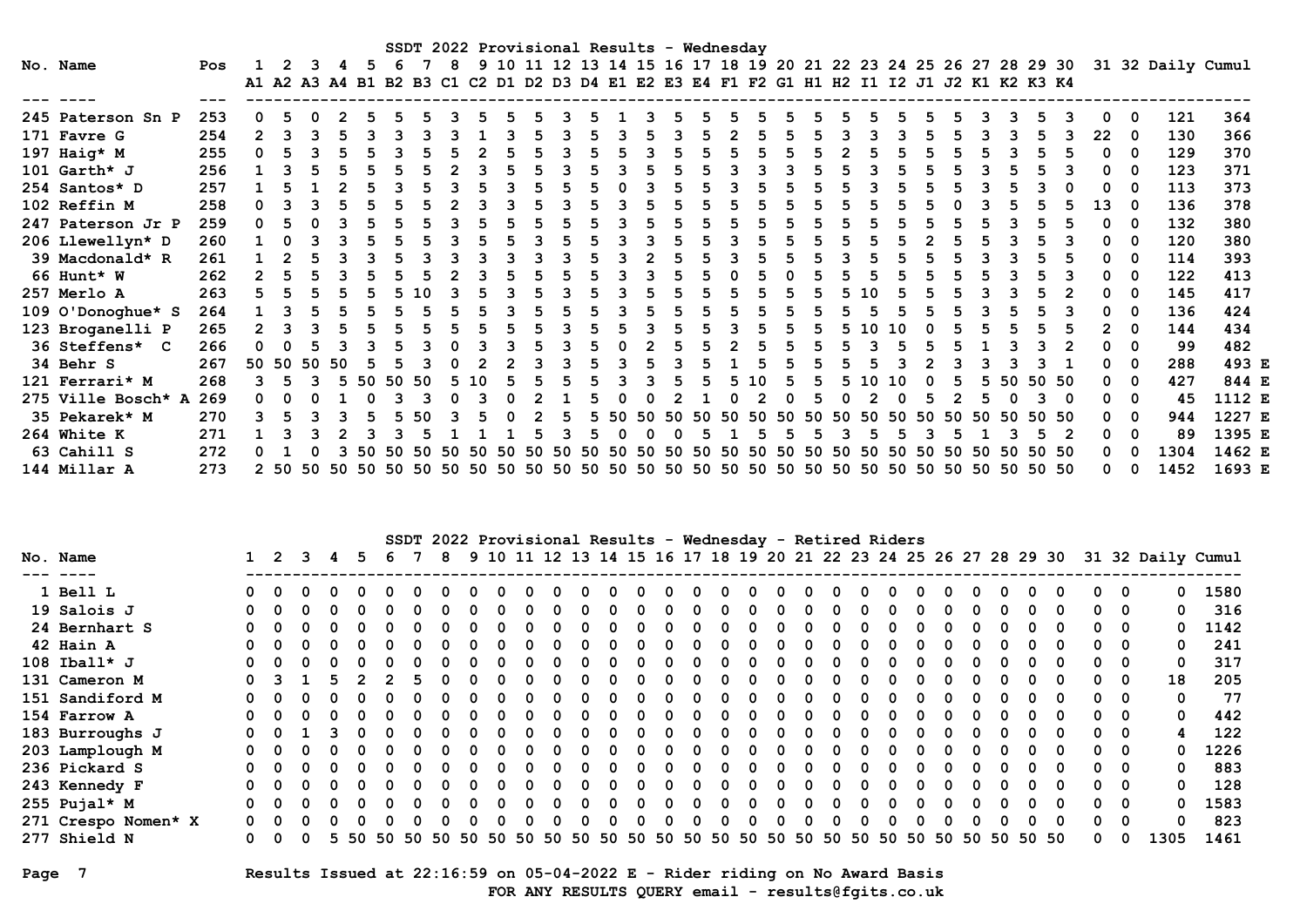# SSDT 2022 Provisional Results - Wednesday

| No. | Name | Pos | 1 A1 | 2 A2 | 3 A3 | 4 A4 | 5 B1 | 6 B2 | 7 B3 | 8 C1 | 9 C2 | 10 D1 | 11 D2 | 12 D3 | 13 D4 | 14 E1 | 15 E2 | 16 E3 | 17 E4 | 18 F1 | 19 F2 | 20 G1 | 21 H1 | 22 H2 | 23 I1 | 24 I2 | 25 J1 | 26 J2 | 27 K1 | 28 K2 | 29 K3 | 30 K4 | 31 | 32 | Daily | Cumul | |
|---|---|---|---|---|---|---|---|---|---|---|---|---|---|---|---|---|---|---|---|---|---|---|---|---|---|---|---|---|---|---|---|---|---|---|---|---|---|
| 245 | Paterson Sn P | 253 | 0 | 5 | 0 | 2 | 5 | 5 | 5 | 3 | 5 | 5 | 5 | 3 | 5 | 1 | 3 | 5 | 5 | 5 | 5 | 5 | 5 | 5 | 5 | 5 | 5 | 5 | 3 | 3 | 5 | 3 | 0 | 0 | 121 | 364 | |
| 171 | Favre G | 254 | 2 | 3 | 3 | 5 | 3 | 3 | 3 | 3 | 1 | 3 | 5 | 3 | 5 | 3 | 5 | 3 | 5 | 2 | 5 | 5 | 5 | 3 | 3 | 3 | 5 | 5 | 3 | 3 | 5 | 3 | 22 | 0 | 130 | 366 | |
| 197 | Haig* M | 255 | 0 | 5 | 3 | 5 | 5 | 3 | 5 | 5 | 2 | 5 | 5 | 3 | 5 | 5 | 3 | 5 | 5 | 5 | 5 | 5 | 5 | 5 | 2 | 5 | 5 | 5 | 5 | 3 | 5 | 5 | 0 | 0 | 129 | 370 | |
| 101 | Garth* J | 256 | 1 | 3 | 5 | 5 | 5 | 5 | 5 | 2 | 3 | 5 | 5 | 3 | 5 | 3 | 5 | 5 | 5 | 3 | 3 | 3 | 5 | 5 | 3 | 5 | 5 | 5 | 3 | 5 | 5 | 3 | 0 | 0 | 123 | 371 | |
| 254 | Santos* D | 257 | 1 | 5 | 1 | 2 | 5 | 3 | 5 | 3 | 5 | 3 | 5 | 5 | 5 | 0 | 3 | 5 | 5 | 3 | 5 | 5 | 5 | 5 | 3 | 5 | 5 | 5 | 3 | 5 | 3 | 0 | 0 | 0 | 113 | 373 | |
| 102 | Reffin M | 258 | 0 | 3 | 3 | 5 | 5 | 5 | 5 | 2 | 3 | 3 | 5 | 3 | 5 | 3 | 5 | 5 | 5 | 5 | 5 | 5 | 5 | 5 | 5 | 5 | 5 | 0 | 3 | 5 | 5 | 5 | 13 | 0 | 136 | 378 | |
| 247 | Paterson Jr P | 259 | 0 | 5 | 0 | 3 | 5 | 5 | 5 | 3 | 5 | 5 | 5 | 5 | 5 | 3 | 5 | 5 | 5 | 5 | 5 | 5 | 5 | 5 | 5 | 5 | 5 | 5 | 5 | 3 | 5 | 5 | 0 | 0 | 132 | 380 | |
| 206 | Llewellyn* D | 260 | 1 | 0 | 3 | 3 | 5 | 5 | 5 | 3 | 5 | 5 | 3 | 5 | 5 | 3 | 3 | 5 | 5 | 3 | 5 | 5 | 5 | 5 | 5 | 5 | 2 | 5 | 5 | 3 | 5 | 3 | 0 | 0 | 120 | 380 | |
| 39 | Macdonald* R | 261 | 1 | 2 | 5 | 3 | 3 | 5 | 3 | 3 | 3 | 3 | 3 | 3 | 5 | 3 | 2 | 5 | 5 | 3 | 5 | 5 | 5 | 3 | 5 | 5 | 5 | 5 | 3 | 3 | 5 | 5 | 0 | 0 | 114 | 393 | |
| 66 | Hunt* W | 262 | 2 | 5 | 5 | 3 | 5 | 5 | 5 | 2 | 3 | 5 | 5 | 5 | 5 | 3 | 3 | 5 | 5 | 0 | 5 | 0 | 5 | 5 | 5 | 5 | 5 | 5 | 3 | 5 | 5 | 3 | 0 | 0 | 122 | 413 | |
| 257 | Merlo A | 263 | 5 | 5 | 5 | 5 | 5 | 5 | 10 | 3 | 5 | 3 | 5 | 3 | 5 | 3 | 5 | 5 | 5 | 5 | 5 | 5 | 5 | 5 | 10 | 5 | 5 | 5 | 3 | 3 | 5 | 2 | 0 | 0 | 145 | 417 | |
| 109 | O'Donoghue* S | 264 | 1 | 3 | 5 | 5 | 5 | 5 | 5 | 5 | 5 | 5 | 3 | 5 | 5 | 5 | 3 | 5 | 5 | 5 | 5 | 5 | 5 | 5 | 5 | 5 | 5 | 5 | 3 | 5 | 5 | 3 | 0 | 0 | 136 | 424 | |
| 123 | Broganelli P | 265 | 2 | 3 | 3 | 5 | 5 | 5 | 5 | 5 | 5 | 5 | 5 | 3 | 5 | 5 | 3 | 5 | 5 | 3 | 5 | 5 | 5 | 5 | 10 | 10 | 0 | 5 | 5 | 5 | 5 | 5 | 2 | 0 | 144 | 434 | |
| 36 | Steffens* C | 266 | 0 | 0 | 5 | 3 | 3 | 5 | 3 | 0 | 3 | 3 | 5 | 3 | 5 | 0 | 2 | 5 | 5 | 2 | 5 | 5 | 5 | 5 | 3 | 5 | 5 | 5 | 1 | 3 | 3 | 2 | 0 | 0 | 99 | 482 | |
| 34 | Behr S | 267 | 50 | 50 | 50 | 50 | 5 | 5 | 3 | 0 | 2 | 2 | 3 | 3 | 5 | 3 | 5 | 3 | 5 | 1 | 5 | 5 | 5 | 5 | 5 | 3 | 2 | 3 | 3 | 3 | 3 | 1 | 0 | 0 | 288 | 493 | E |
| 121 | Ferrari* M | 268 | 3 | 5 | 3 | 5 | 50 | 50 | 50 | 5 | 10 | 5 | 5 | 5 | 5 | 3 | 3 | 5 | 5 | 5 | 10 | 5 | 5 | 5 | 10 | 10 | 0 | 5 | 5 | 50 | 50 | 50 | 0 | 0 | 427 | 844 | E |
| 275 | Ville Bosch* A | 269 | 0 | 0 | 0 | 1 | 0 | 3 | 3 | 0 | 3 | 0 | 2 | 1 | 5 | 0 | 0 | 2 | 1 | 0 | 2 | 0 | 5 | 0 | 2 | 0 | 5 | 2 | 5 | 0 | 3 | 0 | 0 | 0 | 45 | 1112 | E |
| 35 | Pekarek* M | 270 | 3 | 5 | 3 | 3 | 5 | 5 | 50 | 3 | 5 | 0 | 2 | 5 | 5 | 50 | 50 | 50 | 50 | 50 | 50 | 50 | 50 | 50 | 50 | 50 | 50 | 50 | 50 | 50 | 50 | 50 | 0 | 0 | 944 | 1227 | E |
| 264 | White K | 271 | 1 | 3 | 3 | 2 | 3 | 3 | 5 | 1 | 1 | 1 | 5 | 3 | 5 | 0 | 0 | 0 | 5 | 1 | 5 | 5 | 5 | 3 | 5 | 5 | 3 | 5 | 1 | 3 | 5 | 2 | 0 | 0 | 89 | 1395 | E |
| 63 | Cahill S | 272 | 0 | 1 | 0 | 3 | 50 | 50 | 50 | 50 | 50 | 50 | 50 | 50 | 50 | 50 | 50 | 50 | 50 | 50 | 50 | 50 | 50 | 50 | 50 | 50 | 50 | 50 | 50 | 50 | 50 | 50 | 0 | 0 | 1304 | 1462 | E |
| 144 | Millar A | 273 | 2 | 50 | 50 | 50 | 50 | 50 | 50 | 50 | 50 | 50 | 50 | 50 | 50 | 50 | 50 | 50 | 50 | 50 | 50 | 50 | 50 | 50 | 50 | 50 | 50 | 50 | 50 | 50 | 50 | 50 | 0 | 0 | 1452 | 1693 | E |

# SSDT 2022 Provisional Results - Wednesday - Retired Riders

| No. | Name | 1 | 2 | 3 | 4 | 5 | 6 | 7 | 8 | 9 | 10 | 11 | 12 | 13 | 14 | 15 | 16 | 17 | 18 | 19 | 20 | 21 | 22 | 23 | 24 | 25 | 26 | 27 | 28 | 29 | 30 | 31 | 32 | Daily | Cumul |
|---|---|---|---|---|---|---|---|---|---|---|---|---|---|---|---|---|---|---|---|---|---|---|---|---|---|---|---|---|---|---|---|---|---|---|---|
| 1 | Bell L | 0 | 0 | 0 | 0 | 0 | 0 | 0 | 0 | 0 | 0 | 0 | 0 | 0 | 0 | 0 | 0 | 0 | 0 | 0 | 0 | 0 | 0 | 0 | 0 | 0 | 0 | 0 | 0 | 0 | 0 | 0 | 0 | 0 | 1580 |
| 19 | Salois J | 0 | 0 | 0 | 0 | 0 | 0 | 0 | 0 | 0 | 0 | 0 | 0 | 0 | 0 | 0 | 0 | 0 | 0 | 0 | 0 | 0 | 0 | 0 | 0 | 0 | 0 | 0 | 0 | 0 | 0 | 0 | 0 | 0 | 316 |
| 24 | Bernhart S | 0 | 0 | 0 | 0 | 0 | 0 | 0 | 0 | 0 | 0 | 0 | 0 | 0 | 0 | 0 | 0 | 0 | 0 | 0 | 0 | 0 | 0 | 0 | 0 | 0 | 0 | 0 | 0 | 0 | 0 | 0 | 0 | 0 | 1142 |
| 42 | Hain A | 0 | 0 | 0 | 0 | 0 | 0 | 0 | 0 | 0 | 0 | 0 | 0 | 0 | 0 | 0 | 0 | 0 | 0 | 0 | 0 | 0 | 0 | 0 | 0 | 0 | 0 | 0 | 0 | 0 | 0 | 0 | 0 | 0 | 241 |
| 108 | Iball* J | 0 | 0 | 0 | 0 | 0 | 0 | 0 | 0 | 0 | 0 | 0 | 0 | 0 | 0 | 0 | 0 | 0 | 0 | 0 | 0 | 0 | 0 | 0 | 0 | 0 | 0 | 0 | 0 | 0 | 0 | 0 | 0 | 0 | 317 |
| 131 | Cameron M | 0 | 3 | 1 | 5 | 2 | 2 | 5 | 0 | 0 | 0 | 0 | 0 | 0 | 0 | 0 | 0 | 0 | 0 | 0 | 0 | 0 | 0 | 0 | 0 | 0 | 0 | 0 | 0 | 0 | 0 | 0 | 0 | 18 | 205 |
| 151 | Sandiford M | 0 | 0 | 0 | 0 | 0 | 0 | 0 | 0 | 0 | 0 | 0 | 0 | 0 | 0 | 0 | 0 | 0 | 0 | 0 | 0 | 0 | 0 | 0 | 0 | 0 | 0 | 0 | 0 | 0 | 0 | 0 | 0 | 0 | 77 |
| 154 | Farrow A | 0 | 0 | 0 | 0 | 0 | 0 | 0 | 0 | 0 | 0 | 0 | 0 | 0 | 0 | 0 | 0 | 0 | 0 | 0 | 0 | 0 | 0 | 0 | 0 | 0 | 0 | 0 | 0 | 0 | 0 | 0 | 0 | 0 | 442 |
| 183 | Burroughs J | 0 | 0 | 1 | 3 | 0 | 0 | 0 | 0 | 0 | 0 | 0 | 0 | 0 | 0 | 0 | 0 | 0 | 0 | 0 | 0 | 0 | 0 | 0 | 0 | 0 | 0 | 0 | 0 | 0 | 0 | 0 | 0 | 4 | 122 |
| 203 | Lamplough M | 0 | 0 | 0 | 0 | 0 | 0 | 0 | 0 | 0 | 0 | 0 | 0 | 0 | 0 | 0 | 0 | 0 | 0 | 0 | 0 | 0 | 0 | 0 | 0 | 0 | 0 | 0 | 0 | 0 | 0 | 0 | 0 | 0 | 1226 |
| 236 | Pickard S | 0 | 0 | 0 | 0 | 0 | 0 | 0 | 0 | 0 | 0 | 0 | 0 | 0 | 0 | 0 | 0 | 0 | 0 | 0 | 0 | 0 | 0 | 0 | 0 | 0 | 0 | 0 | 0 | 0 | 0 | 0 | 0 | 0 | 883 |
| 243 | Kennedy F | 0 | 0 | 0 | 0 | 0 | 0 | 0 | 0 | 0 | 0 | 0 | 0 | 0 | 0 | 0 | 0 | 0 | 0 | 0 | 0 | 0 | 0 | 0 | 0 | 0 | 0 | 0 | 0 | 0 | 0 | 0 | 0 | 0 | 128 |
| 255 | Pujal* M | 0 | 0 | 0 | 0 | 0 | 0 | 0 | 0 | 0 | 0 | 0 | 0 | 0 | 0 | 0 | 0 | 0 | 0 | 0 | 0 | 0 | 0 | 0 | 0 | 0 | 0 | 0 | 0 | 0 | 0 | 0 | 0 | 0 | 1583 |
| 271 | Crespo Nomen* X | 0 | 0 | 0 | 0 | 0 | 0 | 0 | 0 | 0 | 0 | 0 | 0 | 0 | 0 | 0 | 0 | 0 | 0 | 0 | 0 | 0 | 0 | 0 | 0 | 0 | 0 | 0 | 0 | 0 | 0 | 0 | 0 | 0 | 823 |
| 277 | Shield N | 0 | 0 | 0 | 5 | 50 | 50 | 50 | 50 | 50 | 50 | 50 | 50 | 50 | 50 | 50 | 50 | 50 | 50 | 50 | 50 | 50 | 50 | 50 | 50 | 50 | 50 | 50 | 50 | 50 | 50 | 0 | 0 | 1305 | 1461 |

Results Issued at 22:16:59 on 05-04-2022 E - Rider riding on No Award Basis

FOR ANY RESULTS QUERY email - results@fgits.co.uk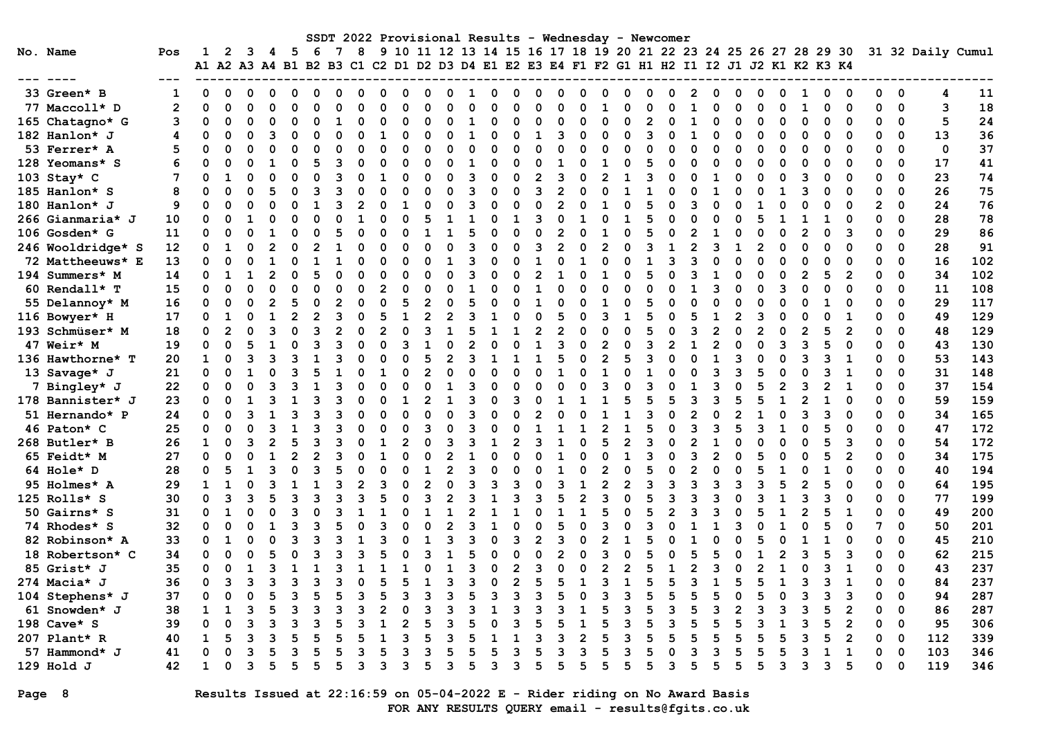# SSDT 2022 Provisional Results - Wednesday - Newcomer

| No. | Name | Pos | 1 A1 | 2 A2 | 3 A3 | 4 A4 | 5 B1 | 6 B2 | 7 B3 | 8 C1 | 9 C2 | 10 D1 | 11 D2 | 12 D3 | 13 D4 | 14 E1 | 15 E2 | 16 E3 | 17 E4 | 18 F1 | 19 F2 | 20 G1 | 21 H1 | 22 H2 | 23 I1 | 24 I2 | 25 J1 | 26 J2 | 27 K1 | 28 K2 | 29 K3 | 30 K4 | 31 | 32 | Daily | Cumul |
|---|---|---|---|---|---|---|---|---|---|---|---|---|---|---|---|---|---|---|---|---|---|---|---|---|---|---|---|---|---|---|---|---|---|---|---|---|
| 33 | Green* B | 1 | 0 | 0 | 0 | 0 | 0 | 0 | 0 | 0 | 0 | 0 | 0 | 0 | 1 | 0 | 0 | 0 | 0 | 0 | 0 | 0 | 0 | 0 | 2 | 0 | 0 | 0 | 0 | 1 | 0 | 0 | 0 | 0 | 4 | 11 |
| 77 | Maccoll* D | 2 | 0 | 0 | 0 | 0 | 0 | 0 | 0 | 0 | 0 | 0 | 0 | 0 | 0 | 0 | 0 | 0 | 0 | 0 | 1 | 0 | 0 | 0 | 1 | 0 | 0 | 0 | 0 | 1 | 0 | 0 | 0 | 0 | 3 | 18 |
| 165 | Chatagno* G | 3 | 0 | 0 | 0 | 0 | 0 | 0 | 1 | 0 | 0 | 0 | 0 | 0 | 1 | 0 | 0 | 0 | 0 | 0 | 0 | 0 | 2 | 0 | 1 | 0 | 0 | 0 | 0 | 0 | 0 | 0 | 0 | 0 | 5 | 24 |
| 182 | Hanlon* J | 4 | 0 | 0 | 0 | 3 | 0 | 0 | 0 | 0 | 1 | 0 | 0 | 0 | 1 | 0 | 0 | 1 | 3 | 0 | 0 | 0 | 3 | 0 | 1 | 0 | 0 | 0 | 0 | 0 | 0 | 0 | 0 | 0 | 13 | 36 |
| 53 | Ferrer* A | 5 | 0 | 0 | 0 | 0 | 0 | 0 | 0 | 0 | 0 | 0 | 0 | 0 | 0 | 0 | 0 | 0 | 0 | 0 | 0 | 0 | 0 | 0 | 0 | 0 | 0 | 0 | 0 | 0 | 0 | 0 | 0 | 0 | 0 | 37 |
| 128 | Yeomans* S | 6 | 0 | 0 | 0 | 1 | 0 | 5 | 3 | 0 | 0 | 0 | 0 | 0 | 1 | 0 | 0 | 0 | 1 | 0 | 1 | 0 | 5 | 0 | 0 | 0 | 0 | 0 | 0 | 0 | 0 | 0 | 0 | 0 | 17 | 41 |
| 103 | Stay* C | 7 | 0 | 1 | 0 | 0 | 0 | 0 | 3 | 0 | 1 | 0 | 0 | 0 | 3 | 0 | 0 | 2 | 3 | 0 | 2 | 1 | 3 | 0 | 0 | 1 | 0 | 0 | 0 | 3 | 0 | 0 | 0 | 0 | 23 | 74 |
| 185 | Hanlon* S | 8 | 0 | 0 | 0 | 5 | 0 | 3 | 3 | 0 | 0 | 0 | 0 | 0 | 3 | 0 | 0 | 3 | 2 | 0 | 0 | 1 | 1 | 0 | 0 | 1 | 0 | 0 | 1 | 3 | 0 | 0 | 0 | 0 | 26 | 75 |
| 180 | Hanlon* J | 9 | 0 | 0 | 0 | 0 | 0 | 1 | 3 | 2 | 0 | 1 | 0 | 0 | 3 | 0 | 0 | 0 | 2 | 0 | 1 | 0 | 5 | 0 | 3 | 0 | 0 | 1 | 0 | 0 | 0 | 0 | 2 | 0 | 24 | 76 |
| 266 | Gianmaria* J | 10 | 0 | 0 | 1 | 0 | 0 | 0 | 0 | 1 | 0 | 0 | 5 | 1 | 1 | 0 | 1 | 3 | 0 | 1 | 0 | 1 | 5 | 0 | 0 | 0 | 0 | 5 | 1 | 1 | 1 | 0 | 0 | 0 | 28 | 78 |
| 106 | Gosden* G | 11 | 0 | 0 | 0 | 1 | 0 | 0 | 5 | 0 | 0 | 0 | 1 | 1 | 5 | 0 | 0 | 0 | 2 | 0 | 1 | 0 | 5 | 0 | 2 | 1 | 0 | 0 | 0 | 2 | 0 | 3 | 0 | 0 | 29 | 86 |
| 246 | Wooldridge* S | 12 | 0 | 1 | 0 | 2 | 0 | 2 | 1 | 0 | 0 | 0 | 0 | 0 | 3 | 0 | 0 | 3 | 2 | 0 | 2 | 0 | 3 | 1 | 2 | 3 | 1 | 2 | 0 | 0 | 0 | 0 | 0 | 0 | 28 | 91 |
| 72 | Mattheeuws* E | 13 | 0 | 0 | 0 | 1 | 0 | 1 | 1 | 0 | 0 | 0 | 0 | 1 | 3 | 0 | 0 | 1 | 0 | 1 | 0 | 0 | 1 | 3 | 3 | 0 | 0 | 0 | 0 | 0 | 0 | 0 | 0 | 0 | 16 | 102 |
| 194 | Summers* M | 14 | 0 | 1 | 1 | 2 | 0 | 5 | 0 | 0 | 0 | 0 | 0 | 0 | 3 | 0 | 0 | 2 | 1 | 0 | 1 | 0 | 5 | 0 | 3 | 1 | 0 | 0 | 0 | 2 | 5 | 2 | 0 | 0 | 34 | 102 |
| 60 | Rendall* T | 15 | 0 | 0 | 0 | 0 | 0 | 0 | 0 | 0 | 2 | 0 | 0 | 0 | 1 | 0 | 0 | 1 | 0 | 0 | 0 | 0 | 0 | 0 | 1 | 3 | 0 | 0 | 3 | 0 | 0 | 0 | 0 | 0 | 11 | 108 |
| 55 | Delannoy* M | 16 | 0 | 0 | 0 | 2 | 5 | 0 | 2 | 0 | 0 | 5 | 2 | 0 | 5 | 0 | 0 | 1 | 0 | 0 | 1 | 0 | 5 | 0 | 0 | 0 | 0 | 0 | 0 | 0 | 1 | 0 | 0 | 0 | 29 | 117 |
| 116 | Bowyer* H | 17 | 0 | 1 | 0 | 1 | 2 | 2 | 3 | 0 | 5 | 1 | 2 | 2 | 3 | 1 | 0 | 0 | 5 | 0 | 3 | 1 | 5 | 0 | 5 | 1 | 2 | 3 | 0 | 0 | 0 | 1 | 0 | 0 | 49 | 129 |
| 193 | Schmüser* M | 18 | 0 | 2 | 0 | 3 | 0 | 3 | 2 | 0 | 2 | 0 | 3 | 1 | 5 | 1 | 1 | 2 | 2 | 0 | 0 | 0 | 5 | 0 | 3 | 2 | 0 | 2 | 0 | 2 | 5 | 2 | 0 | 0 | 48 | 129 |
| 47 | Weir* M | 19 | 0 | 0 | 5 | 1 | 0 | 3 | 3 | 0 | 0 | 3 | 1 | 0 | 2 | 0 | 0 | 1 | 3 | 0 | 2 | 0 | 3 | 2 | 1 | 2 | 0 | 0 | 3 | 3 | 5 | 0 | 0 | 0 | 43 | 130 |
| 136 | Hawthorne* T | 20 | 1 | 0 | 3 | 3 | 3 | 1 | 3 | 0 | 0 | 0 | 5 | 2 | 3 | 1 | 1 | 1 | 5 | 0 | 2 | 5 | 3 | 0 | 0 | 1 | 3 | 0 | 0 | 3 | 3 | 1 | 0 | 0 | 53 | 143 |
| 13 | Savage* J | 21 | 0 | 0 | 1 | 0 | 3 | 5 | 1 | 0 | 1 | 0 | 2 | 0 | 0 | 0 | 0 | 0 | 1 | 0 | 1 | 0 | 1 | 0 | 0 | 3 | 3 | 5 | 0 | 0 | 3 | 1 | 0 | 0 | 31 | 148 |
| 7 | Bingley* J | 22 | 0 | 0 | 0 | 3 | 3 | 1 | 3 | 0 | 0 | 0 | 0 | 1 | 3 | 0 | 0 | 0 | 0 | 0 | 3 | 0 | 3 | 0 | 1 | 3 | 0 | 5 | 2 | 3 | 2 | 1 | 0 | 0 | 37 | 154 |
| 178 | Bannister* J | 23 | 0 | 0 | 1 | 3 | 1 | 3 | 3 | 0 | 0 | 1 | 2 | 1 | 3 | 0 | 3 | 0 | 1 | 1 | 1 | 5 | 5 | 5 | 3 | 3 | 5 | 5 | 1 | 2 | 1 | 0 | 0 | 0 | 59 | 159 |
| 51 | Hernando* P | 24 | 0 | 0 | 3 | 1 | 3 | 3 | 3 | 0 | 0 | 0 | 0 | 0 | 3 | 0 | 0 | 2 | 0 | 0 | 1 | 1 | 3 | 0 | 2 | 0 | 2 | 1 | 0 | 3 | 3 | 0 | 0 | 0 | 34 | 165 |
| 46 | Paton* C | 25 | 0 | 0 | 0 | 3 | 1 | 3 | 3 | 0 | 0 | 0 | 3 | 0 | 3 | 0 | 0 | 1 | 1 | 1 | 2 | 1 | 5 | 0 | 3 | 3 | 5 | 3 | 1 | 0 | 5 | 0 | 0 | 0 | 47 | 172 |
| 268 | Butler* B | 26 | 1 | 0 | 3 | 2 | 5 | 3 | 3 | 0 | 1 | 2 | 0 | 3 | 3 | 1 | 2 | 3 | 1 | 0 | 5 | 2 | 3 | 0 | 2 | 1 | 0 | 0 | 0 | 0 | 5 | 3 | 0 | 0 | 54 | 172 |
| 65 | Feidt* M | 27 | 0 | 0 | 0 | 1 | 2 | 2 | 3 | 0 | 1 | 0 | 0 | 2 | 1 | 0 | 0 | 0 | 1 | 0 | 0 | 1 | 3 | 0 | 3 | 2 | 0 | 5 | 0 | 0 | 5 | 2 | 0 | 0 | 34 | 175 |
| 64 | Hole* D | 28 | 0 | 5 | 1 | 3 | 0 | 3 | 5 | 0 | 0 | 0 | 1 | 2 | 3 | 0 | 0 | 0 | 1 | 0 | 2 | 0 | 5 | 0 | 2 | 0 | 0 | 5 | 1 | 0 | 1 | 0 | 0 | 0 | 40 | 194 |
| 95 | Holmes* A | 29 | 1 | 1 | 0 | 3 | 1 | 1 | 3 | 2 | 3 | 0 | 2 | 0 | 3 | 3 | 3 | 0 | 3 | 1 | 2 | 2 | 3 | 3 | 3 | 3 | 3 | 3 | 5 | 2 | 5 | 0 | 0 | 0 | 64 | 195 |
| 125 | Rolls* S | 30 | 0 | 3 | 3 | 5 | 3 | 3 | 3 | 3 | 5 | 0 | 3 | 2 | 3 | 1 | 3 | 3 | 5 | 2 | 3 | 0 | 5 | 3 | 3 | 3 | 0 | 3 | 1 | 3 | 3 | 0 | 0 | 0 | 77 | 199 |
| 50 | Gairns* S | 31 | 0 | 1 | 0 | 0 | 3 | 0 | 3 | 1 | 1 | 0 | 1 | 1 | 2 | 1 | 1 | 0 | 1 | 1 | 5 | 0 | 5 | 2 | 3 | 3 | 0 | 5 | 1 | 2 | 5 | 1 | 0 | 0 | 49 | 200 |
| 74 | Rhodes* S | 32 | 0 | 0 | 0 | 1 | 3 | 3 | 5 | 0 | 3 | 0 | 0 | 2 | 3 | 1 | 0 | 0 | 5 | 0 | 3 | 0 | 3 | 0 | 1 | 1 | 3 | 0 | 1 | 0 | 5 | 0 | 7 | 0 | 50 | 201 |
| 82 | Robinson* A | 33 | 0 | 1 | 0 | 0 | 3 | 3 | 3 | 1 | 3 | 0 | 1 | 3 | 3 | 0 | 3 | 2 | 3 | 0 | 2 | 1 | 5 | 0 | 1 | 0 | 0 | 5 | 0 | 1 | 1 | 0 | 0 | 0 | 45 | 210 |
| 18 | Robertson* C | 34 | 0 | 0 | 0 | 5 | 0 | 3 | 3 | 3 | 5 | 0 | 3 | 1 | 5 | 0 | 0 | 0 | 2 | 0 | 3 | 0 | 5 | 0 | 5 | 5 | 0 | 1 | 2 | 3 | 5 | 3 | 0 | 0 | 62 | 215 |
| 85 | Grist* J | 35 | 0 | 0 | 1 | 3 | 1 | 1 | 3 | 1 | 1 | 1 | 0 | 1 | 3 | 0 | 2 | 3 | 0 | 0 | 2 | 2 | 5 | 1 | 2 | 3 | 0 | 2 | 1 | 0 | 3 | 1 | 0 | 0 | 43 | 237 |
| 274 | Macia* J | 36 | 0 | 3 | 3 | 3 | 3 | 3 | 3 | 0 | 5 | 5 | 1 | 3 | 3 | 0 | 2 | 5 | 5 | 1 | 3 | 1 | 5 | 5 | 3 | 1 | 5 | 5 | 1 | 3 | 3 | 1 | 0 | 0 | 84 | 237 |
| 104 | Stephens* J | 37 | 0 | 0 | 0 | 5 | 3 | 5 | 5 | 3 | 5 | 3 | 3 | 3 | 5 | 3 | 3 | 3 | 5 | 0 | 3 | 3 | 5 | 5 | 5 | 5 | 0 | 5 | 0 | 3 | 3 | 3 | 0 | 0 | 94 | 287 |
| 61 | Snowden* J | 38 | 1 | 1 | 3 | 5 | 3 | 3 | 3 | 3 | 2 | 0 | 3 | 3 | 3 | 1 | 3 | 3 | 3 | 1 | 5 | 3 | 5 | 3 | 5 | 3 | 2 | 3 | 3 | 3 | 5 | 2 | 0 | 0 | 86 | 287 |
| 198 | Cave* S | 39 | 0 | 0 | 3 | 3 | 3 | 3 | 5 | 3 | 1 | 2 | 5 | 3 | 5 | 0 | 3 | 5 | 5 | 1 | 5 | 3 | 5 | 3 | 5 | 5 | 5 | 3 | 1 | 3 | 5 | 2 | 0 | 0 | 95 | 306 |
| 207 | Plant* R | 40 | 1 | 5 | 3 | 3 | 5 | 5 | 5 | 5 | 1 | 3 | 5 | 3 | 5 | 1 | 1 | 3 | 3 | 2 | 5 | 3 | 5 | 5 | 5 | 5 | 5 | 5 | 5 | 3 | 5 | 2 | 0 | 0 | 112 | 339 |
| 57 | Hammond* J | 41 | 0 | 0 | 3 | 5 | 3 | 5 | 5 | 3 | 5 | 3 | 3 | 5 | 5 | 5 | 3 | 5 | 3 | 3 | 5 | 3 | 5 | 0 | 3 | 3 | 5 | 5 | 5 | 3 | 1 | 1 | 0 | 0 | 103 | 346 |
| 129 | Hold J | 42 | 1 | 0 | 3 | 5 | 5 | 5 | 5 | 3 | 3 | 3 | 5 | 3 | 5 | 3 | 3 | 5 | 5 | 5 | 5 | 5 | 5 | 3 | 5 | 5 | 5 | 5 | 3 | 3 | 3 | 5 | 0 | 0 | 119 | 346 |

Results Issued at 22:16:59 on 05-04-2022 E - Rider riding on No Award Basis

FOR ANY RESULTS QUERY email - results@fgits.co.uk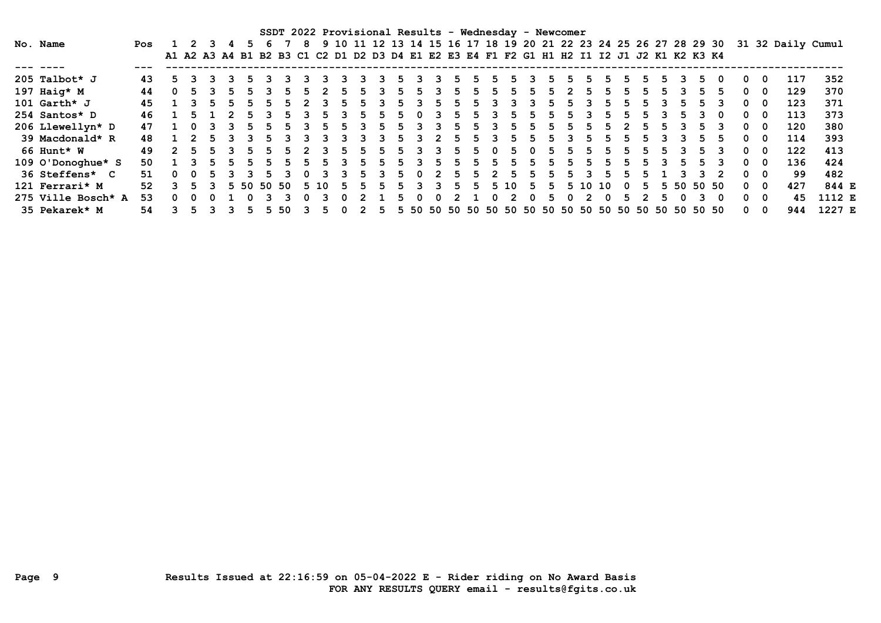# SSDT 2022 Provisional Results - Wednesday - Newcomer

| No. | Name | Pos | 1 A1 | 2 A2 | 3 A3 | 4 A4 | 5 B1 | 6 B2 | 7 B3 | 8 C1 | 9 C2 | 10 D1 | 11 D2 | 12 D3 | 13 D4 | 14 E1 | 15 E2 | 16 E3 | 17 E4 | 18 F1 | 19 F2 | 20 G1 | 21 H1 | 22 H2 | 23 I1 | 24 I2 | 25 J1 | 26 J2 | 27 K1 | 28 K2 | 29 K3 | 30 K4 | 31 | 32 | Daily | Cumul |
|---|---|---|---|---|---|---|---|---|---|---|---|---|---|---|---|---|---|---|---|---|---|---|---|---|---|---|---|---|---|---|---|---|---|---|---|---|
| 205 | Talbot* J | 43 | 5 | 3 | 3 | 3 | 5 | 3 | 3 | 3 | 3 | 3 | 3 | 3 | 5 | 3 | 3 | 5 | 5 | 5 | 5 | 3 | 5 | 5 | 5 | 5 | 5 | 5 | 5 | 3 | 5 | 0 | 0 | 0 | 117 | 352 |
| 197 | Haig* M | 44 | 0 | 5 | 3 | 5 | 5 | 3 | 5 | 5 | 2 | 5 | 5 | 3 | 5 | 5 | 3 | 5 | 5 | 5 | 5 | 5 | 5 | 2 | 5 | 5 | 5 | 5 | 5 | 3 | 5 | 5 | 0 | 0 | 129 | 370 |
| 101 | Garth* J | 45 | 1 | 3 | 5 | 5 | 5 | 5 | 5 | 2 | 3 | 5 | 5 | 3 | 5 | 3 | 5 | 5 | 5 | 3 | 3 | 3 | 5 | 5 | 3 | 5 | 5 | 5 | 3 | 5 | 5 | 3 | 0 | 0 | 123 | 371 |
| 254 | Santos* D | 46 | 1 | 5 | 1 | 2 | 5 | 3 | 5 | 3 | 5 | 3 | 5 | 5 | 5 | 0 | 3 | 5 | 5 | 3 | 5 | 5 | 5 | 5 | 3 | 5 | 5 | 5 | 3 | 5 | 3 | 0 | 0 | 0 | 113 | 373 |
| 206 | Llewellyn* D | 47 | 1 | 0 | 3 | 3 | 5 | 5 | 5 | 3 | 5 | 5 | 3 | 5 | 5 | 3 | 3 | 5 | 5 | 3 | 5 | 5 | 5 | 5 | 5 | 5 | 2 | 5 | 5 | 3 | 5 | 3 | 0 | 0 | 120 | 380 |
| 39 | Macdonald* R | 48 | 1 | 2 | 5 | 3 | 3 | 5 | 3 | 3 | 3 | 3 | 3 | 3 | 5 | 3 | 2 | 5 | 5 | 3 | 5 | 5 | 5 | 3 | 5 | 5 | 5 | 5 | 3 | 3 | 5 | 5 | 0 | 0 | 114 | 393 |
| 66 | Hunt* W | 49 | 2 | 5 | 5 | 3 | 5 | 5 | 5 | 2 | 3 | 5 | 5 | 5 | 5 | 3 | 3 | 5 | 5 | 0 | 5 | 0 | 5 | 5 | 5 | 5 | 5 | 5 | 5 | 3 | 5 | 3 | 0 | 0 | 122 | 413 |
| 109 | O'Donoghue* S | 50 | 1 | 3 | 5 | 5 | 5 | 5 | 5 | 5 | 5 | 3 | 5 | 5 | 5 | 3 | 5 | 5 | 5 | 5 | 5 | 5 | 5 | 5 | 5 | 5 | 5 | 5 | 3 | 5 | 5 | 3 | 0 | 0 | 136 | 424 |
| 36 | Steffens* C | 51 | 0 | 0 | 5 | 3 | 3 | 5 | 3 | 0 | 3 | 3 | 5 | 3 | 5 | 0 | 2 | 5 | 5 | 2 | 5 | 5 | 5 | 5 | 3 | 5 | 5 | 5 | 1 | 3 | 3 | 2 | 0 | 0 | 99 | 482 |
| 121 | Ferrari* M | 52 | 3 | 5 | 3 | 5 | 50 | 50 | 50 | 5 | 10 | 5 | 5 | 5 | 5 | 3 | 3 | 5 | 5 | 5 | 10 | 5 | 5 | 5 | 10 | 10 | 0 | 5 | 5 | 50 | 50 | 50 | 0 | 0 | 427 | 844 E |
| 275 | Ville Bosch* A | 53 | 0 | 0 | 0 | 1 | 0 | 3 | 3 | 0 | 3 | 0 | 2 | 1 | 5 | 0 | 0 | 2 | 1 | 0 | 2 | 0 | 5 | 0 | 2 | 0 | 5 | 2 | 5 | 0 | 3 | 0 | 0 | 0 | 45 | 1112 E |
| 35 | Pekarek* M | 54 | 3 | 5 | 3 | 3 | 5 | 5 | 50 | 3 | 5 | 0 | 2 | 5 | 5 | 50 | 50 | 50 | 50 | 50 | 50 | 50 | 50 | 50 | 50 | 50 | 50 | 50 | 50 | 50 | 50 | 50 | 0 | 0 | 944 | 1227 E |

Results Issued at 22:16:59 on 05-04-2022 E - Rider riding on No Award Basis

FOR ANY RESULTS QUERY email - results@fgits.co.uk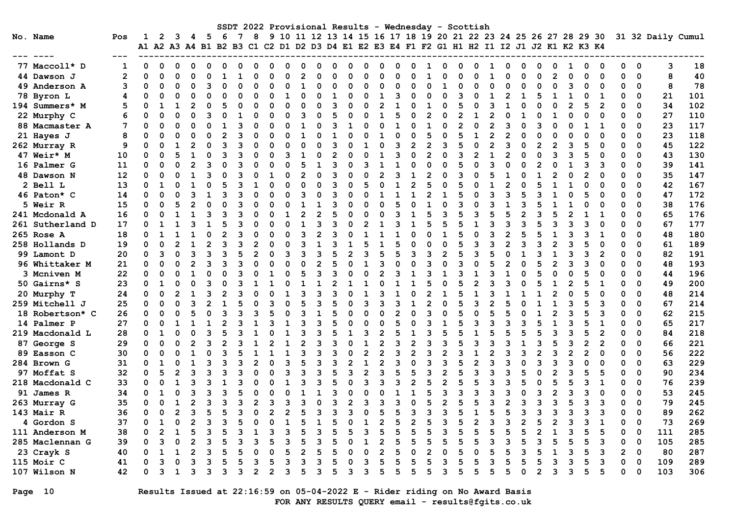SSDT 2022 Provisional Results - Wednesday - Scottish

| No. | Name | Pos | 1 A1 | 2 A2 | 3 A3 | 4 A4 | 5 B1 | 6 B2 | 7 B3 | 8 C1 | 9 C2 | 10 D1 | 11 D2 | 12 D3 | 13 D4 | 14 E1 | 15 E2 | 16 E3 | 17 E4 | 18 F1 | 19 F2 | 20 G1 | 21 H1 | 22 H2 | 23 I1 | 24 I2 | 25 J1 | 26 J2 | 27 K1 | 28 K2 | 29 K3 | 30 K4 | 31 | 32 | Daily | Cumul |
|---|---|---|---|---|---|---|---|---|---|---|---|---|---|---|---|---|---|---|---|---|---|---|---|---|---|---|---|---|---|---|---|---|---|---|---|---|
| 77 | Maccoll* D | 1 | 0 | 0 | 0 | 0 | 0 | 0 | 0 | 0 | 0 | 0 | 0 | 0 | 0 | 0 | 0 | 0 | 0 | 0 | 1 | 0 | 0 | 0 | 1 | 0 | 0 | 0 | 0 | 1 | 0 | 0 | 0 | 0 | 3 | 18 |
| 44 | Dawson J | 2 | 0 | 0 | 0 | 0 | 0 | 1 | 1 | 0 | 0 | 0 | 2 | 0 | 0 | 0 | 0 | 0 | 0 | 0 | 1 | 0 | 0 | 0 | 1 | 0 | 0 | 0 | 2 | 0 | 0 | 0 | 0 | 0 | 8 | 40 |
| 49 | Anderson A | 3 | 0 | 0 | 0 | 0 | 3 | 0 | 0 | 0 | 0 | 0 | 1 | 0 | 0 | 0 | 0 | 0 | 0 | 0 | 0 | 1 | 0 | 0 | 0 | 0 | 0 | 0 | 0 | 3 | 0 | 0 | 0 | 0 | 8 | 78 |
| 78 | Byron L | 4 | 0 | 0 | 0 | 0 | 0 | 0 | 0 | 0 | 0 | 1 | 0 | 0 | 1 | 0 | 0 | 1 | 3 | 0 | 0 | 0 | 3 | 0 | 1 | 2 | 1 | 5 | 1 | 1 | 0 | 1 | 0 | 0 | 21 | 101 |
| 194 | Summers* M | 5 | 0 | 1 | 1 | 2 | 0 | 5 | 0 | 0 | 0 | 0 | 0 | 0 | 3 | 0 | 0 | 2 | 1 | 0 | 1 | 0 | 5 | 0 | 3 | 1 | 0 | 0 | 0 | 2 | 5 | 2 | 0 | 0 | 34 | 102 |
| 22 | Murphy C | 6 | 0 | 0 | 0 | 0 | 3 | 0 | 1 | 0 | 0 | 0 | 3 | 0 | 5 | 0 | 0 | 1 | 5 | 0 | 2 | 0 | 2 | 1 | 2 | 0 | 1 | 0 | 1 | 0 | 0 | 0 | 0 | 0 | 27 | 110 |
| 88 | Macmaster A | 7 | 0 | 0 | 0 | 0 | 0 | 1 | 3 | 0 | 0 | 0 | 1 | 0 | 3 | 1 | 0 | 0 | 1 | 0 | 1 | 0 | 2 | 0 | 2 | 3 | 0 | 3 | 0 | 0 | 1 | 1 | 0 | 0 | 23 | 117 |
| 21 | Hayes J | 8 | 0 | 0 | 0 | 0 | 0 | 2 | 3 | 0 | 0 | 0 | 1 | 0 | 1 | 0 | 0 | 1 | 0 | 0 | 5 | 0 | 5 | 1 | 2 | 2 | 0 | 0 | 0 | 0 | 0 | 0 | 0 | 0 | 23 | 118 |
| 262 | Murray R | 9 | 0 | 0 | 1 | 2 | 0 | 3 | 3 | 0 | 0 | 0 | 0 | 0 | 3 | 0 | 1 | 0 | 3 | 2 | 2 | 3 | 5 | 0 | 2 | 3 | 0 | 2 | 2 | 3 | 5 | 0 | 0 | 0 | 45 | 122 |
| 47 | Weir* M | 10 | 0 | 0 | 5 | 1 | 0 | 3 | 3 | 0 | 0 | 3 | 1 | 0 | 2 | 0 | 0 | 1 | 3 | 0 | 2 | 0 | 3 | 2 | 1 | 2 | 0 | 0 | 3 | 3 | 5 | 0 | 0 | 0 | 43 | 130 |
| 16 | Palmer G | 11 | 0 | 0 | 0 | 2 | 3 | 0 | 3 | 0 | 0 | 0 | 5 | 1 | 3 | 0 | 3 | 1 | 1 | 0 | 0 | 0 | 5 | 0 | 3 | 0 | 0 | 2 | 0 | 1 | 3 | 3 | 0 | 0 | 39 | 141 |
| 48 | Dawson N | 12 | 0 | 0 | 0 | 1 | 3 | 0 | 3 | 0 | 1 | 0 | 2 | 0 | 3 | 0 | 0 | 2 | 3 | 1 | 2 | 0 | 3 | 0 | 5 | 1 | 0 | 1 | 2 | 0 | 2 | 0 | 0 | 0 | 35 | 147 |
| 2 | Bell L | 13 | 0 | 1 | 0 | 1 | 0 | 5 | 3 | 1 | 0 | 0 | 0 | 0 | 3 | 0 | 5 | 0 | 1 | 2 | 5 | 0 | 5 | 0 | 1 | 2 | 0 | 5 | 1 | 1 | 0 | 0 | 0 | 0 | 42 | 167 |
| 46 | Paton* C | 14 | 0 | 0 | 0 | 3 | 1 | 3 | 3 | 0 | 0 | 0 | 3 | 0 | 3 | 0 | 0 | 1 | 1 | 1 | 2 | 1 | 5 | 0 | 3 | 3 | 5 | 3 | 1 | 0 | 5 | 0 | 0 | 0 | 47 | 172 |
| 5 | Weir R | 15 | 0 | 0 | 5 | 2 | 0 | 0 | 3 | 0 | 0 | 0 | 1 | 1 | 3 | 0 | 0 | 0 | 5 | 0 | 1 | 0 | 3 | 0 | 3 | 1 | 3 | 5 | 1 | 1 | 0 | 0 | 0 | 0 | 38 | 176 |
| 241 | Mcdonald A | 16 | 0 | 0 | 1 | 1 | 3 | 3 | 3 | 0 | 0 | 1 | 2 | 2 | 5 | 0 | 0 | 0 | 3 | 1 | 5 | 3 | 5 | 3 | 5 | 5 | 2 | 3 | 5 | 2 | 1 | 1 | 0 | 0 | 65 | 176 |
| 261 | Sutherland D | 17 | 0 | 1 | 1 | 3 | 1 | 5 | 3 | 0 | 0 | 0 | 1 | 3 | 3 | 0 | 2 | 1 | 3 | 1 | 5 | 5 | 5 | 1 | 3 | 3 | 3 | 5 | 3 | 3 | 3 | 0 | 0 | 0 | 67 | 177 |
| 265 | Rose A | 18 | 0 | 1 | 1 | 1 | 0 | 2 | 3 | 0 | 0 | 0 | 3 | 2 | 3 | 0 | 1 | 1 | 1 | 0 | 0 | 1 | 5 | 0 | 3 | 2 | 5 | 5 | 1 | 3 | 3 | 1 | 0 | 0 | 48 | 180 |
| 258 | Hollands D | 19 | 0 | 0 | 2 | 1 | 2 | 3 | 3 | 2 | 0 | 0 | 3 | 1 | 3 | 1 | 5 | 1 | 5 | 0 | 0 | 0 | 5 | 3 | 3 | 2 | 3 | 3 | 2 | 3 | 5 | 0 | 0 | 0 | 61 | 189 |
| 99 | Lamont D | 20 | 0 | 3 | 0 | 3 | 3 | 3 | 5 | 2 | 0 | 3 | 3 | 3 | 5 | 2 | 3 | 5 | 5 | 3 | 3 | 2 | 5 | 3 | 5 | 0 | 1 | 3 | 1 | 3 | 3 | 2 | 0 | 0 | 82 | 191 |
| 96 | Whittaker M | 21 | 0 | 0 | 0 | 2 | 3 | 3 | 3 | 0 | 0 | 0 | 0 | 2 | 5 | 0 | 1 | 3 | 0 | 0 | 3 | 0 | 3 | 0 | 5 | 2 | 0 | 5 | 2 | 3 | 3 | 0 | 0 | 0 | 48 | 193 |
| 3 | Mcniven M | 22 | 0 | 0 | 0 | 1 | 0 | 0 | 3 | 0 | 1 | 0 | 5 | 3 | 3 | 0 | 0 | 2 | 3 | 1 | 3 | 1 | 3 | 1 | 3 | 1 | 0 | 5 | 0 | 0 | 5 | 0 | 0 | 0 | 44 | 196 |
| 50 | Gairns* S | 23 | 0 | 1 | 0 | 0 | 3 | 0 | 3 | 1 | 1 | 0 | 1 | 1 | 2 | 1 | 1 | 0 | 1 | 1 | 5 | 0 | 5 | 2 | 3 | 3 | 0 | 5 | 1 | 2 | 5 | 1 | 0 | 0 | 49 | 200 |
| 20 | Murphy T | 24 | 0 | 0 | 2 | 1 | 3 | 2 | 3 | 0 | 0 | 1 | 3 | 3 | 3 | 0 | 1 | 3 | 1 | 0 | 2 | 1 | 5 | 1 | 3 | 1 | 1 | 1 | 2 | 0 | 5 | 0 | 0 | 0 | 48 | 214 |
| 259 | Mitchell J | 25 | 0 | 0 | 0 | 3 | 2 | 1 | 5 | 0 | 3 | 0 | 5 | 3 | 5 | 0 | 3 | 3 | 3 | 1 | 2 | 0 | 5 | 3 | 2 | 5 | 0 | 1 | 1 | 3 | 5 | 3 | 0 | 0 | 67 | 214 |
| 18 | Robertson* C | 26 | 0 | 0 | 0 | 5 | 0 | 3 | 3 | 3 | 5 | 0 | 3 | 1 | 5 | 0 | 0 | 0 | 2 | 0 | 3 | 0 | 5 | 0 | 5 | 5 | 0 | 1 | 2 | 3 | 5 | 3 | 0 | 0 | 62 | 215 |
| 14 | Palmer P | 27 | 0 | 0 | 1 | 1 | 1 | 2 | 3 | 1 | 3 | 1 | 3 | 3 | 5 | 0 | 0 | 0 | 5 | 0 | 3 | 1 | 5 | 3 | 3 | 3 | 3 | 5 | 1 | 3 | 5 | 1 | 0 | 0 | 65 | 217 |
| 219 | Macdonald L | 28 | 0 | 1 | 0 | 0 | 3 | 5 | 3 | 1 | 0 | 1 | 3 | 3 | 5 | 1 | 3 | 2 | 5 | 1 | 3 | 5 | 5 | 1 | 5 | 5 | 5 | 5 | 3 | 3 | 5 | 2 | 0 | 0 | 84 | 218 |
| 87 | George S | 29 | 0 | 0 | 0 | 2 | 3 | 2 | 3 | 1 | 2 | 1 | 2 | 3 | 3 | 0 | 1 | 2 | 3 | 2 | 3 | 3 | 5 | 3 | 3 | 3 | 1 | 3 | 5 | 3 | 2 | 2 | 0 | 0 | 66 | 221 |
| 89 | Easson C | 30 | 0 | 0 | 0 | 1 | 0 | 3 | 5 | 1 | 1 | 1 | 3 | 3 | 3 | 0 | 2 | 2 | 3 | 2 | 3 | 2 | 3 | 1 | 2 | 3 | 3 | 2 | 3 | 2 | 2 | 0 | 0 | 0 | 56 | 222 |
| 284 | Brown G | 31 | 0 | 1 | 0 | 1 | 3 | 3 | 3 | 2 | 0 | 3 | 5 | 3 | 3 | 2 | 1 | 2 | 3 | 0 | 3 | 3 | 5 | 2 | 3 | 3 | 0 | 3 | 3 | 3 | 0 | 0 | 0 | 0 | 63 | 229 |
| 97 | Moffat S | 32 | 0 | 5 | 2 | 3 | 3 | 3 | 3 | 0 | 0 | 3 | 3 | 3 | 5 | 3 | 2 | 3 | 5 | 5 | 3 | 2 | 5 | 3 | 3 | 3 | 5 | 0 | 2 | 3 | 5 | 5 | 0 | 0 | 90 | 234 |
| 218 | Macdonald C | 33 | 0 | 0 | 1 | 3 | 3 | 1 | 3 | 0 | 0 | 1 | 3 | 3 | 5 | 0 | 3 | 3 | 3 | 2 | 5 | 2 | 5 | 5 | 3 | 3 | 5 | 0 | 5 | 5 | 3 | 1 | 0 | 0 | 76 | 239 |
| 91 | James R | 34 | 0 | 1 | 0 | 3 | 3 | 3 | 5 | 0 | 0 | 0 | 1 | 1 | 3 | 0 | 0 | 0 | 1 | 1 | 5 | 3 | 3 | 3 | 3 | 3 | 0 | 3 | 2 | 3 | 3 | 0 | 0 | 0 | 53 | 245 |
| 263 | Murray G | 35 | 0 | 0 | 1 | 2 | 3 | 3 | 3 | 2 | 3 | 3 | 3 | 0 | 3 | 2 | 3 | 3 | 3 | 0 | 5 | 2 | 5 | 5 | 3 | 2 | 3 | 3 | 3 | 5 | 3 | 3 | 0 | 0 | 79 | 245 |
| 143 | Mair R | 36 | 0 | 0 | 2 | 3 | 5 | 5 | 3 | 0 | 2 | 2 | 5 | 3 | 3 | 3 | 0 | 5 | 5 | 3 | 3 | 3 | 5 | 1 | 5 | 5 | 3 | 3 | 3 | 3 | 3 | 3 | 0 | 0 | 89 | 262 |
| 4 | Gordon S | 37 | 0 | 1 | 0 | 2 | 3 | 3 | 5 | 0 | 0 | 1 | 5 | 1 | 5 | 0 | 1 | 2 | 5 | 2 | 5 | 3 | 5 | 2 | 3 | 3 | 2 | 5 | 2 | 3 | 3 | 1 | 0 | 0 | 73 | 269 |
| 111 | Anderson M | 38 | 0 | 2 | 1 | 5 | 3 | 5 | 3 | 1 | 3 | 3 | 5 | 3 | 5 | 5 | 3 | 5 | 5 | 5 | 5 | 3 | 5 | 5 | 5 | 5 | 5 | 2 | 1 | 3 | 5 | 5 | 0 | 0 | 111 | 285 |
| 285 | Maclennan G | 39 | 0 | 3 | 0 | 2 | 3 | 5 | 3 | 3 | 5 | 3 | 5 | 3 | 5 | 0 | 1 | 2 | 5 | 5 | 5 | 5 | 5 | 5 | 3 | 3 | 5 | 3 | 5 | 5 | 5 | 3 | 0 | 0 | 105 | 285 |
| 23 | Crayk S | 40 | 0 | 1 | 1 | 2 | 3 | 5 | 5 | 0 | 0 | 5 | 2 | 5 | 5 | 0 | 0 | 2 | 5 | 0 | 2 | 0 | 5 | 0 | 5 | 5 | 3 | 5 | 1 | 3 | 5 | 3 | 2 | 0 | 80 | 287 |
| 115 | Moir C | 41 | 0 | 3 | 0 | 3 | 3 | 5 | 5 | 3 | 5 | 3 | 3 | 3 | 5 | 0 | 3 | 5 | 5 | 5 | 5 | 3 | 5 | 5 | 3 | 5 | 5 | 5 | 3 | 3 | 5 | 3 | 0 | 0 | 109 | 289 |
| 107 | Wilson N | 42 | 0 | 3 | 1 | 3 | 3 | 3 | 3 | 2 | 2 | 3 | 5 | 3 | 5 | 3 | 3 | 5 | 5 | 5 | 5 | 3 | 5 | 5 | 5 | 5 | 0 | 2 | 3 | 3 | 5 | 5 | 0 | 0 | 103 | 306 |

Results Issued at 22:16:59 on 05-04-2022 E - Rider riding on No Award Basis

FOR ANY RESULTS QUERY email - results@fgits.co.uk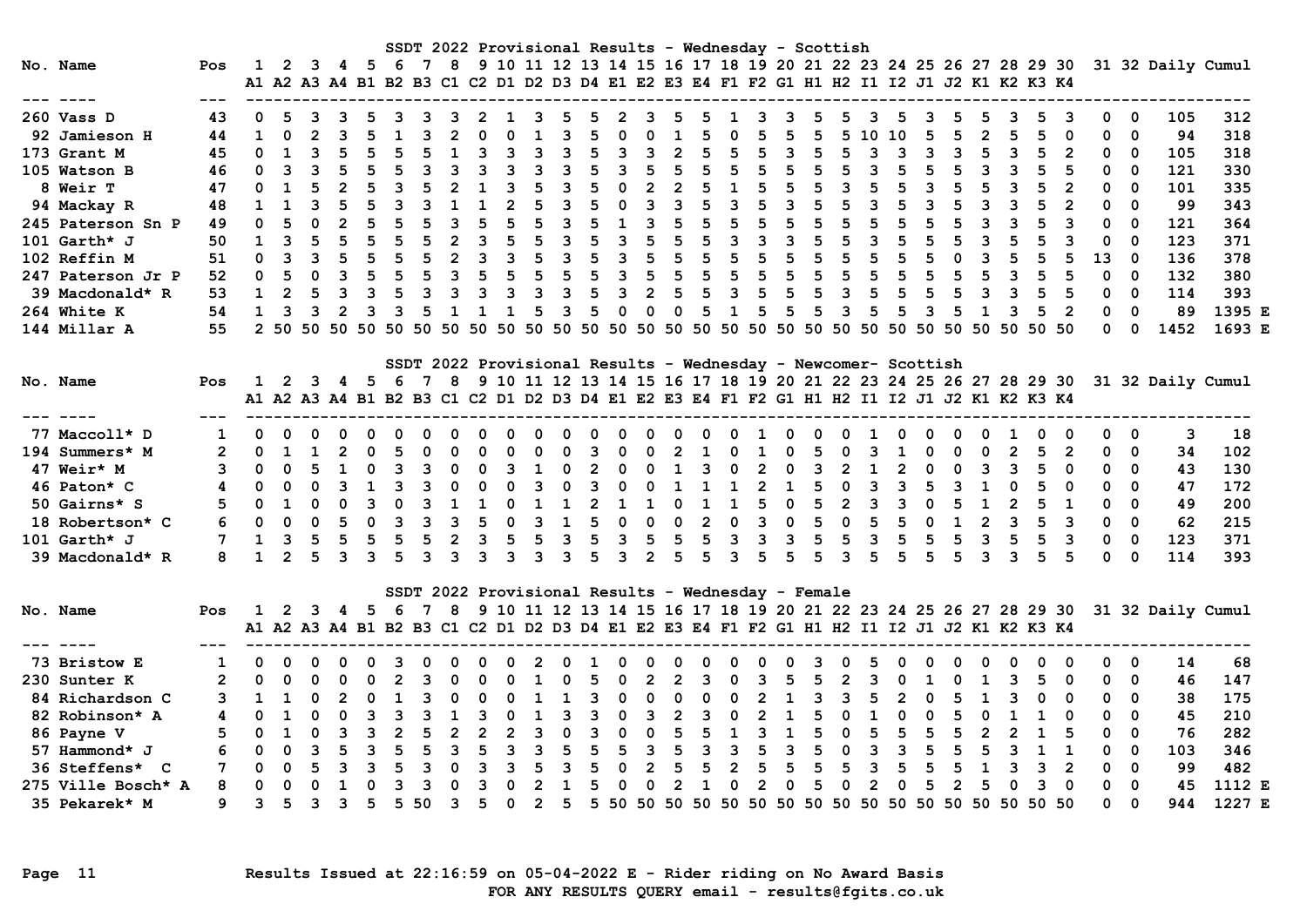## SSDT 2022 Provisional Results - Wednesday - Scottish

| No. | Name | Pos | 1 A1 | 2 A2 | 3 A3 | 4 A4 | 5 B1 | 6 B2 | 7 B3 | 8 C1 | 9 C2 | 10 D1 | 11 D2 | 12 D3 | 13 D4 | 14 E1 | 15 E2 | 16 E3 | 17 E4 | 18 F1 | 19 F2 | 20 G1 | 21 H1 | 22 H2 | 23 I1 | 24 I2 | 25 J1 | 26 J2 | 27 K1 | 28 K2 | 29 K3 | 30 K4 | 31 | 32 | Daily | Cumul |
|---|---|---|---|---|---|---|---|---|---|---|---|---|---|---|---|---|---|---|---|---|---|---|---|---|---|---|---|---|---|---|---|---|---|---|---|---|
| 260 | Vass D | 43 | 0 | 5 | 3 | 3 | 5 | 3 | 3 | 3 | 2 | 1 | 3 | 5 | 5 | 2 | 3 | 5 | 5 | 1 | 3 | 3 | 5 | 5 | 3 | 5 | 3 | 5 | 5 | 3 | 5 | 3 | 0 | 0 | 105 | 312 |
| 92 | Jamieson H | 44 | 1 | 0 | 2 | 3 | 5 | 1 | 3 | 2 | 0 | 0 | 1 | 3 | 5 | 0 | 0 | 1 | 5 | 0 | 5 | 5 | 5 | 5 | 10 | 10 | 5 | 5 | 2 | 5 | 5 | 0 | 0 | 0 | 94 | 318 |
| 173 | Grant M | 45 | 0 | 1 | 3 | 5 | 5 | 5 | 5 | 1 | 3 | 3 | 3 | 3 | 5 | 3 | 3 | 2 | 5 | 5 | 5 | 3 | 5 | 5 | 3 | 3 | 3 | 3 | 5 | 3 | 5 | 2 | 0 | 0 | 105 | 318 |
| 105 | Watson B | 46 | 0 | 3 | 3 | 5 | 5 | 5 | 3 | 3 | 3 | 3 | 3 | 3 | 5 | 3 | 5 | 5 | 5 | 5 | 5 | 5 | 5 | 5 | 3 | 5 | 5 | 5 | 3 | 3 | 5 | 5 | 0 | 0 | 121 | 330 |
| 8 | Weir T | 47 | 0 | 1 | 5 | 2 | 5 | 3 | 5 | 2 | 1 | 3 | 5 | 3 | 5 | 0 | 2 | 2 | 5 | 1 | 5 | 5 | 5 | 3 | 5 | 5 | 3 | 5 | 5 | 3 | 5 | 2 | 0 | 0 | 101 | 335 |
| 94 | Mackay R | 48 | 1 | 1 | 3 | 5 | 5 | 3 | 3 | 1 | 1 | 2 | 5 | 3 | 5 | 0 | 3 | 3 | 5 | 3 | 5 | 3 | 5 | 5 | 3 | 5 | 3 | 5 | 3 | 3 | 5 | 2 | 0 | 0 | 99 | 343 |
| 245 | Paterson Sn P | 49 | 0 | 5 | 0 | 2 | 5 | 5 | 5 | 3 | 5 | 5 | 5 | 3 | 5 | 1 | 3 | 5 | 5 | 5 | 5 | 5 | 5 | 5 | 5 | 5 | 5 | 5 | 3 | 3 | 5 | 3 | 0 | 0 | 121 | 364 |
| 101 | Garth* J | 50 | 1 | 3 | 5 | 5 | 5 | 5 | 5 | 2 | 3 | 5 | 5 | 3 | 5 | 3 | 5 | 5 | 5 | 3 | 3 | 3 | 5 | 5 | 3 | 5 | 5 | 5 | 3 | 5 | 5 | 3 | 0 | 0 | 123 | 371 |
| 102 | Reffin M | 51 | 0 | 3 | 3 | 5 | 5 | 5 | 5 | 2 | 3 | 3 | 5 | 3 | 5 | 3 | 5 | 5 | 5 | 5 | 5 | 5 | 5 | 5 | 5 | 5 | 5 | 0 | 3 | 5 | 5 | 5 | 13 | 0 | 136 | 378 |
| 247 | Paterson Jr P | 52 | 0 | 5 | 0 | 3 | 5 | 5 | 5 | 3 | 5 | 5 | 5 | 5 | 5 | 3 | 5 | 5 | 5 | 5 | 5 | 5 | 5 | 5 | 5 | 5 | 5 | 5 | 5 | 3 | 5 | 5 | 0 | 0 | 132 | 380 |
| 39 | Macdonald* R | 53 | 1 | 2 | 5 | 3 | 3 | 5 | 3 | 3 | 3 | 3 | 3 | 3 | 5 | 3 | 2 | 5 | 5 | 3 | 5 | 5 | 5 | 5 | 3 | 5 | 5 | 5 | 3 | 3 | 5 | 5 | 0 | 0 | 114 | 393 |
| 264 | White K | 54 | 1 | 3 | 3 | 2 | 3 | 3 | 5 | 1 | 1 | 1 | 5 | 3 | 5 | 0 | 0 | 0 | 5 | 1 | 5 | 5 | 5 | 3 | 5 | 5 | 3 | 5 | 1 | 3 | 5 | 2 | 0 | 0 | 89 | 1395 E |
| 144 | Millar A | 55 | 2 | 50 | 50 | 50 | 50 | 50 | 50 | 50 | 50 | 50 | 50 | 50 | 50 | 50 | 50 | 50 | 50 | 50 | 50 | 50 | 50 | 50 | 50 | 50 | 50 | 50 | 50 | 50 | 50 | 50 | 0 | 0 | 1452 | 1693 E |

## SSDT 2022 Provisional Results - Wednesday - Newcomer- Scottish

| No. | Name | Pos | 1 A1 | 2 A2 | 3 A3 | 4 A4 | 5 B1 | 6 B2 | 7 B3 | 8 C1 | 9 C2 | 10 D1 | 11 D2 | 12 D3 | 13 D4 | 14 E1 | 15 E2 | 16 E3 | 17 E4 | 18 F1 | 19 F2 | 20 G1 | 21 H1 | 22 H2 | 23 I1 | 24 I2 | 25 J1 | 26 J2 | 27 K1 | 28 K2 | 29 K3 | 30 K4 | 31 | 32 | Daily | Cumul |
|---|---|---|---|---|---|---|---|---|---|---|---|---|---|---|---|---|---|---|---|---|---|---|---|---|---|---|---|---|---|---|---|---|---|---|---|---|
| 77 | Maccoll* D | 1 | 0 | 0 | 0 | 0 | 0 | 0 | 0 | 0 | 0 | 0 | 0 | 0 | 0 | 0 | 0 | 0 | 0 | 0 | 1 | 0 | 0 | 0 | 1 | 0 | 0 | 0 | 0 | 1 | 0 | 0 | 0 | 0 | 3 | 18 |
| 194 | Summers* M | 2 | 0 | 1 | 1 | 2 | 0 | 5 | 0 | 0 | 0 | 0 | 0 | 0 | 3 | 0 | 0 | 2 | 1 | 0 | 1 | 0 | 5 | 0 | 3 | 1 | 0 | 0 | 0 | 2 | 5 | 2 | 0 | 0 | 34 | 102 |
| 47 | Weir* M | 3 | 0 | 0 | 5 | 1 | 0 | 3 | 3 | 0 | 0 | 3 | 1 | 0 | 2 | 0 | 0 | 1 | 3 | 0 | 2 | 0 | 3 | 2 | 1 | 2 | 0 | 0 | 3 | 3 | 5 | 0 | 0 | 0 | 43 | 130 |
| 46 | Paton* C | 4 | 0 | 0 | 0 | 3 | 1 | 3 | 3 | 0 | 0 | 0 | 3 | 0 | 3 | 0 | 0 | 1 | 1 | 1 | 2 | 1 | 5 | 0 | 3 | 3 | 5 | 3 | 1 | 0 | 5 | 0 | 0 | 0 | 47 | 172 |
| 50 | Gairns* S | 5 | 0 | 1 | 0 | 0 | 3 | 0 | 3 | 1 | 1 | 0 | 1 | 1 | 2 | 1 | 1 | 0 | 1 | 1 | 5 | 0 | 5 | 2 | 3 | 3 | 0 | 5 | 1 | 2 | 5 | 1 | 0 | 0 | 49 | 200 |
| 18 | Robertson* C | 6 | 0 | 0 | 0 | 5 | 0 | 3 | 3 | 3 | 5 | 0 | 3 | 1 | 5 | 0 | 0 | 0 | 2 | 0 | 3 | 0 | 5 | 0 | 5 | 5 | 0 | 1 | 2 | 3 | 5 | 3 | 0 | 0 | 62 | 215 |
| 101 | Garth* J | 7 | 1 | 3 | 5 | 5 | 5 | 5 | 5 | 2 | 3 | 5 | 5 | 3 | 5 | 3 | 5 | 5 | 5 | 3 | 3 | 3 | 5 | 5 | 3 | 5 | 5 | 5 | 3 | 5 | 5 | 3 | 0 | 0 | 123 | 371 |
| 39 | Macdonald* R | 8 | 1 | 2 | 5 | 3 | 3 | 5 | 3 | 3 | 3 | 3 | 3 | 3 | 5 | 3 | 2 | 5 | 5 | 3 | 5 | 5 | 5 | 5 | 3 | 5 | 5 | 5 | 3 | 3 | 5 | 5 | 0 | 0 | 114 | 393 |

## SSDT 2022 Provisional Results - Wednesday - Female

| No. | Name | Pos | 1 A1 | 2 A2 | 3 A3 | 4 A4 | 5 B1 | 6 B2 | 7 B3 | 8 C1 | 9 C2 | 10 D1 | 11 D2 | 12 D3 | 13 D4 | 14 E1 | 15 E2 | 16 E3 | 17 E4 | 18 F1 | 19 F2 | 20 G1 | 21 H1 | 22 H2 | 23 I1 | 24 I2 | 25 J1 | 26 J2 | 27 K1 | 28 K2 | 29 K3 | 30 K4 | 31 | 32 | Daily | Cumul |
|---|---|---|---|---|---|---|---|---|---|---|---|---|---|---|---|---|---|---|---|---|---|---|---|---|---|---|---|---|---|---|---|---|---|---|---|---|
| 73 | Bristow E | 1 | 0 | 0 | 0 | 0 | 0 | 3 | 0 | 0 | 0 | 0 | 2 | 0 | 1 | 0 | 0 | 0 | 0 | 0 | 0 | 0 | 3 | 0 | 5 | 0 | 0 | 0 | 0 | 0 | 0 | 0 | 0 | 0 | 14 | 68 |
| 230 | Sunter K | 2 | 0 | 0 | 0 | 0 | 0 | 2 | 3 | 0 | 0 | 0 | 1 | 0 | 5 | 0 | 2 | 2 | 3 | 0 | 3 | 5 | 5 | 2 | 3 | 0 | 1 | 0 | 1 | 3 | 5 | 0 | 0 | 0 | 46 | 147 |
| 84 | Richardson C | 3 | 1 | 1 | 0 | 2 | 0 | 1 | 3 | 0 | 0 | 0 | 1 | 1 | 3 | 0 | 0 | 0 | 0 | 0 | 2 | 1 | 3 | 3 | 5 | 2 | 0 | 5 | 1 | 3 | 0 | 0 | 0 | 0 | 38 | 175 |
| 82 | Robinson* A | 4 | 0 | 1 | 0 | 0 | 3 | 3 | 3 | 1 | 3 | 0 | 1 | 3 | 3 | 0 | 3 | 2 | 3 | 0 | 2 | 1 | 5 | 0 | 1 | 0 | 0 | 5 | 0 | 1 | 1 | 0 | 0 | 0 | 45 | 210 |
| 86 | Payne V | 5 | 0 | 1 | 0 | 3 | 3 | 2 | 5 | 2 | 2 | 2 | 3 | 0 | 3 | 0 | 0 | 5 | 5 | 1 | 3 | 1 | 5 | 0 | 5 | 5 | 5 | 5 | 2 | 2 | 1 | 5 | 0 | 0 | 76 | 282 |
| 57 | Hammond* J | 6 | 0 | 0 | 3 | 5 | 3 | 5 | 5 | 3 | 5 | 3 | 3 | 5 | 5 | 5 | 3 | 5 | 3 | 3 | 5 | 3 | 5 | 0 | 3 | 3 | 5 | 5 | 5 | 3 | 1 | 1 | 0 | 0 | 103 | 346 |
| 36 | Steffens* C | 7 | 0 | 0 | 5 | 3 | 3 | 5 | 3 | 0 | 3 | 3 | 5 | 3 | 5 | 0 | 2 | 5 | 5 | 2 | 5 | 5 | 5 | 5 | 3 | 5 | 5 | 5 | 1 | 3 | 3 | 2 | 0 | 0 | 99 | 482 |
| 275 | Ville Bosch* A | 8 | 0 | 0 | 0 | 1 | 0 | 3 | 3 | 0 | 3 | 0 | 2 | 1 | 5 | 0 | 0 | 2 | 1 | 0 | 2 | 0 | 5 | 0 | 2 | 0 | 5 | 2 | 5 | 0 | 3 | 0 | 0 | 0 | 45 | 1112 E |
| 35 | Pekarek* M | 9 | 3 | 5 | 3 | 3 | 5 | 5 | 50 | 3 | 5 | 0 | 2 | 5 | 5 | 50 | 50 | 50 | 50 | 50 | 50 | 50 | 50 | 50 | 50 | 50 | 50 | 50 | 50 | 50 | 50 | 50 | 0 | 0 | 944 | 1227 E |

Results Issued at 22:16:59 on 05-04-2022 E - Rider riding on No Award Basis
FOR ANY RESULTS QUERY email - results@fgits.co.uk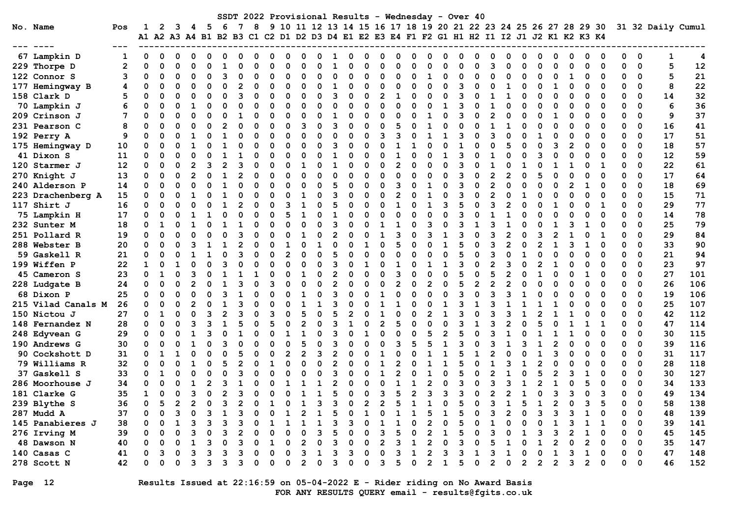# SSDT 2022 Provisional Results - Wednesday - Over 40

| No. | Name | Pos | 1 A1 | 2 A2 | 3 A3 | 4 A4 | 5 B1 | 6 B2 | 7 B3 | 8 C1 | 9 C2 | 10 D1 | 11 D2 | 12 D3 | 13 D4 | 14 E1 | 15 E2 | 16 E3 | 17 E4 | 18 F1 | 19 F2 | 20 G1 | 21 H1 | 22 H2 | 23 I1 | 24 I2 | 25 J1 | 26 J2 | 27 K1 | 28 K2 | 29 K3 | 30 K4 | 31 | 32 | Daily | Cumul |
|---|---|---|---|---|---|---|---|---|---|---|---|---|---|---|---|---|---|---|---|---|---|---|---|---|---|---|---|---|---|---|---|---|---|---|---|---|
| 67 | Lampkin D | 1 | 0 | 0 | 0 | 0 | 0 | 0 | 0 | 0 | 0 | 0 | 0 | 0 | 1 | 0 | 0 | 0 | 0 | 0 | 0 | 0 | 0 | 0 | 0 | 0 | 0 | 0 | 0 | 0 | 0 | 0 | 0 | 0 | 1 | 4 |
| 229 | Thorpe D | 2 | 0 | 0 | 0 | 0 | 0 | 1 | 0 | 0 | 0 | 0 | 0 | 0 | 1 | 0 | 0 | 0 | 0 | 0 | 0 | 0 | 0 | 0 | 3 | 0 | 0 | 0 | 0 | 0 | 0 | 0 | 0 | 0 | 5 | 12 |
| 122 | Connor S | 3 | 0 | 0 | 0 | 0 | 0 | 3 | 0 | 0 | 0 | 0 | 0 | 0 | 0 | 0 | 0 | 0 | 0 | 0 | 1 | 0 | 0 | 0 | 0 | 0 | 0 | 0 | 0 | 1 | 0 | 0 | 0 | 0 | 5 | 21 |
| 177 | Hemingway B | 4 | 0 | 0 | 0 | 0 | 0 | 0 | 2 | 0 | 0 | 0 | 0 | 0 | 1 | 0 | 0 | 0 | 0 | 0 | 0 | 0 | 3 | 0 | 0 | 1 | 0 | 0 | 1 | 0 | 0 | 0 | 0 | 0 | 8 | 22 |
| 158 | Clark D | 5 | 0 | 0 | 0 | 0 | 0 | 0 | 3 | 0 | 0 | 0 | 0 | 0 | 3 | 0 | 0 | 2 | 1 | 0 | 0 | 0 | 3 | 0 | 1 | 1 | 0 | 0 | 0 | 0 | 0 | 0 | 0 | 0 | 14 | 32 |
| 70 | Lampkin J | 6 | 0 | 0 | 0 | 1 | 0 | 0 | 0 | 0 | 0 | 0 | 0 | 0 | 0 | 0 | 0 | 0 | 0 | 0 | 0 | 1 | 3 | 0 | 1 | 0 | 0 | 0 | 0 | 0 | 0 | 0 | 0 | 0 | 6 | 36 |
| 209 | Crinson J | 7 | 0 | 0 | 0 | 0 | 0 | 0 | 1 | 0 | 0 | 0 | 0 | 0 | 1 | 0 | 0 | 0 | 0 | 0 | 1 | 0 | 3 | 0 | 2 | 0 | 0 | 0 | 1 | 0 | 0 | 0 | 0 | 0 | 9 | 37 |
| 231 | Pearson C | 8 | 0 | 0 | 0 | 0 | 0 | 2 | 0 | 0 | 0 | 0 | 3 | 0 | 3 | 0 | 0 | 0 | 5 | 0 | 1 | 0 | 0 | 0 | 1 | 1 | 0 | 0 | 0 | 0 | 0 | 0 | 0 | 0 | 16 | 41 |
| 192 | Perry A | 9 | 0 | 0 | 0 | 1 | 0 | 1 | 0 | 0 | 0 | 0 | 0 | 0 | 0 | 0 | 0 | 3 | 3 | 0 | 1 | 1 | 3 | 0 | 3 | 0 | 0 | 1 | 0 | 0 | 0 | 0 | 0 | 0 | 17 | 51 |
| 175 | Hemingway D | 10 | 0 | 0 | 0 | 1 | 0 | 1 | 0 | 0 | 0 | 0 | 0 | 0 | 3 | 0 | 0 | 0 | 1 | 1 | 0 | 0 | 1 | 0 | 0 | 5 | 0 | 0 | 3 | 2 | 0 | 0 | 0 | 0 | 18 | 57 |
| 41 | Dixon S | 11 | 0 | 0 | 0 | 0 | 0 | 1 | 1 | 0 | 0 | 0 | 0 | 0 | 1 | 0 | 0 | 0 | 1 | 0 | 0 | 1 | 3 | 0 | 1 | 0 | 0 | 3 | 0 | 0 | 0 | 0 | 0 | 0 | 12 | 59 |
| 120 | Starmer J | 12 | 0 | 0 | 0 | 2 | 3 | 2 | 3 | 0 | 0 | 0 | 1 | 0 | 1 | 0 | 0 | 0 | 2 | 0 | 0 | 0 | 3 | 0 | 1 | 0 | 1 | 0 | 1 | 1 | 0 | 1 | 0 | 0 | 22 | 61 |
| 270 | Knight J | 13 | 0 | 0 | 0 | 2 | 0 | 1 | 2 | 0 | 0 | 0 | 0 | 0 | 0 | 0 | 0 | 0 | 0 | 0 | 0 | 0 | 3 | 0 | 2 | 2 | 0 | 5 | 0 | 0 | 0 | 0 | 0 | 0 | 17 | 64 |
| 240 | Alderson P | 14 | 0 | 0 | 0 | 0 | 0 | 1 | 0 | 0 | 0 | 0 | 0 | 0 | 5 | 0 | 0 | 0 | 3 | 0 | 1 | 0 | 3 | 0 | 2 | 0 | 0 | 0 | 0 | 2 | 1 | 0 | 0 | 0 | 18 | 69 |
| 223 | Drachenberg A | 15 | 0 | 0 | 0 | 1 | 0 | 1 | 0 | 0 | 0 | 0 | 1 | 0 | 3 | 0 | 0 | 0 | 2 | 0 | 1 | 0 | 3 | 0 | 2 | 0 | 1 | 0 | 0 | 0 | 0 | 0 | 0 | 0 | 15 | 71 |
| 117 | Shirt J | 16 | 0 | 0 | 0 | 0 | 0 | 1 | 2 | 0 | 0 | 3 | 1 | 0 | 5 | 0 | 0 | 0 | 1 | 0 | 1 | 3 | 5 | 0 | 3 | 2 | 0 | 0 | 1 | 0 | 0 | 1 | 0 | 0 | 29 | 77 |
| 75 | Lampkin H | 17 | 0 | 0 | 0 | 1 | 1 | 0 | 0 | 0 | 0 | 5 | 1 | 0 | 1 | 0 | 0 | 0 | 0 | 0 | 0 | 0 | 3 | 0 | 1 | 1 | 0 | 0 | 0 | 0 | 0 | 0 | 0 | 0 | 14 | 78 |
| 232 | Sunter M | 18 | 0 | 1 | 0 | 1 | 0 | 1 | 1 | 0 | 0 | 0 | 0 | 0 | 3 | 0 | 0 | 1 | 1 | 0 | 3 | 0 | 3 | 1 | 3 | 1 | 0 | 0 | 1 | 3 | 1 | 0 | 0 | 0 | 25 | 79 |
| 251 | Pollard R | 19 | 0 | 0 | 0 | 0 | 0 | 0 | 3 | 0 | 0 | 0 | 1 | 0 | 2 | 0 | 0 | 1 | 3 | 0 | 3 | 1 | 3 | 0 | 3 | 2 | 0 | 3 | 2 | 1 | 0 | 1 | 0 | 0 | 29 | 84 |
| 288 | Webster B | 20 | 0 | 0 | 0 | 3 | 1 | 1 | 2 | 0 | 0 | 1 | 0 | 1 | 0 | 0 | 1 | 0 | 5 | 0 | 0 | 1 | 5 | 0 | 3 | 2 | 0 | 2 | 1 | 3 | 1 | 0 | 0 | 0 | 33 | 90 |
| 59 | Gaskell R | 21 | 0 | 0 | 0 | 1 | 1 | 0 | 3 | 0 | 0 | 2 | 0 | 0 | 5 | 0 | 0 | 0 | 0 | 0 | 0 | 0 | 5 | 0 | 3 | 0 | 1 | 0 | 0 | 0 | 0 | 0 | 0 | 0 | 21 | 94 |
| 199 | Wiffen P | 22 | 1 | 0 | 1 | 0 | 0 | 3 | 0 | 0 | 0 | 0 | 0 | 0 | 3 | 0 | 1 | 0 | 1 | 0 | 1 | 1 | 3 | 0 | 2 | 3 | 0 | 2 | 1 | 0 | 0 | 0 | 0 | 0 | 23 | 97 |
| 45 | Cameron S | 23 | 0 | 1 | 0 | 3 | 0 | 1 | 1 | 1 | 0 | 0 | 1 | 0 | 2 | 0 | 0 | 0 | 3 | 0 | 0 | 0 | 5 | 0 | 5 | 2 | 0 | 1 | 0 | 0 | 1 | 0 | 0 | 0 | 27 | 101 |
| 228 | Ludgate B | 24 | 0 | 0 | 0 | 2 | 0 | 1 | 3 | 0 | 3 | 0 | 0 | 0 | 2 | 0 | 0 | 0 | 2 | 0 | 2 | 0 | 5 | 2 | 2 | 2 | 0 | 0 | 0 | 0 | 0 | 0 | 0 | 0 | 26 | 106 |
| 68 | Dixon P | 25 | 0 | 0 | 0 | 0 | 0 | 3 | 1 | 0 | 0 | 0 | 1 | 0 | 3 | 0 | 0 | 1 | 0 | 0 | 0 | 0 | 3 | 0 | 3 | 3 | 1 | 0 | 0 | 0 | 0 | 0 | 0 | 0 | 19 | 106 |
| 215 | Vilad Canals M | 26 | 0 | 0 | 0 | 2 | 0 | 1 | 3 | 0 | 0 | 0 | 1 | 1 | 3 | 0 | 0 | 1 | 1 | 0 | 0 | 1 | 3 | 1 | 3 | 1 | 1 | 1 | 1 | 0 | 0 | 0 | 0 | 0 | 25 | 107 |
| 150 | Nictou J | 27 | 0 | 1 | 0 | 0 | 3 | 2 | 3 | 0 | 3 | 0 | 5 | 0 | 5 | 2 | 0 | 1 | 0 | 0 | 2 | 1 | 3 | 0 | 3 | 3 | 1 | 2 | 1 | 1 | 0 | 0 | 0 | 0 | 42 | 112 |
| 148 | Fernandez N | 28 | 0 | 0 | 0 | 3 | 3 | 1 | 5 | 0 | 5 | 0 | 2 | 0 | 3 | 1 | 0 | 2 | 5 | 0 | 0 | 0 | 3 | 1 | 3 | 2 | 0 | 5 | 0 | 1 | 1 | 1 | 0 | 0 | 47 | 114 |
| 248 | Edyvean G | 29 | 0 | 0 | 0 | 1 | 3 | 0 | 1 | 0 | 0 | 1 | 1 | 0 | 3 | 0 | 1 | 0 | 0 | 0 | 5 | 2 | 5 | 0 | 3 | 1 | 0 | 1 | 1 | 1 | 0 | 0 | 0 | 0 | 30 | 115 |
| 190 | Andrews G | 30 | 0 | 0 | 0 | 1 | 0 | 3 | 0 | 0 | 0 | 0 | 5 | 0 | 3 | 0 | 0 | 0 | 3 | 5 | 5 | 1 | 3 | 0 | 3 | 1 | 3 | 1 | 2 | 0 | 0 | 0 | 0 | 0 | 39 | 116 |
| 90 | Cockshott D | 31 | 0 | 1 | 1 | 0 | 0 | 0 | 5 | 0 | 0 | 2 | 2 | 3 | 2 | 0 | 0 | 1 | 0 | 0 | 1 | 1 | 5 | 1 | 2 | 0 | 0 | 1 | 3 | 0 | 0 | 0 | 0 | 0 | 31 | 117 |
| 79 | Williams R | 32 | 0 | 0 | 0 | 1 | 0 | 5 | 2 | 0 | 1 | 0 | 0 | 0 | 2 | 0 | 0 | 1 | 2 | 0 | 1 | 1 | 5 | 0 | 1 | 3 | 1 | 2 | 0 | 0 | 0 | 0 | 0 | 0 | 28 | 118 |
| 37 | Gaskell S | 33 | 0 | 1 | 0 | 0 | 0 | 0 | 3 | 0 | 0 | 0 | 0 | 0 | 3 | 0 | 0 | 1 | 2 | 0 | 1 | 0 | 5 | 0 | 2 | 1 | 0 | 5 | 2 | 3 | 1 | 0 | 0 | 0 | 30 | 127 |
| 286 | Moorhouse J | 34 | 0 | 0 | 0 | 1 | 2 | 3 | 1 | 0 | 0 | 1 | 1 | 1 | 2 | 0 | 0 | 0 | 1 | 1 | 2 | 0 | 3 | 0 | 3 | 3 | 1 | 2 | 1 | 0 | 5 | 0 | 0 | 0 | 34 | 133 |
| 181 | Clarke G | 35 | 1 | 0 | 0 | 3 | 0 | 2 | 3 | 0 | 0 | 0 | 1 | 1 | 5 | 0 | 0 | 3 | 5 | 2 | 3 | 3 | 3 | 0 | 2 | 2 | 1 | 0 | 3 | 3 | 0 | 3 | 0 | 0 | 49 | 134 |
| 239 | Blythe S | 36 | 0 | 5 | 2 | 2 | 0 | 3 | 2 | 0 | 1 | 0 | 1 | 3 | 3 | 0 | 2 | 2 | 5 | 1 | 1 | 0 | 5 | 0 | 3 | 1 | 5 | 1 | 2 | 0 | 3 | 5 | 0 | 0 | 58 | 138 |
| 287 | Mudd A | 37 | 0 | 0 | 3 | 0 | 3 | 1 | 3 | 0 | 0 | 1 | 2 | 1 | 5 | 0 | 1 | 0 | 1 | 1 | 5 | 1 | 5 | 0 | 3 | 2 | 0 | 3 | 3 | 3 | 1 | 0 | 0 | 0 | 48 | 139 |
| 145 | Panabieres J | 38 | 0 | 0 | 1 | 3 | 3 | 3 | 3 | 0 | 1 | 1 | 1 | 1 | 3 | 3 | 0 | 1 | 1 | 0 | 2 | 0 | 5 | 0 | 1 | 0 | 0 | 0 | 1 | 3 | 1 | 1 | 0 | 0 | 39 | 141 |
| 276 | Irving M | 39 | 0 | 0 | 0 | 3 | 0 | 3 | 2 | 0 | 0 | 0 | 0 | 3 | 5 | 0 | 0 | 3 | 5 | 0 | 2 | 1 | 5 | 0 | 3 | 0 | 1 | 3 | 3 | 2 | 1 | 0 | 0 | 0 | 45 | 145 |
| 48 | Dawson N | 40 | 0 | 0 | 0 | 1 | 3 | 0 | 3 | 0 | 1 | 0 | 2 | 0 | 3 | 0 | 0 | 2 | 3 | 1 | 2 | 0 | 3 | 0 | 5 | 1 | 0 | 1 | 2 | 0 | 2 | 0 | 0 | 0 | 35 | 147 |
| 140 | Casas C | 41 | 0 | 3 | 0 | 3 | 3 | 3 | 3 | 0 | 0 | 0 | 3 | 1 | 3 | 3 | 0 | 0 | 3 | 1 | 2 | 3 | 3 | 1 | 3 | 1 | 0 | 0 | 1 | 3 | 1 | 0 | 0 | 0 | 47 | 148 |
| 278 | Scott N | 42 | 0 | 0 | 0 | 3 | 3 | 3 | 3 | 0 | 0 | 0 | 2 | 0 | 3 | 0 | 0 | 3 | 5 | 0 | 2 | 1 | 5 | 0 | 2 | 0 | 2 | 2 | 2 | 3 | 2 | 0 | 0 | 0 | 46 | 152 |

Results Issued at 22:16:59 on 05-04-2022 E - Rider riding on No Award Basis
FOR ANY RESULTS QUERY email - results@fgits.co.uk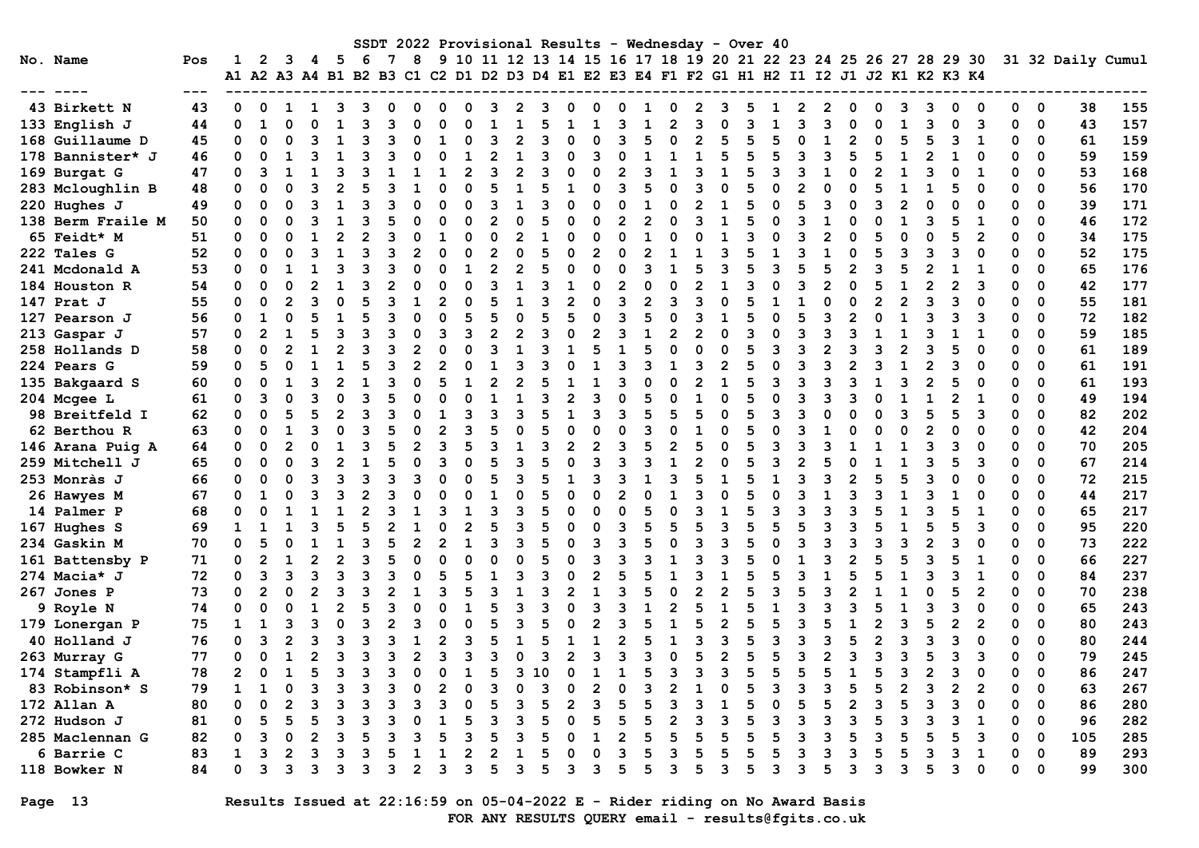SSDT 2022 Provisional Results - Wednesday - Over 40

| No. | Name | Pos | 1<br>A1 | 2<br>A2 | 3<br>A3 | 4<br>A4 | 5<br>B1 | 6<br>B2 | 7<br>B3 | 8<br>C1 | 9<br>C2 | 10<br>D1 | 11<br>D2 | 12<br>D3 | 13<br>D4 | 14<br>E1 | 15<br>E2 | 16<br>E3 | 17<br>E4 | 18<br>F1 | 19<br>F2 | 20<br>G1 | 21<br>H1 | 22<br>H2 | 23<br>I1 | 24<br>I2 | 25<br>J1 | 26<br>J2 | 27<br>K1 | 28<br>K2 | 29<br>K3 | 30<br>K4 | 31 | 32 | Daily | Cumul |
|---|---|---|---|---|---|---|---|---|---|---|---|---|---|---|---|---|---|---|---|---|---|---|---|---|---|---|---|---|---|---|---|---|---|---|---|---|
| 43 | Birkett N | 43 | 0 | 0 | 1 | 1 | 3 | 3 | 0 | 0 | 0 | 0 | 3 | 2 | 3 | 0 | 0 | 0 | 1 | 0 | 2 | 3 | 5 | 1 | 2 | 2 | 0 | 0 | 3 | 3 | 0 | 0 | 0 | 0 | 38 | 155 |
| 133 | English J | 44 | 0 | 1 | 0 | 0 | 1 | 3 | 3 | 0 | 0 | 0 | 1 | 1 | 5 | 1 | 1 | 3 | 1 | 2 | 3 | 0 | 3 | 1 | 3 | 3 | 0 | 0 | 1 | 3 | 0 | 3 | 0 | 0 | 43 | 157 |
| 168 | Guillaume D | 45 | 0 | 0 | 0 | 3 | 1 | 3 | 3 | 0 | 1 | 0 | 3 | 2 | 3 | 0 | 0 | 3 | 5 | 0 | 2 | 5 | 5 | 5 | 0 | 1 | 2 | 0 | 5 | 5 | 3 | 1 | 0 | 0 | 61 | 159 |
| 178 | Bannister* J | 46 | 0 | 0 | 1 | 3 | 1 | 3 | 3 | 0 | 0 | 1 | 2 | 1 | 3 | 0 | 3 | 0 | 1 | 1 | 1 | 5 | 5 | 5 | 3 | 3 | 5 | 5 | 1 | 2 | 1 | 0 | 0 | 0 | 59 | 159 |
| 169 | Burgat G | 47 | 0 | 3 | 1 | 1 | 3 | 3 | 1 | 1 | 1 | 2 | 3 | 2 | 3 | 0 | 0 | 2 | 3 | 1 | 3 | 1 | 5 | 3 | 3 | 1 | 0 | 2 | 1 | 3 | 0 | 1 | 0 | 0 | 53 | 168 |
| 283 | Mcloughlin B | 48 | 0 | 0 | 0 | 3 | 2 | 5 | 3 | 1 | 0 | 0 | 5 | 1 | 5 | 1 | 0 | 3 | 5 | 0 | 3 | 0 | 5 | 0 | 2 | 0 | 0 | 5 | 1 | 1 | 5 | 0 | 0 | 0 | 56 | 170 |
| 220 | Hughes J | 49 | 0 | 0 | 0 | 3 | 1 | 3 | 3 | 0 | 0 | 0 | 3 | 1 | 3 | 0 | 0 | 0 | 1 | 0 | 2 | 1 | 5 | 0 | 5 | 3 | 0 | 3 | 2 | 0 | 0 | 0 | 0 | 0 | 39 | 171 |
| 138 | Berm Fraile M | 50 | 0 | 0 | 0 | 3 | 1 | 3 | 5 | 0 | 0 | 0 | 2 | 0 | 5 | 0 | 0 | 2 | 2 | 0 | 3 | 1 | 5 | 0 | 3 | 1 | 0 | 0 | 1 | 3 | 5 | 1 | 0 | 0 | 46 | 172 |
| 65 | Feidt* M | 51 | 0 | 0 | 0 | 1 | 2 | 2 | 3 | 0 | 1 | 0 | 0 | 2 | 1 | 0 | 0 | 0 | 1 | 0 | 0 | 1 | 3 | 0 | 3 | 2 | 0 | 5 | 0 | 0 | 5 | 2 | 0 | 0 | 34 | 175 |
| 222 | Tales G | 52 | 0 | 0 | 0 | 3 | 1 | 3 | 3 | 2 | 0 | 0 | 2 | 0 | 5 | 0 | 2 | 0 | 2 | 1 | 1 | 3 | 5 | 1 | 3 | 1 | 0 | 5 | 3 | 3 | 3 | 0 | 0 | 0 | 52 | 175 |
| 241 | Mcdonald A | 53 | 0 | 0 | 1 | 1 | 3 | 3 | 3 | 0 | 0 | 1 | 2 | 2 | 5 | 0 | 0 | 0 | 3 | 1 | 5 | 3 | 5 | 3 | 5 | 5 | 2 | 3 | 5 | 2 | 1 | 1 | 0 | 0 | 65 | 176 |
| 184 | Houston R | 54 | 0 | 0 | 0 | 2 | 1 | 3 | 2 | 0 | 0 | 0 | 3 | 1 | 3 | 1 | 0 | 2 | 0 | 0 | 2 | 1 | 3 | 0 | 3 | 2 | 0 | 5 | 1 | 2 | 2 | 3 | 0 | 0 | 42 | 177 |
| 147 | Prat J | 55 | 0 | 0 | 2 | 3 | 0 | 5 | 3 | 1 | 2 | 0 | 5 | 1 | 3 | 2 | 0 | 3 | 2 | 3 | 3 | 0 | 5 | 1 | 1 | 0 | 0 | 2 | 2 | 3 | 3 | 0 | 0 | 0 | 55 | 181 |
| 127 | Pearson J | 56 | 0 | 1 | 0 | 5 | 1 | 5 | 3 | 0 | 0 | 5 | 5 | 0 | 5 | 5 | 0 | 3 | 5 | 0 | 3 | 1 | 5 | 0 | 5 | 3 | 2 | 0 | 1 | 3 | 3 | 3 | 0 | 0 | 72 | 182 |
| 213 | Gaspar J | 57 | 0 | 2 | 1 | 5 | 3 | 3 | 3 | 0 | 3 | 3 | 2 | 2 | 3 | 0 | 2 | 3 | 1 | 2 | 2 | 0 | 3 | 0 | 3 | 3 | 3 | 1 | 1 | 3 | 1 | 1 | 0 | 0 | 59 | 185 |
| 258 | Hollands D | 58 | 0 | 0 | 2 | 1 | 2 | 3 | 3 | 2 | 0 | 0 | 3 | 1 | 3 | 1 | 5 | 1 | 5 | 0 | 0 | 0 | 5 | 3 | 3 | 2 | 3 | 3 | 2 | 3 | 5 | 0 | 0 | 0 | 61 | 189 |
| 224 | Pears G | 59 | 0 | 5 | 0 | 1 | 1 | 5 | 3 | 2 | 2 | 0 | 1 | 3 | 3 | 0 | 1 | 3 | 3 | 1 | 3 | 2 | 5 | 0 | 3 | 3 | 2 | 3 | 1 | 2 | 3 | 0 | 0 | 0 | 61 | 191 |
| 135 | Bakgaard S | 60 | 0 | 0 | 1 | 3 | 2 | 1 | 3 | 0 | 5 | 1 | 2 | 2 | 5 | 1 | 1 | 3 | 0 | 0 | 2 | 1 | 5 | 3 | 3 | 3 | 3 | 1 | 3 | 2 | 5 | 0 | 0 | 0 | 61 | 193 |
| 204 | Mcgee L | 61 | 0 | 3 | 0 | 3 | 0 | 3 | 5 | 0 | 0 | 0 | 1 | 1 | 3 | 2 | 3 | 0 | 5 | 0 | 1 | 0 | 5 | 0 | 3 | 3 | 3 | 0 | 1 | 1 | 2 | 1 | 0 | 0 | 49 | 194 |
| 98 | Breitfeld I | 62 | 0 | 0 | 5 | 5 | 2 | 3 | 3 | 0 | 1 | 3 | 3 | 3 | 5 | 1 | 3 | 3 | 5 | 5 | 5 | 0 | 5 | 3 | 3 | 0 | 0 | 0 | 3 | 5 | 5 | 3 | 0 | 0 | 82 | 202 |
| 62 | Berthou R | 63 | 0 | 0 | 1 | 3 | 0 | 3 | 5 | 0 | 2 | 3 | 5 | 0 | 5 | 0 | 0 | 0 | 3 | 0 | 1 | 0 | 5 | 0 | 3 | 1 | 0 | 0 | 0 | 2 | 0 | 0 | 0 | 0 | 42 | 204 |
| 146 | Arana Puig A | 64 | 0 | 0 | 2 | 0 | 1 | 3 | 5 | 2 | 3 | 5 | 3 | 1 | 3 | 2 | 2 | 3 | 5 | 2 | 5 | 0 | 5 | 3 | 3 | 3 | 1 | 1 | 1 | 3 | 3 | 0 | 0 | 0 | 70 | 205 |
| 259 | Mitchell J | 65 | 0 | 0 | 0 | 3 | 2 | 1 | 5 | 0 | 3 | 0 | 5 | 3 | 5 | 0 | 3 | 3 | 3 | 1 | 2 | 0 | 5 | 3 | 2 | 5 | 0 | 1 | 1 | 3 | 5 | 3 | 0 | 0 | 67 | 214 |
| 253 | Monràs J | 66 | 0 | 0 | 0 | 3 | 3 | 3 | 3 | 3 | 0 | 0 | 5 | 3 | 5 | 1 | 3 | 3 | 1 | 3 | 5 | 1 | 5 | 1 | 3 | 3 | 2 | 5 | 5 | 3 | 0 | 0 | 0 | 0 | 72 | 215 |
| 26 | Hawyes M | 67 | 0 | 1 | 0 | 3 | 3 | 2 | 3 | 0 | 0 | 0 | 1 | 0 | 5 | 0 | 0 | 2 | 0 | 1 | 3 | 0 | 5 | 0 | 3 | 1 | 3 | 3 | 1 | 3 | 1 | 0 | 0 | 0 | 44 | 217 |
| 14 | Palmer P | 68 | 0 | 0 | 1 | 1 | 1 | 2 | 3 | 1 | 3 | 1 | 3 | 3 | 5 | 0 | 0 | 0 | 5 | 0 | 3 | 1 | 5 | 3 | 3 | 3 | 3 | 5 | 1 | 3 | 5 | 1 | 0 | 0 | 65 | 217 |
| 167 | Hughes S | 69 | 1 | 1 | 1 | 3 | 5 | 5 | 2 | 1 | 0 | 2 | 5 | 3 | 5 | 0 | 0 | 3 | 5 | 5 | 5 | 3 | 5 | 5 | 5 | 3 | 3 | 5 | 1 | 5 | 5 | 3 | 0 | 0 | 95 | 220 |
| 234 | Gaskin M | 70 | 0 | 5 | 0 | 1 | 1 | 3 | 5 | 2 | 2 | 1 | 3 | 3 | 5 | 0 | 3 | 3 | 5 | 0 | 3 | 3 | 5 | 0 | 3 | 3 | 3 | 3 | 3 | 2 | 3 | 0 | 0 | 0 | 73 | 222 |
| 161 | Battensby P | 71 | 0 | 2 | 1 | 2 | 2 | 3 | 5 | 0 | 0 | 0 | 0 | 0 | 5 | 0 | 3 | 3 | 3 | 1 | 3 | 3 | 5 | 0 | 1 | 3 | 2 | 5 | 5 | 3 | 5 | 1 | 0 | 0 | 66 | 227 |
| 274 | Macia* J | 72 | 0 | 3 | 3 | 3 | 3 | 3 | 3 | 0 | 5 | 5 | 1 | 3 | 3 | 0 | 2 | 5 | 5 | 1 | 3 | 1 | 5 | 5 | 3 | 1 | 5 | 5 | 1 | 3 | 3 | 1 | 0 | 0 | 84 | 237 |
| 267 | Jones P | 73 | 0 | 2 | 0 | 2 | 3 | 3 | 2 | 1 | 3 | 5 | 3 | 1 | 3 | 2 | 1 | 3 | 5 | 0 | 2 | 2 | 5 | 3 | 5 | 3 | 2 | 1 | 1 | 0 | 5 | 2 | 0 | 0 | 70 | 238 |
| 9 | Royle N | 74 | 0 | 0 | 0 | 1 | 2 | 5 | 3 | 0 | 0 | 1 | 5 | 3 | 3 | 0 | 3 | 3 | 1 | 2 | 5 | 1 | 5 | 1 | 3 | 3 | 3 | 5 | 1 | 3 | 3 | 0 | 0 | 0 | 65 | 243 |
| 179 | Lonergan P | 75 | 1 | 1 | 3 | 3 | 0 | 3 | 2 | 3 | 0 | 0 | 5 | 3 | 5 | 0 | 2 | 3 | 5 | 1 | 5 | 2 | 5 | 5 | 3 | 5 | 1 | 2 | 3 | 5 | 2 | 2 | 0 | 0 | 80 | 243 |
| 40 | Holland J | 76 | 0 | 3 | 2 | 3 | 3 | 3 | 3 | 1 | 2 | 3 | 5 | 1 | 5 | 1 | 1 | 2 | 5 | 1 | 3 | 3 | 5 | 3 | 3 | 3 | 5 | 2 | 3 | 3 | 3 | 0 | 0 | 0 | 80 | 244 |
| 263 | Murray G | 77 | 0 | 0 | 1 | 2 | 3 | 3 | 3 | 2 | 3 | 3 | 3 | 0 | 3 | 2 | 3 | 3 | 3 | 0 | 5 | 2 | 5 | 5 | 3 | 2 | 3 | 3 | 3 | 5 | 3 | 3 | 0 | 0 | 79 | 245 |
| 174 | Stampfli A | 78 | 2 | 0 | 1 | 5 | 3 | 3 | 3 | 0 | 0 | 1 | 5 | 3 | 10 | 0 | 1 | 1 | 5 | 3 | 3 | 3 | 5 | 5 | 5 | 5 | 1 | 5 | 3 | 2 | 3 | 0 | 0 | 0 | 86 | 247 |
| 83 | Robinson* S | 79 | 1 | 1 | 0 | 3 | 3 | 3 | 3 | 0 | 2 | 0 | 3 | 0 | 3 | 0 | 2 | 0 | 3 | 2 | 1 | 0 | 5 | 3 | 3 | 3 | 5 | 5 | 2 | 3 | 2 | 2 | 0 | 0 | 63 | 267 |
| 172 | Allan A | 80 | 0 | 0 | 2 | 3 | 3 | 3 | 3 | 3 | 3 | 0 | 5 | 3 | 5 | 2 | 3 | 5 | 5 | 3 | 3 | 1 | 5 | 0 | 5 | 5 | 2 | 3 | 5 | 3 | 3 | 0 | 0 | 0 | 86 | 280 |
| 272 | Hudson J | 81 | 0 | 5 | 5 | 5 | 3 | 3 | 3 | 0 | 1 | 5 | 3 | 3 | 5 | 0 | 5 | 5 | 5 | 2 | 3 | 3 | 5 | 3 | 3 | 3 | 3 | 5 | 3 | 3 | 3 | 1 | 0 | 0 | 96 | 282 |
| 285 | Maclennan G | 82 | 0 | 3 | 0 | 2 | 3 | 5 | 3 | 3 | 5 | 3 | 5 | 3 | 5 | 0 | 1 | 2 | 5 | 5 | 5 | 5 | 5 | 5 | 3 | 3 | 5 | 3 | 5 | 5 | 5 | 3 | 0 | 0 | 105 | 285 |
| 6 | Barrie C | 83 | 1 | 3 | 2 | 3 | 3 | 3 | 5 | 1 | 1 | 2 | 2 | 1 | 5 | 0 | 0 | 3 | 5 | 3 | 5 | 5 | 5 | 5 | 3 | 3 | 3 | 5 | 5 | 3 | 3 | 1 | 0 | 0 | 89 | 293 |
| 118 | Bowker N | 84 | 0 | 3 | 3 | 3 | 3 | 3 | 3 | 2 | 3 | 3 | 5 | 3 | 5 | 3 | 3 | 5 | 5 | 3 | 5 | 3 | 5 | 3 | 3 | 5 | 3 | 3 | 3 | 5 | 3 | 0 | 0 | 0 | 99 | 300 |

Results Issued at 22:16:59 on 05-04-2022 E - Rider riding on No Award Basis

FOR ANY RESULTS QUERY email - results@fgits.co.uk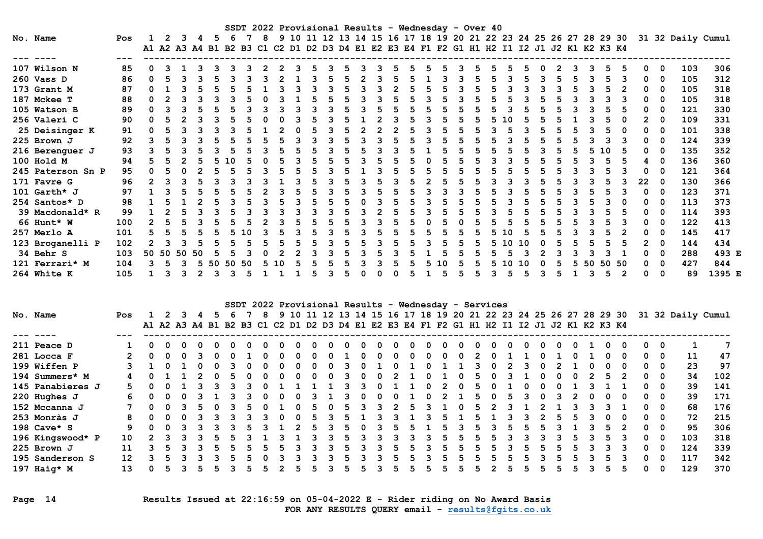## SSDT 2022 Provisional Results - Wednesday - Over 40

| No. | Name | Pos | 1 A1 | 2 A2 | 3 A3 | 4 A4 | 5 B1 | 6 B2 | 7 B3 | 8 C1 | 9 C2 | 10 D1 | 11 D2 | 12 D3 | 13 D4 | 14 E1 | 15 E2 | 16 E3 | 17 E4 | 18 F1 | 19 F2 | 20 G1 | 21 H1 | 22 H2 | 23 I1 | 24 I2 | 25 J1 | 26 J2 | 27 K1 | 28 K2 | 29 K3 | 30 K4 | 31 | 32 | Daily | Cumul |
|---|---|---|---|---|---|---|---|---|---|---|---|---|---|---|---|---|---|---|---|---|---|---|---|---|---|---|---|---|---|---|---|---|---|---|---|---|
| 107 | Wilson N | 85 | 0 | 3 | 1 | 3 | 3 | 3 | 3 | 2 | 2 | 3 | 5 | 3 | 5 | 3 | 3 | 5 | 5 | 5 | 5 | 3 | 5 | 5 | 5 | 5 | 0 | 2 | 3 | 3 | 5 | 5 | 0 | 0 | 103 | 306 |
| 260 | Vass D | 86 | 0 | 5 | 3 | 3 | 5 | 3 | 3 | 3 | 2 | 1 | 3 | 5 | 5 | 2 | 3 | 5 | 5 | 1 | 3 | 3 | 5 | 5 | 3 | 5 | 3 | 5 | 5 | 3 | 5 | 3 | 0 | 0 | 105 | 312 |
| 173 | Grant M | 87 | 0 | 1 | 3 | 5 | 5 | 5 | 5 | 1 | 3 | 3 | 3 | 3 | 5 | 3 | 3 | 2 | 5 | 5 | 5 | 3 | 5 | 5 | 3 | 3 | 3 | 3 | 5 | 3 | 5 | 2 | 0 | 0 | 105 | 318 |
| 187 | Mckee T | 88 | 0 | 2 | 3 | 3 | 3 | 3 | 5 | 0 | 3 | 1 | 5 | 5 | 5 | 3 | 3 | 5 | 5 | 3 | 5 | 3 | 5 | 5 | 5 | 3 | 5 | 5 | 3 | 3 | 3 | 3 | 0 | 0 | 105 | 318 |
| 105 | Watson B | 89 | 0 | 3 | 3 | 5 | 5 | 5 | 3 | 3 | 3 | 3 | 3 | 3 | 5 | 3 | 5 | 5 | 5 | 5 | 5 | 5 | 5 | 5 | 3 | 5 | 5 | 5 | 3 | 3 | 5 | 5 | 0 | 0 | 121 | 330 |
| 256 | Valeri C | 90 | 0 | 5 | 2 | 3 | 3 | 5 | 5 | 0 | 0 | 3 | 5 | 3 | 5 | 1 | 2 | 3 | 5 | 3 | 5 | 5 | 5 | 5 | 10 | 5 | 5 | 5 | 1 | 3 | 5 | 0 | 2 | 0 | 109 | 331 |
| 25 | Deisinger K | 91 | 0 | 5 | 3 | 3 | 3 | 3 | 5 | 1 | 2 | 0 | 5 | 3 | 5 | 2 | 2 | 2 | 5 | 3 | 5 | 5 | 5 | 3 | 5 | 3 | 5 | 5 | 5 | 3 | 5 | 0 | 0 | 0 | 101 | 338 |
| 225 | Brown J | 92 | 3 | 5 | 3 | 3 | 5 | 5 | 5 | 5 | 5 | 3 | 3 | 3 | 5 | 3 | 3 | 5 | 5 | 3 | 5 | 5 | 5 | 5 | 3 | 5 | 5 | 5 | 5 | 3 | 3 | 3 | 0 | 0 | 124 | 339 |
| 216 | Berenguer J | 93 | 3 | 5 | 3 | 5 | 3 | 5 | 5 | 3 | 5 | 5 | 5 | 3 | 5 | 5 | 3 | 3 | 5 | 1 | 5 | 5 | 5 | 5 | 5 | 5 | 3 | 5 | 5 | 5 | 10 | 5 | 0 | 0 | 135 | 352 |
| 100 | Hold M | 94 | 5 | 5 | 2 | 5 | 5 | 10 | 5 | 0 | 5 | 3 | 5 | 5 | 5 | 3 | 5 | 5 | 5 | 0 | 5 | 5 | 5 | 3 | 3 | 5 | 5 | 5 | 5 | 3 | 5 | 5 | 4 | 0 | 136 | 360 |
| 245 | Paterson Sn P | 95 | 0 | 5 | 0 | 2 | 5 | 5 | 5 | 3 | 5 | 5 | 5 | 3 | 5 | 1 | 3 | 5 | 5 | 5 | 5 | 5 | 5 | 5 | 5 | 5 | 5 | 5 | 3 | 3 | 5 | 3 | 0 | 0 | 121 | 364 |
| 171 | Favre G | 96 | 2 | 3 | 3 | 5 | 3 | 3 | 3 | 3 | 1 | 3 | 5 | 3 | 5 | 3 | 5 | 3 | 5 | 2 | 5 | 5 | 5 | 3 | 3 | 3 | 5 | 5 | 3 | 3 | 5 | 3 | 22 | 0 | 130 | 366 |
| 101 | Garth* J | 97 | 1 | 3 | 5 | 5 | 5 | 5 | 5 | 2 | 3 | 5 | 5 | 3 | 5 | 3 | 5 | 5 | 5 | 3 | 3 | 3 | 5 | 5 | 3 | 5 | 5 | 5 | 3 | 5 | 5 | 3 | 0 | 0 | 123 | 371 |
| 254 | Santos* D | 98 | 1 | 5 | 1 | 2 | 5 | 3 | 5 | 3 | 5 | 3 | 5 | 5 | 5 | 0 | 3 | 5 | 5 | 3 | 5 | 5 | 5 | 5 | 3 | 5 | 5 | 5 | 3 | 5 | 3 | 0 | 0 | 0 | 113 | 373 |
| 39 | Macdonald* R | 99 | 1 | 2 | 5 | 3 | 3 | 5 | 3 | 3 | 3 | 3 | 3 | 3 | 5 | 3 | 2 | 5 | 5 | 3 | 5 | 5 | 5 | 3 | 5 | 5 | 5 | 5 | 3 | 3 | 5 | 5 | 0 | 0 | 114 | 393 |
| 66 | Hunt* W | 100 | 2 | 5 | 5 | 3 | 5 | 5 | 5 | 2 | 3 | 5 | 5 | 5 | 5 | 3 | 3 | 5 | 5 | 0 | 5 | 0 | 5 | 5 | 5 | 5 | 5 | 5 | 5 | 3 | 5 | 3 | 0 | 0 | 122 | 413 |
| 257 | Merlo A | 101 | 5 | 5 | 5 | 5 | 5 | 5 | 10 | 3 | 5 | 3 | 5 | 3 | 5 | 3 | 5 | 5 | 5 | 5 | 5 | 5 | 5 | 5 | 10 | 5 | 5 | 5 | 3 | 3 | 5 | 2 | 0 | 0 | 145 | 417 |
| 123 | Broganelli P | 102 | 2 | 3 | 3 | 5 | 5 | 5 | 5 | 5 | 5 | 5 | 5 | 3 | 5 | 5 | 3 | 5 | 5 | 3 | 5 | 5 | 5 | 5 | 10 | 10 | 0 | 5 | 5 | 5 | 5 | 5 | 2 | 0 | 144 | 434 |
| 34 | Behr S | 103 | 50 | 50 | 50 | 50 | 5 | 5 | 3 | 0 | 2 | 2 | 3 | 3 | 5 | 3 | 5 | 3 | 5 | 1 | 5 | 5 | 5 | 5 | 5 | 3 | 2 | 3 | 3 | 3 | 3 | 1 | 0 | 0 | 288 | 493 E |
| 121 | Ferrari* M | 104 | 3 | 5 | 3 | 5 | 50 | 50 | 50 | 5 | 10 | 5 | 5 | 5 | 5 | 3 | 3 | 5 | 5 | 5 | 10 | 5 | 5 | 5 | 10 | 10 | 0 | 5 | 5 | 50 | 50 | 50 | 0 | 0 | 427 | 844 |
| 264 | White K | 105 | 1 | 3 | 3 | 2 | 3 | 3 | 5 | 1 | 1 | 1 | 5 | 3 | 5 | 0 | 0 | 0 | 5 | 1 | 5 | 5 | 5 | 3 | 5 | 5 | 3 | 5 | 1 | 3 | 5 | 2 | 0 | 0 | 89 | 1395 E |

## SSDT 2022 Provisional Results - Wednesday - Services

| No. | Name | Pos | 1 A1 | 2 A2 | 3 A3 | 4 A4 | 5 B1 | 6 B2 | 7 B3 | 8 C1 | 9 C2 | 10 D1 | 11 D2 | 12 D3 | 13 D4 | 14 E1 | 15 E2 | 16 E3 | 17 E4 | 18 F1 | 19 F2 | 20 G1 | 21 H1 | 22 H2 | 23 I1 | 24 I2 | 25 J1 | 26 J2 | 27 K1 | 28 K2 | 29 K3 | 30 K4 | 31 | 32 | Daily | Cumul |
|---|---|---|---|---|---|---|---|---|---|---|---|---|---|---|---|---|---|---|---|---|---|---|---|---|---|---|---|---|---|---|---|---|---|---|---|---|
| 211 | Peace D | 1 | 0 | 0 | 0 | 0 | 0 | 0 | 0 | 0 | 0 | 0 | 0 | 0 | 0 | 0 | 0 | 0 | 0 | 0 | 0 | 0 | 0 | 0 | 0 | 0 | 0 | 0 | 0 | 1 | 0 | 0 | 0 | 0 | 1 | 7 |
| 281 | Locca F | 2 | 0 | 0 | 0 | 3 | 0 | 0 | 1 | 0 | 0 | 0 | 0 | 0 | 0 | 1 | 0 | 0 | 0 | 0 | 0 | 0 | 0 | 2 | 0 | 1 | 1 | 0 | 1 | 0 | 1 | 0 | 0 | 0 | 11 | 47 |
| 199 | Wiffen P | 3 | 1 | 0 | 1 | 0 | 0 | 3 | 0 | 0 | 0 | 0 | 0 | 0 | 0 | 3 | 0 | 1 | 0 | 1 | 0 | 1 | 1 | 3 | 0 | 2 | 3 | 0 | 2 | 1 | 0 | 0 | 0 | 0 | 23 | 97 |
| 194 | Summers* M | 4 | 0 | 1 | 1 | 2 | 0 | 5 | 0 | 0 | 0 | 0 | 0 | 0 | 0 | 3 | 0 | 0 | 2 | 1 | 0 | 1 | 0 | 5 | 0 | 3 | 1 | 0 | 0 | 0 | 2 | 5 | 2 | 0 | 0 | 34 | 102 |
| 145 | Panabieres J | 5 | 0 | 0 | 1 | 3 | 3 | 3 | 3 | 0 | 1 | 1 | 1 | 1 | 3 | 3 | 0 | 1 | 1 | 0 | 2 | 0 | 5 | 0 | 1 | 0 | 0 | 0 | 1 | 3 | 1 | 1 | 0 | 0 | 39 | 141 |
| 220 | Hughes J | 6 | 0 | 0 | 0 | 3 | 1 | 3 | 3 | 0 | 0 | 0 | 3 | 1 | 3 | 0 | 0 | 0 | 1 | 0 | 2 | 1 | 5 | 0 | 5 | 3 | 0 | 3 | 2 | 0 | 0 | 0 | 0 | 0 | 39 | 171 |
| 152 | Mccanna J | 7 | 0 | 0 | 3 | 5 | 0 | 3 | 5 | 0 | 1 | 0 | 5 | 0 | 5 | 3 | 3 | 2 | 5 | 3 | 1 | 0 | 5 | 2 | 3 | 1 | 2 | 1 | 3 | 3 | 3 | 1 | 0 | 0 | 68 | 176 |
| 253 | Monràs J | 8 | 0 | 0 | 0 | 3 | 3 | 3 | 3 | 3 | 0 | 0 | 5 | 3 | 5 | 1 | 3 | 3 | 1 | 3 | 5 | 1 | 5 | 1 | 3 | 3 | 2 | 5 | 5 | 3 | 0 | 0 | 0 | 0 | 72 | 215 |
| 198 | Cave* S | 9 | 0 | 0 | 3 | 3 | 3 | 3 | 5 | 3 | 1 | 2 | 5 | 3 | 5 | 0 | 3 | 5 | 5 | 1 | 5 | 3 | 5 | 3 | 5 | 5 | 5 | 3 | 1 | 3 | 5 | 2 | 0 | 0 | 95 | 306 |
| 196 | Kingswood* P | 10 | 2 | 3 | 3 | 3 | 5 | 5 | 3 | 1 | 3 | 1 | 3 | 3 | 5 | 3 | 3 | 3 | 3 | 3 | 5 | 5 | 5 | 5 | 3 | 3 | 3 | 3 | 5 | 3 | 5 | 3 | 0 | 0 | 103 | 318 |
| 225 | Brown J | 11 | 3 | 5 | 3 | 3 | 5 | 5 | 5 | 5 | 5 | 3 | 3 | 3 | 5 | 3 | 3 | 5 | 5 | 3 | 5 | 5 | 5 | 5 | 3 | 5 | 5 | 5 | 5 | 3 | 3 | 3 | 0 | 0 | 124 | 339 |
| 195 | Sanderson S | 12 | 3 | 5 | 3 | 3 | 3 | 5 | 5 | 0 | 3 | 3 | 3 | 3 | 5 | 3 | 3 | 5 | 5 | 3 | 5 | 5 | 5 | 5 | 5 | 5 | 3 | 5 | 5 | 3 | 5 | 3 | 0 | 0 | 117 | 342 |
| 197 | Haig* M | 13 | 0 | 5 | 3 | 5 | 5 | 3 | 5 | 5 | 2 | 5 | 5 | 3 | 5 | 5 | 3 | 5 | 5 | 5 | 5 | 5 | 5 | 2 | 5 | 5 | 5 | 5 | 5 | 3 | 5 | 5 | 0 | 0 | 129 | 370 |

Results Issued at 22:16:59 on 05-04-2022 E - Rider riding on No Award Basis

FOR ANY RESULTS QUERY email - results@fgits.co.uk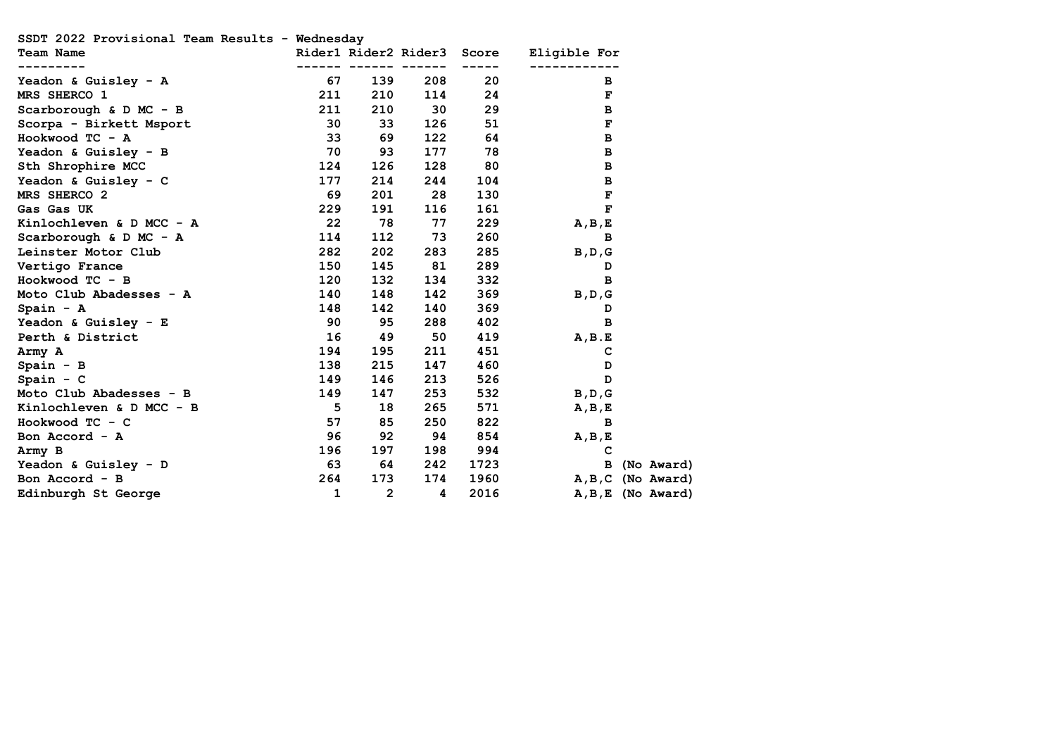SSDT 2022 Provisional Team Results - Wednesday

| Team Name | Rider1 | Rider2 | Rider3 | Score | Eligible For |
|---|---|---|---|---|---|
| Yeadon & Guisley - A | 67 | 139 | 208 | 20 | B |
| MRS SHERCO 1 | 211 | 210 | 114 | 24 | F |
| Scarborough & D MC - B | 211 | 210 | 30 | 29 | B |
| Scorpa - Birkett Msport | 30 | 33 | 126 | 51 | F |
| Hookwood TC - A | 33 | 69 | 122 | 64 | B |
| Yeadon & Guisley - B | 70 | 93 | 177 | 78 | B |
| Sth Shrophire MCC | 124 | 126 | 128 | 80 | B |
| Yeadon & Guisley - C | 177 | 214 | 244 | 104 | B |
| MRS SHERCO 2 | 69 | 201 | 28 | 130 | F |
| Gas Gas UK | 229 | 191 | 116 | 161 | F |
| Kinlochleven & D MCC - A | 22 | 78 | 77 | 229 | A,B,E |
| Scarborough & D MC - A | 114 | 112 | 73 | 260 | B |
| Leinster Motor Club | 282 | 202 | 283 | 285 | B,D,G |
| Vertigo France | 150 | 145 | 81 | 289 | D |
| Hookwood TC - B | 120 | 132 | 134 | 332 | B |
| Moto Club Abadesses - A | 140 | 148 | 142 | 369 | B,D,G |
| Spain - A | 148 | 142 | 140 | 369 | D |
| Yeadon & Guisley - E | 90 | 95 | 288 | 402 | B |
| Perth & District | 16 | 49 | 50 | 419 | A,B.E |
| Army A | 194 | 195 | 211 | 451 | C |
| Spain - B | 138 | 215 | 147 | 460 | D |
| Spain - C | 149 | 146 | 213 | 526 | D |
| Moto Club Abadesses - B | 149 | 147 | 253 | 532 | B,D,G |
| Kinlochleven & D MCC - B | 5 | 18 | 265 | 571 | A,B,E |
| Hookwood TC - C | 57 | 85 | 250 | 822 | B |
| Bon Accord - A | 96 | 92 | 94 | 854 | A,B,E |
| Army B | 196 | 197 | 198 | 994 | C |
| Yeadon & Guisley - D | 63 | 64 | 242 | 1723 | B (No Award) |
| Bon Accord - B | 264 | 173 | 174 | 1960 | A,B,C (No Award) |
| Edinburgh St George | 1 | 2 | 4 | 2016 | A,B,E (No Award) |